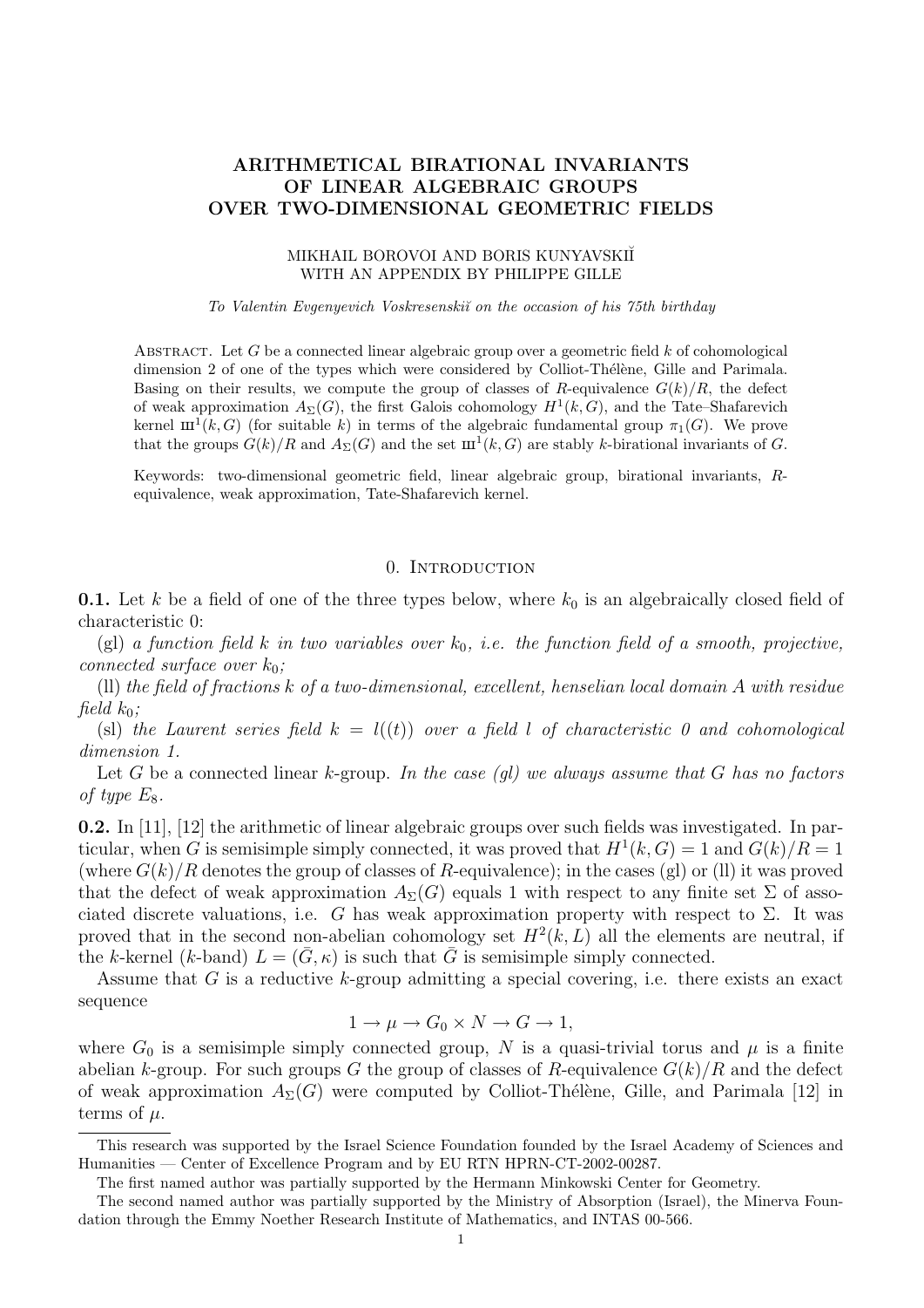# ARITHMETICAL BIRATIONAL INVARIANTS OF LINEAR ALGEBRAIC GROUPS OVER TWO-DIMENSIONAL GEOMETRIC FIELDS

MIKHAIL BOROVOI AND BORIS KUNYAVSKIĬ
WITH AN APPENDIX BY PHILIPPE GILLE

*To Valentin Evgenyevich Voskresenskiĭ on the occasion of his 75th birthday*

Abstract. Let $G$ be a connected linear algebraic group over a geometric field $k$ of cohomological dimension 2 of one of the types which were considered by Colliot-Thélène, Gille and Parimala. Basing on their results, we compute the group of classes of $R$-equivalence $G(k)/R$, the defect of weak approximation $A_\Sigma(G)$, the first Galois cohomology $H^1(k, G)$, and the Tate–Shafarevich kernel $\text{Ш}^1(k, G)$ (for suitable $k$) in terms of the algebraic fundamental group $\pi_1(G)$. We prove that the groups $G(k)/R$ and $A_\Sigma(G)$ and the set $\text{Ш}^1(k, G)$ are stably $k$-birational invariants of $G$.

Keywords: two-dimensional geometric field, linear algebraic group, birational invariants, $R$-equivalence, weak approximation, Tate-Shafarevich kernel.

## 0. Introduction

**0.1.** Let $k$ be a field of one of the three types below, where $k_0$ is an algebraically closed field of characteristic 0:

(gl) *a function field $k$ in two variables over $k_0$, i.e. the function field of a smooth, projective, connected surface over $k_0$;*

(ll) *the field of fractions $k$ of a two-dimensional, excellent, henselian local domain $A$ with residue field $k_0$;*

(sl) *the Laurent series field $k = l((t))$ over a field $l$ of characteristic 0 and cohomological dimension 1.*

Let $G$ be a connected linear $k$-group. *In the case (gl) we always assume that $G$ has no factors of type $E_8$.*

**0.2.** In [11], [12] the arithmetic of linear algebraic groups over such fields was investigated. In particular, when $G$ is semisimple simply connected, it was proved that $H^1(k, G) = 1$ and $G(k)/R = 1$ (where $G(k)/R$ denotes the group of classes of $R$-equivalence); in the cases (gl) or (ll) it was proved that the defect of weak approximation $A_\Sigma(G)$ equals 1 with respect to any finite set $\Sigma$ of associated discrete valuations, i.e. $G$ has weak approximation property with respect to $\Sigma$. It was proved that in the second non-abelian cohomology set $H^2(k, L)$ all the elements are neutral, if the $k$-kernel ($k$-band) $L = (\bar{G}, \kappa)$ is such that $\bar{G}$ is semisimple simply connected.

Assume that $G$ is a reductive $k$-group admitting a special covering, i.e. there exists an exact sequence

$$1 \to \mu \to G_0 \times N \to G \to 1,$$

where $G_0$ is a semisimple simply connected group, $N$ is a quasi-trivial torus and $\mu$ is a finite abelian $k$-group. For such groups $G$ the group of classes of $R$-equivalence $G(k)/R$ and the defect of weak approximation $A_\Sigma(G)$ were computed by Colliot-Thélène, Gille, and Parimala [12] in terms of $\mu$.

---

This research was supported by the Israel Science Foundation founded by the Israel Academy of Sciences and Humanities — Center of Excellence Program and by EU RTN HPRN-CT-2002-00287.

The first named author was partially supported by the Hermann Minkowski Center for Geometry.

The second named author was partially supported by the Ministry of Absorption (Israel), the Minerva Foundation through the Emmy Noether Research Institute of Mathematics, and INTAS 00-566.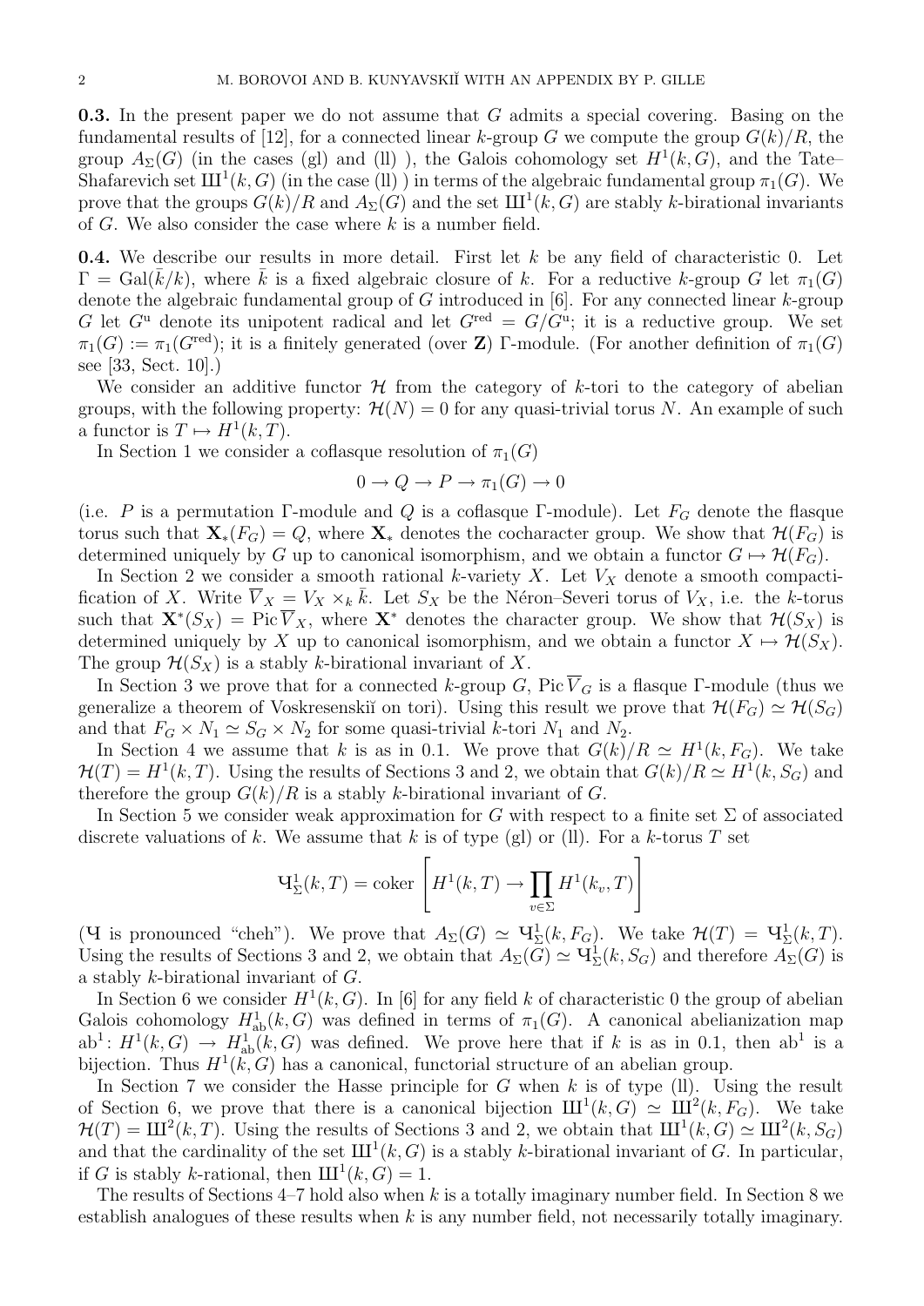**0.3.** In the present paper we do not assume that $G$ admits a special covering. Basing on the fundamental results of [12], for a connected linear $k$-group $G$ we compute the group $G(k)/R$, the group $A_\Sigma(G)$ (in the cases (gl) and (ll) ), the Galois cohomology set $H^1(k,G)$, and the Tate–Shafarevich set $Ш^1(k,G)$ (in the case (ll) ) in terms of the algebraic fundamental group $\pi_1(G)$. We prove that the groups $G(k)/R$ and $A_\Sigma(G)$ and the set $Ш^1(k,G)$ are stably $k$-birational invariants of $G$. We also consider the case where $k$ is a number field.

**0.4.** We describe our results in more detail. First let $k$ be any field of characteristic 0. Let $\Gamma = \mathrm{Gal}(\bar{k}/k)$, where $\bar{k}$ is a fixed algebraic closure of $k$. For a reductive $k$-group $G$ let $\pi_1(G)$ denote the algebraic fundamental group of $G$ introduced in [6]. For any connected linear $k$-group $G$ let $G^{\mathrm{u}}$ denote its unipotent radical and let $G^{\mathrm{red}} = G/G^{\mathrm{u}}$; it is a reductive group. We set $\pi_1(G) := \pi_1(G^{\mathrm{red}})$; it is a finitely generated (over $\mathbf{Z}$) $\Gamma$-module. (For another definition of $\pi_1(G)$ see [33, Sect. 10].)

We consider an additive functor $\mathcal{H}$ from the category of $k$-tori to the category of abelian groups, with the following property: $\mathcal{H}(N) = 0$ for any quasi-trivial torus $N$. An example of such a functor is $T \mapsto H^1(k,T)$.

In Section 1 we consider a coflasque resolution of $\pi_1(G)$

$$0 \to Q \to P \to \pi_1(G) \to 0$$

(i.e. $P$ is a permutation $\Gamma$-module and $Q$ is a coflasque $\Gamma$-module). Let $F_G$ denote the flasque torus such that $\mathbf{X}_*(F_G) = Q$, where $\mathbf{X}_*$ denotes the cocharacter group. We show that $\mathcal{H}(F_G)$ is determined uniquely by $G$ up to canonical isomorphism, and we obtain a functor $G \mapsto \mathcal{H}(F_G)$.

In Section 2 we consider a smooth rational $k$-variety $X$. Let $V_X$ denote a smooth compactification of $X$. Write $\overline{V}_X = V_X \times_k \bar{k}$. Let $S_X$ be the Néron–Severi torus of $V_X$, i.e. the $k$-torus such that $\mathbf{X}^*(S_X) = \mathrm{Pic}\,\overline{V}_X$, where $\mathbf{X}^*$ denotes the character group. We show that $\mathcal{H}(S_X)$ is determined uniquely by $X$ up to canonical isomorphism, and we obtain a functor $X \mapsto \mathcal{H}(S_X)$. The group $\mathcal{H}(S_X)$ is a stably $k$-birational invariant of $X$.

In Section 3 we prove that for a connected $k$-group $G$, $\mathrm{Pic}\,\overline{V}_G$ is a flasque $\Gamma$-module (thus we generalize a theorem of Voskresenskiĭ on tori). Using this result we prove that $\mathcal{H}(F_G) \simeq \mathcal{H}(S_G)$ and that $F_G \times N_1 \simeq S_G \times N_2$ for some quasi-trivial $k$-tori $N_1$ and $N_2$.

In Section 4 we assume that $k$ is as in 0.1. We prove that $G(k)/R \simeq H^1(k,F_G)$. We take $\mathcal{H}(T) = H^1(k,T)$. Using the results of Sections 3 and 2, we obtain that $G(k)/R \simeq H^1(k,S_G)$ and therefore the group $G(k)/R$ is a stably $k$-birational invariant of $G$.

In Section 5 we consider weak approximation for $G$ with respect to a finite set $\Sigma$ of associated discrete valuations of $k$. We assume that $k$ is of type (gl) or (ll). For a $k$-torus $T$ set

$$Ч^1_\Sigma(k,T) = \mathrm{coker}\left[H^1(k,T) \to \prod_{v\in\Sigma} H^1(k_v,T)\right]$$

(Ч is pronounced "cheh"). We prove that $A_\Sigma(G) \simeq Ч^1_\Sigma(k,F_G)$. We take $\mathcal{H}(T) = Ч^1_\Sigma(k,T)$. Using the results of Sections 3 and 2, we obtain that $A_\Sigma(G) \simeq Ч^1_\Sigma(k,S_G)$ and therefore $A_\Sigma(G)$ is a stably $k$-birational invariant of $G$.

In Section 6 we consider $H^1(k,G)$. In [6] for any field $k$ of characteristic 0 the group of abelian Galois cohomology $H^1_{\mathrm{ab}}(k,G)$ was defined in terms of $\pi_1(G)$. A canonical abelianization map $\mathrm{ab}^1\colon H^1(k,G) \to H^1_{\mathrm{ab}}(k,G)$ was defined. We prove here that if $k$ is as in 0.1, then $\mathrm{ab}^1$ is a bijection. Thus $H^1(k,G)$ has a canonical, functorial structure of an abelian group.

In Section 7 we consider the Hasse principle for $G$ when $k$ is of type (ll). Using the result of Section 6, we prove that there is a canonical bijection $Ш^1(k,G) \simeq Ш^2(k,F_G)$. We take $\mathcal{H}(T) = Ш^2(k,T)$. Using the results of Sections 3 and 2, we obtain that $Ш^1(k,G) \simeq Ш^2(k,S_G)$ and that the cardinality of the set $Ш^1(k,G)$ is a stably $k$-birational invariant of $G$. In particular, if $G$ is stably $k$-rational, then $Ш^1(k,G) = 1$.

The results of Sections 4–7 hold also when $k$ is a totally imaginary number field. In Section 8 we establish analogues of these results when $k$ is any number field, not necessarily totally imaginary.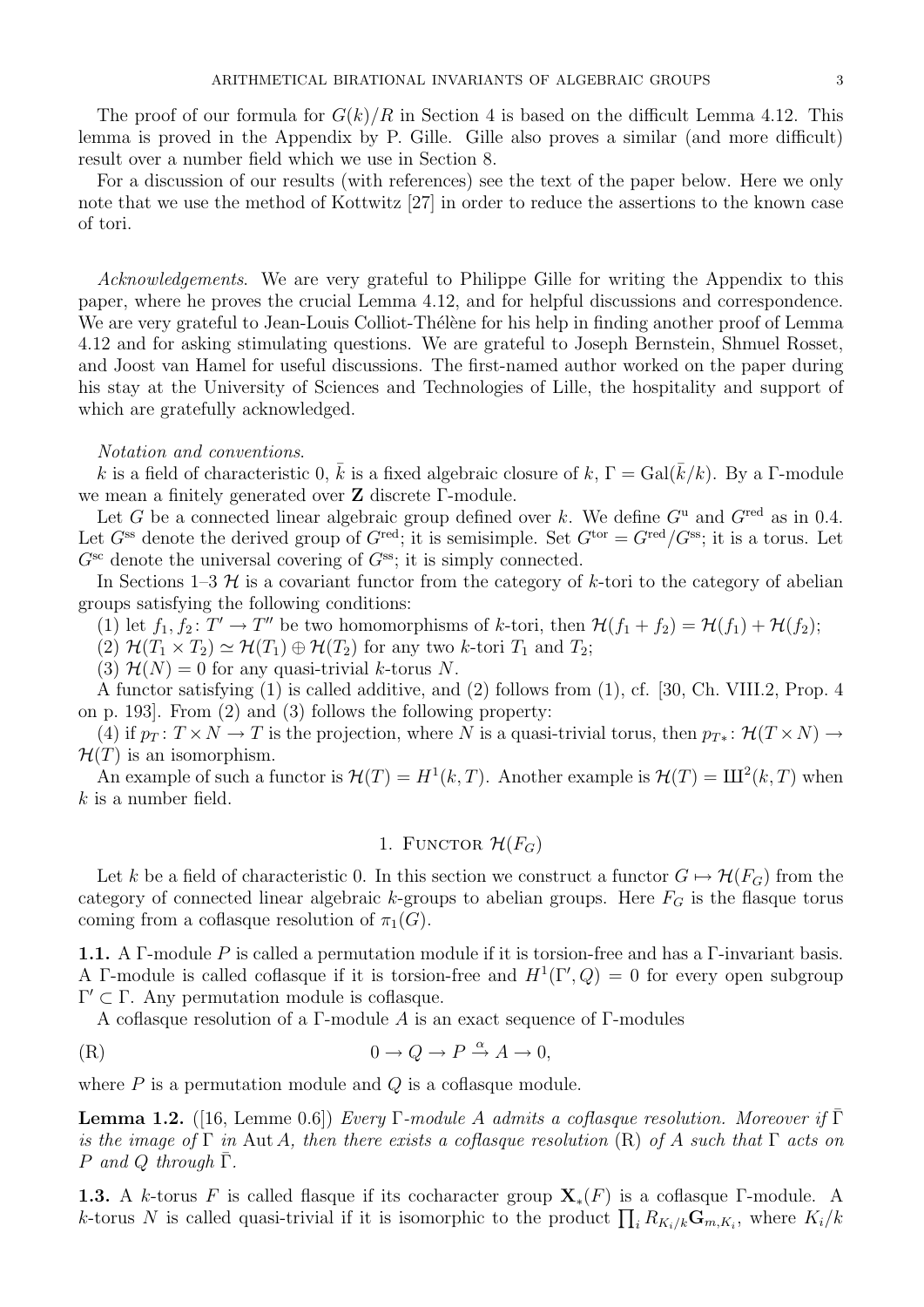The proof of our formula for $G(k)/R$ in Section 4 is based on the difficult Lemma 4.12. This lemma is proved in the Appendix by P. Gille. Gille also proves a similar (and more difficult) result over a number field which we use in Section 8.

For a discussion of our results (with references) see the text of the paper below. Here we only note that we use the method of Kottwitz [27] in order to reduce the assertions to the known case of tori.

*Acknowledgements*. We are very grateful to Philippe Gille for writing the Appendix to this paper, where he proves the crucial Lemma 4.12, and for helpful discussions and correspondence. We are very grateful to Jean-Louis Colliot-Thélène for his help in finding another proof of Lemma 4.12 and for asking stimulating questions. We are grateful to Joseph Bernstein, Shmuel Rosset, and Joost van Hamel for useful discussions. The first-named author worked on the paper during his stay at the University of Sciences and Technologies of Lille, the hospitality and support of which are gratefully acknowledged.

*Notation and conventions*.

$k$ is a field of characteristic 0, $\bar{k}$ is a fixed algebraic closure of $k$, $\Gamma = \mathrm{Gal}(\bar{k}/k)$. By a $\Gamma$-module we mean a finitely generated over $\mathbf{Z}$ discrete $\Gamma$-module.

Let $G$ be a connected linear algebraic group defined over $k$. We define $G^{\mathrm{u}}$ and $G^{\mathrm{red}}$ as in 0.4. Let $G^{\mathrm{ss}}$ denote the derived group of $G^{\mathrm{red}}$; it is semisimple. Set $G^{\mathrm{tor}} = G^{\mathrm{red}}/G^{\mathrm{ss}}$; it is a torus. Let $G^{\mathrm{sc}}$ denote the universal covering of $G^{\mathrm{ss}}$; it is simply connected.

In Sections 1–3 $\mathcal{H}$ is a covariant functor from the category of $k$-tori to the category of abelian groups satisfying the following conditions:

(1) let $f_1, f_2 \colon T' \to T''$ be two homomorphisms of $k$-tori, then $\mathcal{H}(f_1 + f_2) = \mathcal{H}(f_1) + \mathcal{H}(f_2)$;

(2) $\mathcal{H}(T_1 \times T_2) \simeq \mathcal{H}(T_1) \oplus \mathcal{H}(T_2)$ for any two $k$-tori $T_1$ and $T_2$;

(3) $\mathcal{H}(N) = 0$ for any quasi-trivial $k$-torus $N$.

A functor satisfying (1) is called additive, and (2) follows from (1), cf. [30, Ch. VIII.2, Prop. 4 on p. 193]. From (2) and (3) follows the following property:

(4) if $p_T \colon T \times N \to T$ is the projection, where $N$ is a quasi-trivial torus, then $p_{T*} \colon \mathcal{H}(T \times N) \to \mathcal{H}(T)$ is an isomorphism.

An example of such a functor is $\mathcal{H}(T) = H^1(k, T)$. Another example is $\mathcal{H}(T) = \text{Ш}^2(k, T)$ when $k$ is a number field.

## 1. Functor $\mathcal{H}(F_G)$

Let $k$ be a field of characteristic 0. In this section we construct a functor $G \mapsto \mathcal{H}(F_G)$ from the category of connected linear algebraic $k$-groups to abelian groups. Here $F_G$ is the flasque torus coming from a coflasque resolution of $\pi_1(G)$.

**1.1.** A $\Gamma$-module $P$ is called a permutation module if it is torsion-free and has a $\Gamma$-invariant basis. A $\Gamma$-module is called coflasque if it is torsion-free and $H^1(\Gamma', Q) = 0$ for every open subgroup $\Gamma' \subset \Gamma$. Any permutation module is coflasque.

A coflasque resolution of a $\Gamma$-module $A$ is an exact sequence of $\Gamma$-modules

$$0 \to Q \to P \xrightarrow{\alpha} A \to 0, \tag{R}$$

where $P$ is a permutation module and $Q$ is a coflasque module.

**Lemma 1.2.** ([16, Lemme 0.6]) *Every $\Gamma$-module $A$ admits a coflasque resolution. Moreover if $\bar{\Gamma}$ is the image of $\Gamma$ in* $\mathrm{Aut}\, A$, *then there exists a coflasque resolution* (R) *of $A$ such that $\Gamma$ acts on $P$ and $Q$ through $\bar{\Gamma}$.*

**1.3.** A $k$-torus $F$ is called flasque if its cocharacter group $\mathbf{X}_*(F)$ is a coflasque $\Gamma$-module. A $k$-torus $N$ is called quasi-trivial if it is isomorphic to the product $\prod_i R_{K_i/k}\mathbf{G}_{m,K_i}$, where $K_i/k$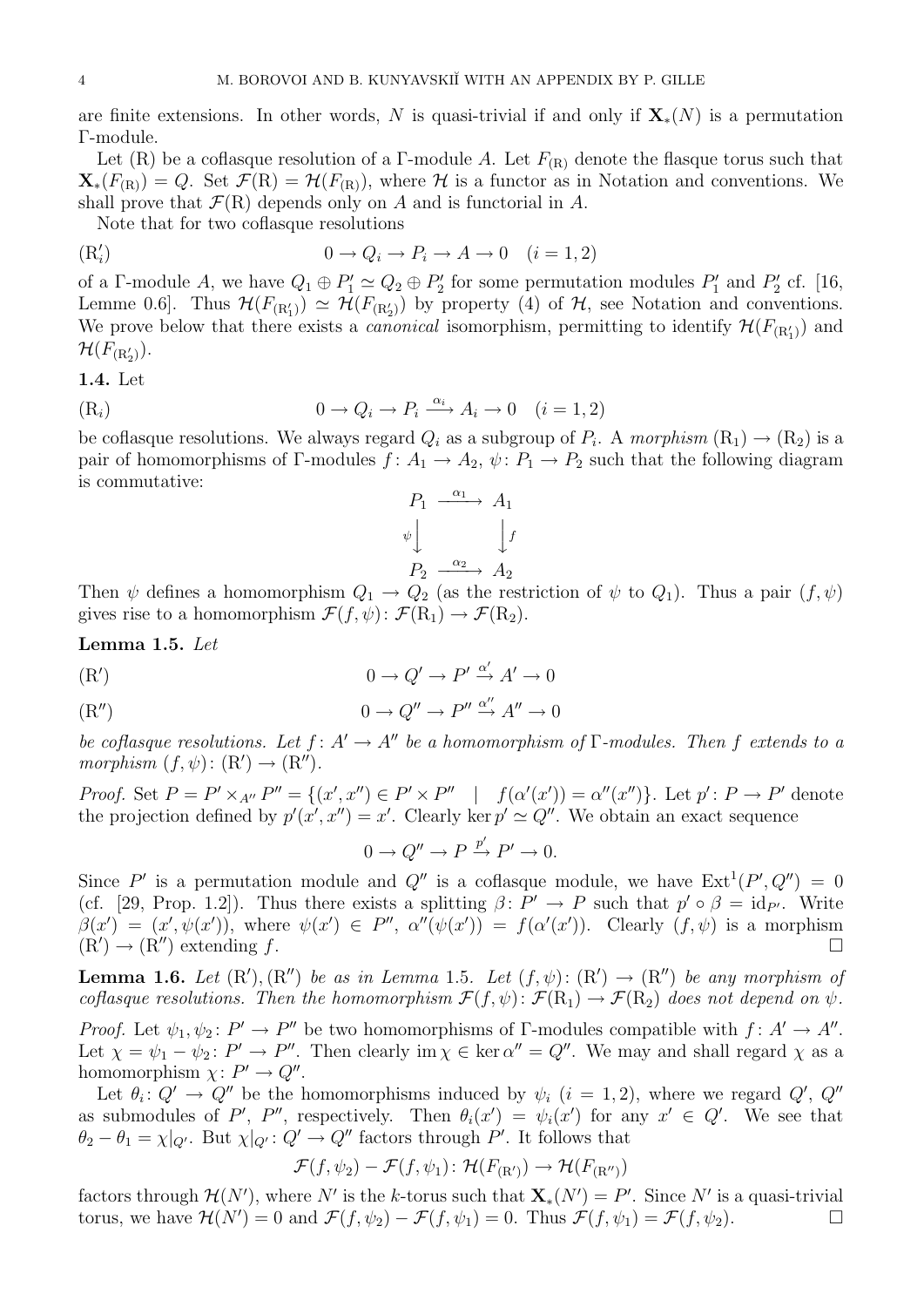are finite extensions. In other words, $N$ is quasi-trivial if and only if $\mathbf{X}_*(N)$ is a permutation $\Gamma$-module.

Let (R) be a coflasque resolution of a $\Gamma$-module $A$. Let $F_{(\mathrm{R})}$ denote the flasque torus such that $\mathbf{X}_*(F_{(\mathrm{R})}) = Q$. Set $\mathcal{F}(\mathrm{R}) = \mathcal{H}(F_{(\mathrm{R})})$, where $\mathcal{H}$ is a functor as in Notation and conventions. We shall prove that $\mathcal{F}(\mathrm{R})$ depends only on $A$ and is functorial in $A$.

Note that for two coflasque resolutions

$$(\mathrm{R}'_i) \qquad 0 \to Q_i \to P_i \to A \to 0 \quad (i = 1, 2)$$

of a $\Gamma$-module $A$, we have $Q_1 \oplus P'_1 \simeq Q_2 \oplus P'_2$ for some permutation modules $P'_1$ and $P'_2$ cf. [16, Lemme 0.6]. Thus $\mathcal{H}(F_{(\mathrm{R}'_1)}) \simeq \mathcal{H}(F_{(\mathrm{R}'_2)})$ by property (4) of $\mathcal{H}$, see Notation and conventions. We prove below that there exists a *canonical* isomorphism, permitting to identify $\mathcal{H}(F_{(\mathrm{R}'_1)})$ and $\mathcal{H}(F_{(\mathrm{R}'_2)})$.

**1.4.** Let

$$(\mathrm{R}_i) \qquad 0 \to Q_i \to P_i \xrightarrow{\alpha_i} A_i \to 0 \quad (i = 1, 2)$$

be coflasque resolutions. We always regard $Q_i$ as a subgroup of $P_i$. A *morphism* $(\mathrm{R}_1) \to (\mathrm{R}_2)$ is a pair of homomorphisms of $\Gamma$-modules $f\colon A_1 \to A_2$, $\psi\colon P_1 \to P_2$ such that the following diagram is commutative:

$$\begin{array}{ccc} P_1 & \xrightarrow{\alpha_1} & A_1 \\ \psi \downarrow & & \downarrow f \\ P_2 & \xrightarrow{\alpha_2} & A_2 \end{array}$$

Then $\psi$ defines a homomorphism $Q_1 \to Q_2$ (as the restriction of $\psi$ to $Q_1$). Thus a pair $(f, \psi)$ gives rise to a homomorphism $\mathcal{F}(f, \psi)\colon \mathcal{F}(\mathrm{R}_1) \to \mathcal{F}(\mathrm{R}_2)$.

**Lemma 1.5.** *Let*

$$(\mathrm{R}') \qquad 0 \to Q' \to P' \xrightarrow{\alpha'} A' \to 0$$

$$(\mathrm{R}'') \qquad 0 \to Q'' \to P'' \xrightarrow{\alpha''} A'' \to 0$$

*be coflasque resolutions. Let $f\colon A' \to A''$ be a homomorphism of $\Gamma$-modules. Then $f$ extends to a morphism $(f, \psi)\colon (\mathrm{R}') \to (\mathrm{R}'')$.*

*Proof.* Set $P = P' \times_{A''} P'' = \{(x', x'') \in P' \times P'' \quad | \quad f(\alpha'(x')) = \alpha''(x'')\}$. Let $p'\colon P \to P'$ denote the projection defined by $p'(x', x'') = x'$. Clearly $\ker p' \simeq Q''$. We obtain an exact sequence

$$0 \to Q'' \to P \xrightarrow{p'} P' \to 0.$$

Since $P'$ is a permutation module and $Q''$ is a coflasque module, we have $\mathrm{Ext}^1(P', Q'') = 0$ (cf. [29, Prop. 1.2]). Thus there exists a splitting $\beta\colon P' \to P$ such that $p' \circ \beta = \mathrm{id}_{P'}$. Write $\beta(x') = (x', \psi(x'))$, where $\psi(x') \in P''$, $\alpha''(\psi(x')) = f(\alpha'(x'))$. Clearly $(f, \psi)$ is a morphism $(\mathrm{R}') \to (\mathrm{R}'')$ extending $f$. $\square$

**Lemma 1.6.** *Let $(\mathrm{R}'), (\mathrm{R}'')$ be as in Lemma 1.5. Let $(f, \psi)\colon (\mathrm{R}') \to (\mathrm{R}'')$ be any morphism of coflasque resolutions. Then the homomorphism $\mathcal{F}(f, \psi)\colon \mathcal{F}(\mathrm{R}_1) \to \mathcal{F}(\mathrm{R}_2)$ does not depend on $\psi$.*

*Proof.* Let $\psi_1, \psi_2\colon P' \to P''$ be two homomorphisms of $\Gamma$-modules compatible with $f\colon A' \to A''$. Let $\chi = \psi_1 - \psi_2\colon P' \to P''$. Then clearly $\operatorname{im} \chi \in \ker \alpha'' = Q''$. We may and shall regard $\chi$ as a homomorphism $\chi\colon P' \to Q''$.

Let $\theta_i\colon Q' \to Q''$ be the homomorphisms induced by $\psi_i$ $(i = 1, 2)$, where we regard $Q'$, $Q''$ as submodules of $P'$, $P''$, respectively. Then $\theta_i(x') = \psi_i(x')$ for any $x' \in Q'$. We see that $\theta_2 - \theta_1 = \chi|_{Q'}$. But $\chi|_{Q'}\colon Q' \to Q''$ factors through $P'$. It follows that

$$\mathcal{F}(f, \psi_2) - \mathcal{F}(f, \psi_1)\colon \mathcal{H}(F_{(\mathrm{R}')}) \to \mathcal{H}(F_{(\mathrm{R}'')})$$

factors through $\mathcal{H}(N')$, where $N'$ is the $k$-torus such that $\mathbf{X}_*(N') = P'$. Since $N'$ is a quasi-trivial torus, we have $\mathcal{H}(N') = 0$ and $\mathcal{F}(f, \psi_2) - \mathcal{F}(f, \psi_1) = 0$. Thus $\mathcal{F}(f, \psi_1) = \mathcal{F}(f, \psi_2)$. $\square$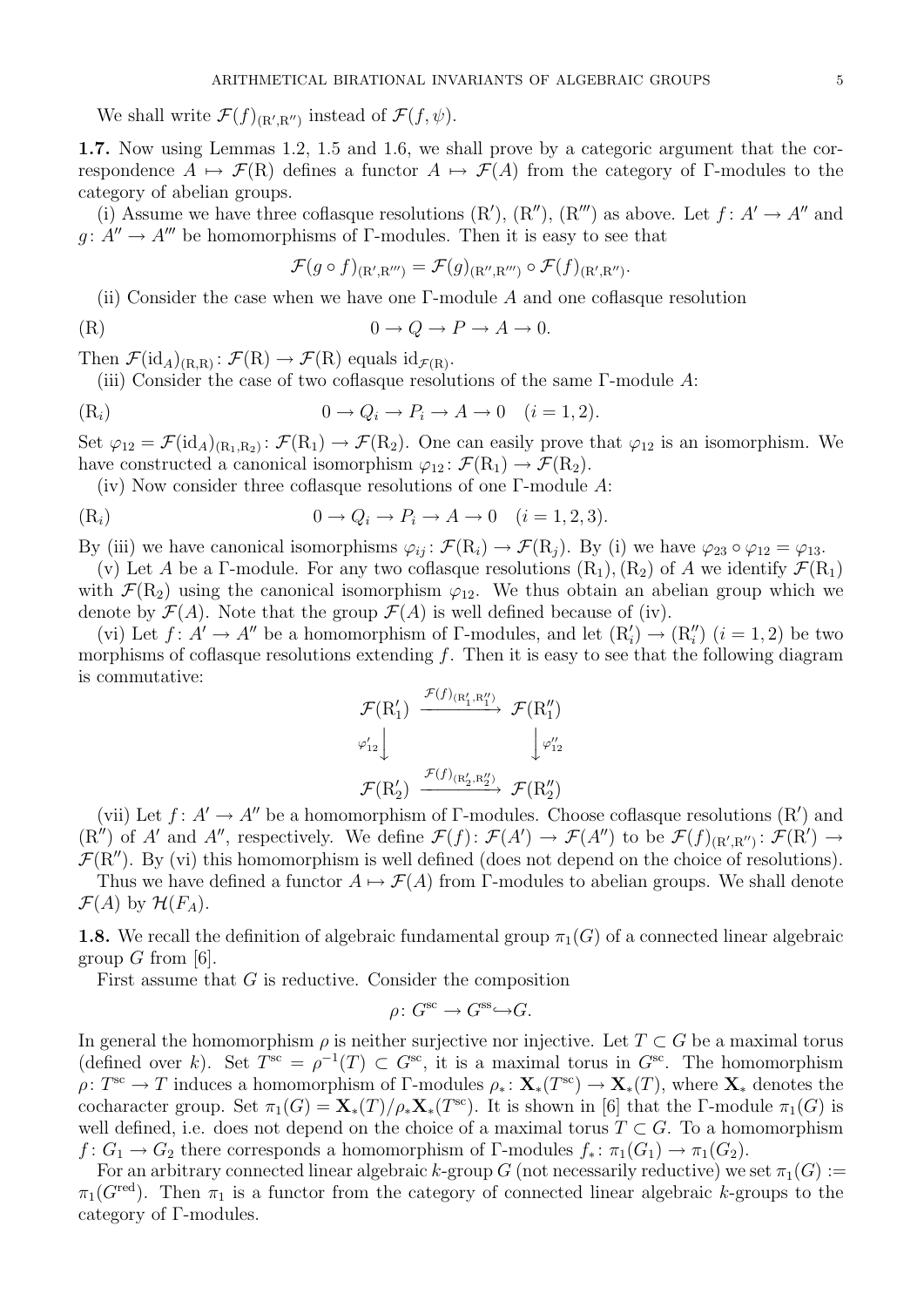We shall write $\mathcal{F}(f)_{(\mathrm{R}',\mathrm{R}'')}$ instead of $\mathcal{F}(f,\psi)$.

**1.7.** Now using Lemmas 1.2, 1.5 and 1.6, we shall prove by a categoric argument that the correspondence $A \mapsto \mathcal{F}(\mathrm{R})$ defines a functor $A \mapsto \mathcal{F}(A)$ from the category of $\Gamma$-modules to the category of abelian groups.

(i) Assume we have three coflasque resolutions $(\mathrm{R}')$, $(\mathrm{R}'')$, $(\mathrm{R}''')$ as above. Let $f\colon A' \to A''$ and $g\colon A'' \to A'''$ be homomorphisms of $\Gamma$-modules. Then it is easy to see that

$$\mathcal{F}(g\circ f)_{(\mathrm{R}',\mathrm{R}''')} = \mathcal{F}(g)_{(\mathrm{R}'',\mathrm{R}''')} \circ \mathcal{F}(f)_{(\mathrm{R}',\mathrm{R}'')}.$$

(ii) Consider the case when we have one $\Gamma$-module $A$ and one coflasque resolution

$$(\mathrm{R}) \qquad\qquad 0 \to Q \to P \to A \to 0.$$

Then $\mathcal{F}(\mathrm{id}_A)_{(\mathrm{R},\mathrm{R})}\colon \mathcal{F}(\mathrm{R}) \to \mathcal{F}(\mathrm{R})$ equals $\mathrm{id}_{\mathcal{F}(\mathrm{R})}$.

(iii) Consider the case of two coflasque resolutions of the same $\Gamma$-module $A$:

$$(\mathrm{R}_i) \qquad\qquad 0 \to Q_i \to P_i \to A \to 0 \quad (i=1,2).$$

Set $\varphi_{12} = \mathcal{F}(\mathrm{id}_A)_{(\mathrm{R}_1,\mathrm{R}_2)}\colon \mathcal{F}(\mathrm{R}_1) \to \mathcal{F}(\mathrm{R}_2)$. One can easily prove that $\varphi_{12}$ is an isomorphism. We have constructed a canonical isomorphism $\varphi_{12}\colon \mathcal{F}(\mathrm{R}_1) \to \mathcal{F}(\mathrm{R}_2)$.

(iv) Now consider three coflasque resolutions of one $\Gamma$-module $A$:

$$(\mathrm{R}_i) \qquad\qquad 0 \to Q_i \to P_i \to A \to 0 \quad (i=1,2,3).$$

By (iii) we have canonical isomorphisms $\varphi_{ij}\colon \mathcal{F}(\mathrm{R}_i) \to \mathcal{F}(\mathrm{R}_j)$. By (i) we have $\varphi_{23}\circ\varphi_{12} = \varphi_{13}$.

(v) Let $A$ be a $\Gamma$-module. For any two coflasque resolutions $(\mathrm{R}_1), (\mathrm{R}_2)$ of $A$ we identify $\mathcal{F}(\mathrm{R}_1)$ with $\mathcal{F}(\mathrm{R}_2)$ using the canonical isomorphism $\varphi_{12}$. We thus obtain an abelian group which we denote by $\mathcal{F}(A)$. Note that the group $\mathcal{F}(A)$ is well defined because of (iv).

(vi) Let $f\colon A' \to A''$ be a homomorphism of $\Gamma$-modules, and let $(\mathrm{R}'_i) \to (\mathrm{R}''_i)$ $(i=1,2)$ be two morphisms of coflasque resolutions extending $f$. Then it is easy to see that the following diagram is commutative:

$$\begin{array}{ccc}
\mathcal{F}(\mathrm{R}'_1) & \xrightarrow{\mathcal{F}(f)_{(\mathrm{R}'_1,\mathrm{R}''_1)}} & \mathcal{F}(\mathrm{R}''_1) \\
{\scriptstyle\varphi'_{12}}\downarrow & & \downarrow{\scriptstyle\varphi''_{12}} \\
\mathcal{F}(\mathrm{R}'_2) & \xrightarrow{\mathcal{F}(f)_{(\mathrm{R}'_2,\mathrm{R}''_2)}} & \mathcal{F}(\mathrm{R}''_2)
\end{array}$$

(vii) Let $f\colon A' \to A''$ be a homomorphism of $\Gamma$-modules. Choose coflasque resolutions $(\mathrm{R}')$ and $(\mathrm{R}'')$ of $A'$ and $A''$, respectively. We define $\mathcal{F}(f)\colon \mathcal{F}(A') \to \mathcal{F}(A'')$ to be $\mathcal{F}(f)_{(\mathrm{R}',\mathrm{R}'')}\colon \mathcal{F}(\mathrm{R}') \to \mathcal{F}(\mathrm{R}'')$. By (vi) this homomorphism is well defined (does not depend on the choice of resolutions).

Thus we have defined a functor $A \mapsto \mathcal{F}(A)$ from $\Gamma$-modules to abelian groups. We shall denote $\mathcal{F}(A)$ by $\mathcal{H}(F_A)$.

**1.8.** We recall the definition of algebraic fundamental group $\pi_1(G)$ of a connected linear algebraic group $G$ from [6].

First assume that $G$ is reductive. Consider the composition

$$\rho\colon G^{\mathrm{sc}} \to G^{\mathrm{ss}} \hookrightarrow G.$$

In general the homomorphism $\rho$ is neither surjective nor injective. Let $T \subset G$ be a maximal torus (defined over $k$). Set $T^{\mathrm{sc}} = \rho^{-1}(T) \subset G^{\mathrm{sc}}$, it is a maximal torus in $G^{\mathrm{sc}}$. The homomorphism $\rho\colon T^{\mathrm{sc}} \to T$ induces a homomorphism of $\Gamma$-modules $\rho_*\colon \mathbf{X}_*(T^{\mathrm{sc}}) \to \mathbf{X}_*(T)$, where $\mathbf{X}_*$ denotes the cocharacter group. Set $\pi_1(G) = \mathbf{X}_*(T)/\rho_*\mathbf{X}_*(T^{\mathrm{sc}})$. It is shown in [6] that the $\Gamma$-module $\pi_1(G)$ is well defined, i.e. does not depend on the choice of a maximal torus $T \subset G$. To a homomorphism $f\colon G_1 \to G_2$ there corresponds a homomorphism of $\Gamma$-modules $f_*\colon \pi_1(G_1) \to \pi_1(G_2)$.

For an arbitrary connected linear algebraic $k$-group $G$ (not necessarily reductive) we set $\pi_1(G) := \pi_1(G^{\mathrm{red}})$. Then $\pi_1$ is a functor from the category of connected linear algebraic $k$-groups to the category of $\Gamma$-modules.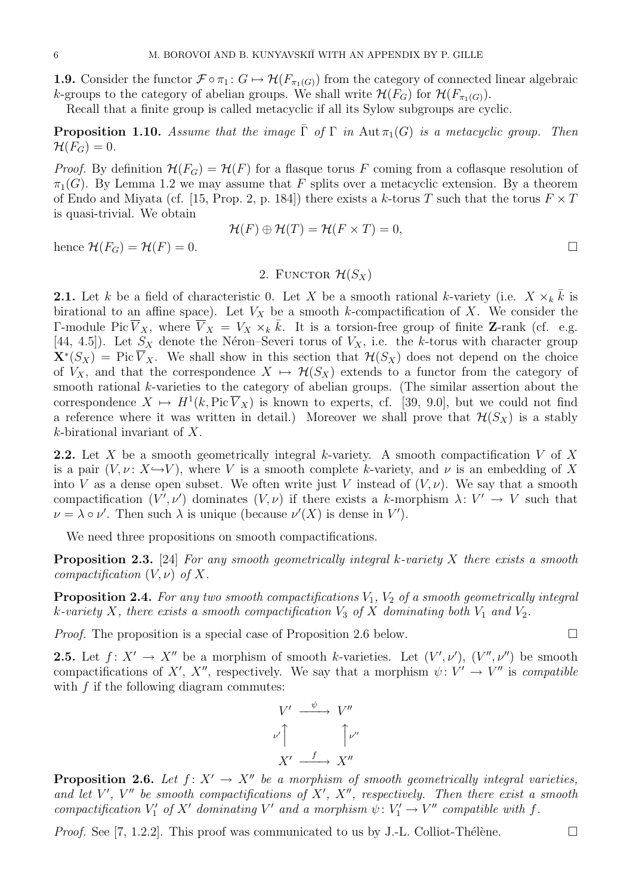**1.9.** Consider the functor $\mathcal{F}\circ\pi_1\colon G\mapsto \mathcal{H}(F_{\pi_1(G)})$ from the category of connected linear algebraic $k$-groups to the category of abelian groups. We shall write $\mathcal{H}(F_G)$ for $\mathcal{H}(F_{\pi_1(G)})$.

Recall that a finite group is called metacyclic if all its Sylow subgroups are cyclic.

**Proposition 1.10.** *Assume that the image $\bar\Gamma$ of $\Gamma$ in $\operatorname{Aut}\pi_1(G)$ is a metacyclic group. Then $\mathcal{H}(F_G)=0$.*

*Proof.* By definition $\mathcal{H}(F_G)=\mathcal{H}(F)$ for a flasque torus $F$ coming from a coflasque resolution of $\pi_1(G)$. By Lemma 1.2 we may assume that $F$ splits over a metacyclic extension. By a theorem of Endo and Miyata (cf. [15, Prop. 2, p. 184]) there exists a $k$-torus $T$ such that the torus $F\times T$ is quasi-trivial. We obtain

$$\mathcal{H}(F)\oplus\mathcal{H}(T)=\mathcal{H}(F\times T)=0,$$

hence $\mathcal{H}(F_G)=\mathcal{H}(F)=0$. □

## 2. Functor $\mathcal{H}(S_X)$

**2.1.** Let $k$ be a field of characteristic 0. Let $X$ be a smooth rational $k$-variety (i.e. $X\times_k\bar k$ is birational to an affine space). Let $V_X$ be a smooth $k$-compactification of $X$. We consider the $\Gamma$-module $\operatorname{Pic}\overline{V}_X$, where $\overline{V}_X=V_X\times_k\bar k$. It is a torsion-free group of finite $\mathbf{Z}$-rank (cf. e.g. [44, 4.5]). Let $S_X$ denote the Néron–Severi torus of $V_X$, i.e. the $k$-torus with character group $\mathbf{X}^*(S_X)=\operatorname{Pic}\overline{V}_X$. We shall show in this section that $\mathcal{H}(S_X)$ does not depend on the choice of $V_X$, and that the correspondence $X\mapsto\mathcal{H}(S_X)$ extends to a functor from the category of smooth rational $k$-varieties to the category of abelian groups. (The similar assertion about the correspondence $X\mapsto H^1(k,\operatorname{Pic}\overline{V}_X)$ is known to experts, cf. [39, 9.0], but we could not find a reference where it was written in detail.) Moreover we shall prove that $\mathcal{H}(S_X)$ is a stably $k$-birational invariant of $X$.

**2.2.** Let $X$ be a smooth geometrically integral $k$-variety. A smooth compactification $V$ of $X$ is a pair $(V,\nu\colon X\hookrightarrow V)$, where $V$ is a smooth complete $k$-variety, and $\nu$ is an embedding of $X$ into $V$ as a dense open subset. We often write just $V$ instead of $(V,\nu)$. We say that a smooth compactification $(V',\nu')$ dominates $(V,\nu)$ if there exists a $k$-morphism $\lambda\colon V'\to V$ such that $\nu=\lambda\circ\nu'$. Then such $\lambda$ is unique (because $\nu'(X)$ is dense in $V'$).

We need three propositions on smooth compactifications.

**Proposition 2.3.** [24] *For any smooth geometrically integral $k$-variety $X$ there exists a smooth compactification $(V,\nu)$ of $X$.*

**Proposition 2.4.** *For any two smooth compactifications $V_1$, $V_2$ of a smooth geometrically integral $k$-variety $X$, there exists a smooth compactification $V_3$ of $X$ dominating both $V_1$ and $V_2$.*

*Proof.* The proposition is a special case of Proposition 2.6 below. □

**2.5.** Let $f\colon X'\to X''$ be a morphism of smooth $k$-varieties. Let $(V',\nu')$, $(V'',\nu'')$ be smooth compactifications of $X'$, $X''$, respectively. We say that a morphism $\psi\colon V'\to V''$ is *compatible* with $f$ if the following diagram commutes:

$$\begin{array}{ccc} V' & \xrightarrow{\ \psi\ } & V'' \\ {\scriptstyle\nu'}\uparrow & & \uparrow{\scriptstyle\nu''} \\ X' & \xrightarrow{\ f\ } & X'' \end{array}$$

**Proposition 2.6.** *Let $f\colon X'\to X''$ be a morphism of smooth geometrically integral varieties, and let $V'$, $V''$ be smooth compactifications of $X'$, $X''$, respectively. Then there exist a smooth compactification $V_1'$ of $X'$ dominating $V'$ and a morphism $\psi\colon V_1'\to V''$ compatible with $f$.*

*Proof.* See [7, 1.2.2]. This proof was communicated to us by J.-L. Colliot-Thélène. □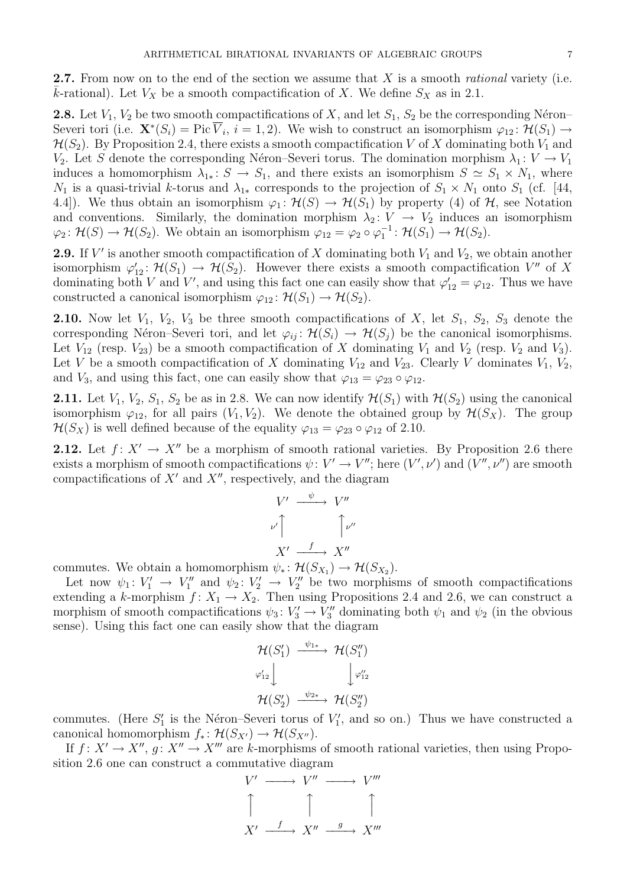**2.7.** From now on to the end of the section we assume that $X$ is a smooth *rational* variety (i.e. $\bar{k}$-rational). Let $V_X$ be a smooth compactification of $X$. We define $S_X$ as in 2.1.

**2.8.** Let $V_1$, $V_2$ be two smooth compactifications of $X$, and let $S_1$, $S_2$ be the corresponding Néron–Severi tori (i.e. $\mathbf{X}^*(S_i) = \operatorname{Pic} \overline{V}_i$, $i = 1, 2$). We wish to construct an isomorphism $\varphi_{12} \colon \mathcal{H}(S_1) \to \mathcal{H}(S_2)$. By Proposition 2.4, there exists a smooth compactification $V$ of $X$ dominating both $V_1$ and $V_2$. Let $S$ denote the corresponding Néron–Severi torus. The domination morphism $\lambda_1 \colon V \to V_1$ induces a homomorphism $\lambda_{1*} \colon S \to S_1$, and there exists an isomorphism $S \simeq S_1 \times N_1$, where $N_1$ is a quasi-trivial $k$-torus and $\lambda_{1*}$ corresponds to the projection of $S_1 \times N_1$ onto $S_1$ (cf. [44, 4.4]). We thus obtain an isomorphism $\varphi_1 \colon \mathcal{H}(S) \to \mathcal{H}(S_1)$ by property (4) of $\mathcal{H}$, see Notation and conventions. Similarly, the domination morphism $\lambda_2 \colon V \to V_2$ induces an isomorphism $\varphi_2 \colon \mathcal{H}(S) \to \mathcal{H}(S_2)$. We obtain an isomorphism $\varphi_{12} = \varphi_2 \circ \varphi_1^{-1} \colon \mathcal{H}(S_1) \to \mathcal{H}(S_2)$.

**2.9.** If $V'$ is another smooth compactification of $X$ dominating both $V_1$ and $V_2$, we obtain another isomorphism $\varphi'_{12} \colon \mathcal{H}(S_1) \to \mathcal{H}(S_2)$. However there exists a smooth compactification $V''$ of $X$ dominating both $V$ and $V'$, and using this fact one can easily show that $\varphi'_{12} = \varphi_{12}$. Thus we have constructed a canonical isomorphism $\varphi_{12} \colon \mathcal{H}(S_1) \to \mathcal{H}(S_2)$.

**2.10.** Now let $V_1$, $V_2$, $V_3$ be three smooth compactifications of $X$, let $S_1$, $S_2$, $S_3$ denote the corresponding Néron–Severi tori, and let $\varphi_{ij} \colon \mathcal{H}(S_i) \to \mathcal{H}(S_j)$ be the canonical isomorphisms. Let $V_{12}$ (resp. $V_{23}$) be a smooth compactification of $X$ dominating $V_1$ and $V_2$ (resp. $V_2$ and $V_3$). Let $V$ be a smooth compactification of $X$ dominating $V_{12}$ and $V_{23}$. Clearly $V$ dominates $V_1$, $V_2$, and $V_3$, and using this fact, one can easily show that $\varphi_{13} = \varphi_{23} \circ \varphi_{12}$.

**2.11.** Let $V_1$, $V_2$, $S_1$, $S_2$ be as in 2.8. We can now identify $\mathcal{H}(S_1)$ with $\mathcal{H}(S_2)$ using the canonical isomorphism $\varphi_{12}$, for all pairs $(V_1, V_2)$. We denote the obtained group by $\mathcal{H}(S_X)$. The group $\mathcal{H}(S_X)$ is well defined because of the equality $\varphi_{13} = \varphi_{23} \circ \varphi_{12}$ of 2.10.

**2.12.** Let $f \colon X' \to X''$ be a morphism of smooth rational varieties. By Proposition 2.6 there exists a morphism of smooth compactifications $\psi \colon V' \to V''$; here $(V', \nu')$ and $(V'', \nu'')$ are smooth compactifications of $X'$ and $X''$, respectively, and the diagram

$$\begin{array}{ccc} V' & \xrightarrow{\psi} & V'' \\ {\scriptstyle \nu'}\uparrow & & \uparrow{\scriptstyle \nu''} \\ X' & \xrightarrow{f} & X'' \end{array}$$

commutes. We obtain a homomorphism $\psi_* \colon \mathcal{H}(S_{X_1}) \to \mathcal{H}(S_{X_2})$.

Let now $\psi_1 \colon V'_1 \to V''_1$ and $\psi_2 \colon V'_2 \to V''_2$ be two morphisms of smooth compactifications extending a $k$-morphism $f \colon X_1 \to X_2$. Then using Propositions 2.4 and 2.6, we can construct a morphism of smooth compactifications $\psi_3 \colon V'_3 \to V''_3$ dominating both $\psi_1$ and $\psi_2$ (in the obvious sense). Using this fact one can easily show that the diagram

$$\begin{array}{ccc} \mathcal{H}(S'_1) & \xrightarrow{\psi_{1*}} & \mathcal{H}(S''_1) \\ {\scriptstyle \varphi'_{12}}\downarrow & & \downarrow{\scriptstyle \varphi''_{12}} \\ \mathcal{H}(S'_2) & \xrightarrow{\psi_{2*}} & \mathcal{H}(S''_2) \end{array}$$

commutes. (Here $S'_1$ is the Néron–Severi torus of $V'_1$, and so on.) Thus we have constructed a canonical homomorphism $f_* \colon \mathcal{H}(S_{X'}) \to \mathcal{H}(S_{X''})$.

If $f \colon X' \to X''$, $g \colon X'' \to X'''$ are $k$-morphisms of smooth rational varieties, then using Proposition 2.6 one can construct a commutative diagram

$$\begin{array}{ccccc} V' & \longrightarrow & V'' & \longrightarrow & V''' \\ \uparrow & & \uparrow & & \uparrow \\ X' & \xrightarrow{f} & X'' & \xrightarrow{g} & X''' \end{array}$$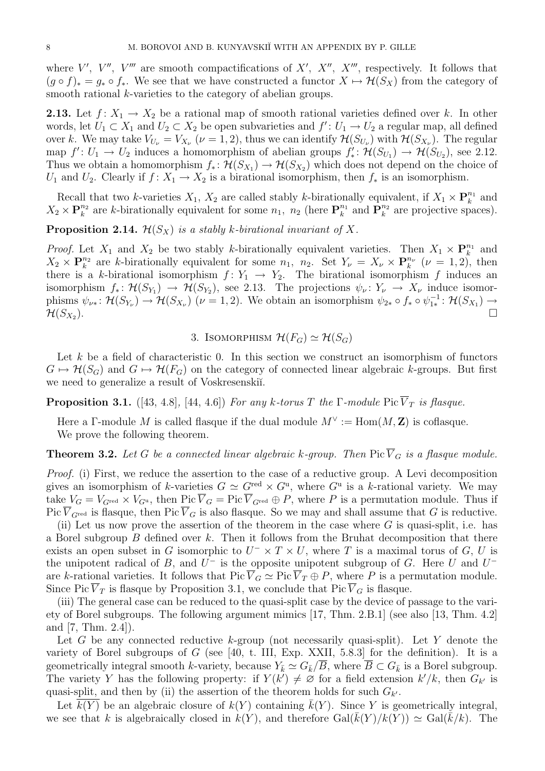where $V'$, $V''$, $V'''$ are smooth compactifications of $X'$, $X''$, $X'''$, respectively. It follows that $(g \circ f)_* = g_* \circ f_*$. We see that we have constructed a functor $X \mapsto \mathcal{H}(S_X)$ from the category of smooth rational $k$-varieties to the category of abelian groups.

**2.13.** Let $f\colon X_1 \to X_2$ be a rational map of smooth rational varieties defined over $k$. In other words, let $U_1 \subset X_1$ and $U_2 \subset X_2$ be open subvarieties and $f'\colon U_1 \to U_2$ a regular map, all defined over $k$. We may take $V_{U_\nu} = V_{X_\nu}$ ($\nu = 1, 2$), thus we can identify $\mathcal{H}(S_{U_\nu})$ with $\mathcal{H}(S_{X_\nu})$. The regular map $f'\colon U_1 \to U_2$ induces a homomorphism of abelian groups $f'_*\colon \mathcal{H}(S_{U_1}) \to \mathcal{H}(S_{U_2})$, see 2.12. Thus we obtain a homomorphism $f_*\colon \mathcal{H}(S_{X_1}) \to \mathcal{H}(S_{X_2})$ which does not depend on the choice of $U_1$ and $U_2$. Clearly if $f\colon X_1 \to X_2$ is a birational isomorphism, then $f_*$ is an isomorphism.

Recall that two $k$-varieties $X_1$, $X_2$ are called stably $k$-birationally equivalent, if $X_1 \times \mathbf{P}_k^{n_1}$ and $X_2 \times \mathbf{P}_k^{n_2}$ are $k$-birationally equivalent for some $n_1$, $n_2$ (here $\mathbf{P}_k^{n_1}$ and $\mathbf{P}_k^{n_2}$ are projective spaces).

**Proposition 2.14.** *$\mathcal{H}(S_X)$ is a stably $k$-birational invariant of $X$.*

*Proof.* Let $X_1$ and $X_2$ be two stably $k$-birationally equivalent varieties. Then $X_1 \times \mathbf{P}_k^{n_1}$ and $X_2 \times \mathbf{P}_k^{n_2}$ are $k$-birationally equivalent for some $n_1$, $n_2$. Set $Y_\nu = X_\nu \times \mathbf{P}_k^{n_\nu}$ ($\nu = 1, 2$), then there is a $k$-birational isomorphism $f\colon Y_1 \to Y_2$. The birational isomorphism $f$ induces an isomorphism $f_*\colon \mathcal{H}(S_{Y_1}) \to \mathcal{H}(S_{Y_2})$, see 2.13. The projections $\psi_\nu\colon Y_\nu \to X_\nu$ induce isomorphisms $\psi_{\nu *}\colon \mathcal{H}(S_{Y_\nu}) \to \mathcal{H}(S_{X_\nu})$ ($\nu = 1, 2$). We obtain an isomorphism $\psi_{2*} \circ f_* \circ \psi_{1*}^{-1}\colon \mathcal{H}(S_{X_1}) \to \mathcal{H}(S_{X_2})$. $\square$

## 3. Isomorphism $\mathcal{H}(F_G) \simeq \mathcal{H}(S_G)$

Let $k$ be a field of characteristic 0. In this section we construct an isomorphism of functors $G \mapsto \mathcal{H}(S_G)$ and $G \mapsto \mathcal{H}(F_G)$ on the category of connected linear algebraic $k$-groups. But first we need to generalize a result of Voskresenskiĭ.

**Proposition 3.1.** ([43, 4.8], [44, 4.6]) *For any $k$-torus $T$ the $\Gamma$-module $\operatorname{Pic} \overline{V}_T$ is flasque.*

Here a $\Gamma$-module $M$ is called flasque if the dual module $M^\vee := \operatorname{Hom}(M, \mathbf{Z})$ is coflasque.

We prove the following theorem.

**Theorem 3.2.** *Let $G$ be a connected linear algebraic $k$-group. Then $\operatorname{Pic} \overline{V}_G$ is a flasque module.*

*Proof.* (i) First, we reduce the assertion to the case of a reductive group. A Levi decomposition gives an isomorphism of $k$-varieties $G \simeq G^{\mathrm{red}} \times G^{\mathrm{u}}$, where $G^{\mathrm{u}}$ is a $k$-rational variety. We may take $V_G = V_{G^{\mathrm{red}}} \times V_{G^{\mathrm{u}}}$, then $\operatorname{Pic} \overline{V}_G = \operatorname{Pic} \overline{V}_{G^{\mathrm{red}}} \oplus P$, where $P$ is a permutation module. Thus if $\operatorname{Pic} \overline{V}_{G^{\mathrm{red}}}$ is flasque, then $\operatorname{Pic} \overline{V}_G$ is also flasque. So we may and shall assume that $G$ is reductive.

(ii) Let us now prove the assertion of the theorem in the case where $G$ is quasi-split, i.e. has a Borel subgroup $B$ defined over $k$. Then it follows from the Bruhat decomposition that there exists an open subset in $G$ isomorphic to $U^- \times T \times U$, where $T$ is a maximal torus of $G$, $U$ is the unipotent radical of $B$, and $U^-$ is the opposite unipotent subgroup of $G$. Here $U$ and $U^-$ are $k$-rational varieties. It follows that $\operatorname{Pic} \overline{V}_G \simeq \operatorname{Pic} \overline{V}_T \oplus P$, where $P$ is a permutation module. Since $\operatorname{Pic} \overline{V}_T$ is flasque by Proposition 3.1, we conclude that $\operatorname{Pic} \overline{V}_G$ is flasque.

(iii) The general case can be reduced to the quasi-split case by the device of passage to the variety of Borel subgroups. The following argument mimics [17, Thm. 2.B.1] (see also [13, Thm. 4.2] and [7, Thm. 2.4]).

Let $G$ be any connected reductive $k$-group (not necessarily quasi-split). Let $Y$ denote the variety of Borel subgroups of $G$ (see [40, t. III, Exp. XXII, 5.8.3] for the definition). It is a geometrically integral smooth $k$-variety, because $Y_{\bar{k}} \simeq G_{\bar{k}}/\overline{B}$, where $\overline{B} \subset G_{\bar{k}}$ is a Borel subgroup. The variety $Y$ has the following property: if $Y(k') \neq \varnothing$ for a field extension $k'/k$, then $G_{k'}$ is quasi-split, and then by (ii) the assertion of the theorem holds for such $G_{k'}$.

Let $\overline{k(Y)}$ be an algebraic closure of $k(Y)$ containing $\bar{k}(Y)$. Since $Y$ is geometrically integral, we see that $k$ is algebraically closed in $k(Y)$, and therefore $\operatorname{Gal}(\bar{k}(Y)/k(Y)) \simeq \operatorname{Gal}(\bar{k}/k)$. The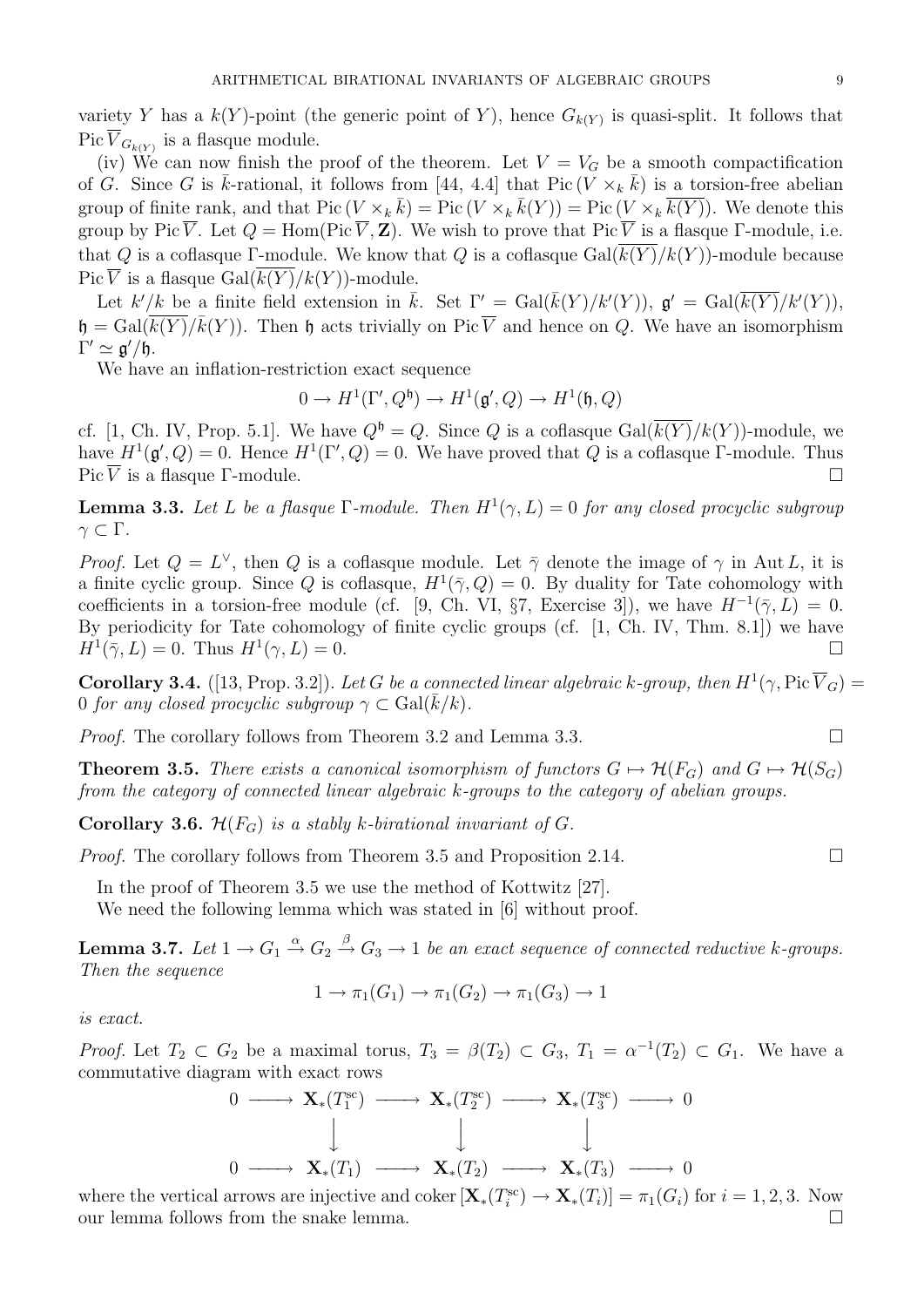variety $Y$ has a $k(Y)$-point (the generic point of $Y$), hence $G_{k(Y)}$ is quasi-split. It follows that $\operatorname{Pic} \overline{V}_{G_{k(Y)}}$ is a flasque module.

(iv) We can now finish the proof of the theorem. Let $V = V_G$ be a smooth compactification of $G$. Since $G$ is $\bar{k}$-rational, it follows from [44, 4.4] that $\operatorname{Pic}(V \times_k \bar{k})$ is a torsion-free abelian group of finite rank, and that $\operatorname{Pic}(V \times_k \bar{k}) = \operatorname{Pic}(V \times_k \bar{k}(Y)) = \operatorname{Pic}(V \times_k \overline{k(Y)})$. We denote this group by $\operatorname{Pic} \overline{V}$. Let $Q = \operatorname{Hom}(\operatorname{Pic} \overline{V}, \mathbf{Z})$. We wish to prove that $\operatorname{Pic} \overline{V}$ is a flasque $\Gamma$-module, i.e. that $Q$ is a coflasque $\Gamma$-module. We know that $Q$ is a coflasque $\operatorname{Gal}(\overline{k(Y)}/k(Y))$-module because $\operatorname{Pic} \overline{V}$ is a flasque $\operatorname{Gal}(\overline{k(Y)}/k(Y))$-module.

Let $k'/k$ be a finite field extension in $\bar{k}$. Set $\Gamma' = \operatorname{Gal}(\bar{k}(Y)/k'(Y))$, $\mathfrak{g}' = \operatorname{Gal}(\overline{k(Y)}/k'(Y))$, $\mathfrak{h} = \operatorname{Gal}(\overline{k(Y)}/\bar{k}(Y))$. Then $\mathfrak{h}$ acts trivially on $\operatorname{Pic} \overline{V}$ and hence on $Q$. We have an isomorphism $\Gamma' \simeq \mathfrak{g}'/\mathfrak{h}$.

We have an inflation-restriction exact sequence

$$0 \to H^1(\Gamma', Q^{\mathfrak{h}}) \to H^1(\mathfrak{g}', Q) \to H^1(\mathfrak{h}, Q)$$

cf. [1, Ch. IV, Prop. 5.1]. We have $Q^{\mathfrak{h}} = Q$. Since $Q$ is a coflasque $\operatorname{Gal}(\overline{k(Y)}/k(Y))$-module, we have $H^1(\mathfrak{g}', Q) = 0$. Hence $H^1(\Gamma', Q) = 0$. We have proved that $Q$ is a coflasque $\Gamma$-module. Thus $\operatorname{Pic} \overline{V}$ is a flasque $\Gamma$-module. $\square$

**Lemma 3.3.** *Let $L$ be a flasque $\Gamma$-module. Then $H^1(\gamma, L) = 0$ for any closed procyclic subgroup $\gamma \subset \Gamma$.*

*Proof.* Let $Q = L^\vee$, then $Q$ is a coflasque module. Let $\bar{\gamma}$ denote the image of $\gamma$ in $\operatorname{Aut} L$, it is a finite cyclic group. Since $Q$ is coflasque, $H^1(\bar{\gamma}, Q) = 0$. By duality for Tate cohomology with coefficients in a torsion-free module (cf. [9, Ch. VI, §7, Exercise 3]), we have $H^{-1}(\bar{\gamma}, L) = 0$. By periodicity for Tate cohomology of finite cyclic groups (cf. [1, Ch. IV, Thm. 8.1]) we have $H^1(\bar{\gamma}, L) = 0$. Thus $H^1(\gamma, L) = 0$. $\square$

**Corollary 3.4.** ([13, Prop. 3.2]). *Let $G$ be a connected linear algebraic $k$-group, then $H^1(\gamma, \operatorname{Pic} \overline{V}_G) = 0$ for any closed procyclic subgroup $\gamma \subset \operatorname{Gal}(\bar{k}/k)$.*

*Proof.* The corollary follows from Theorem 3.2 and Lemma 3.3. $\square$

**Theorem 3.5.** *There exists a canonical isomorphism of functors $G \mapsto \mathcal{H}(F_G)$ and $G \mapsto \mathcal{H}(S_G)$ from the category of connected linear algebraic $k$-groups to the category of abelian groups.*

**Corollary 3.6.** *$\mathcal{H}(F_G)$ is a stably $k$-birational invariant of $G$.*

*Proof.* The corollary follows from Theorem 3.5 and Proposition 2.14. $\square$

In the proof of Theorem 3.5 we use the method of Kottwitz [27].

We need the following lemma which was stated in [6] without proof.

**Lemma 3.7.** *Let $1 \to G_1 \xrightarrow{\alpha} G_2 \xrightarrow{\beta} G_3 \to 1$ be an exact sequence of connected reductive $k$-groups. Then the sequence*

$$1 \to \pi_1(G_1) \to \pi_1(G_2) \to \pi_1(G_3) \to 1$$

*is exact.*

*Proof.* Let $T_2 \subset G_2$ be a maximal torus, $T_3 = \beta(T_2) \subset G_3$, $T_1 = \alpha^{-1}(T_2) \subset G_1$. We have a commutative diagram with exact rows

$$\begin{array}{ccccccccc}
0 & \longrightarrow & \mathbf{X}_*(T_1^{\mathrm{sc}}) & \longrightarrow & \mathbf{X}_*(T_2^{\mathrm{sc}}) & \longrightarrow & \mathbf{X}_*(T_3^{\mathrm{sc}}) & \longrightarrow & 0 \\
 & & \downarrow & & \downarrow & & \downarrow & & \\
0 & \longrightarrow & \mathbf{X}_*(T_1) & \longrightarrow & \mathbf{X}_*(T_2) & \longrightarrow & \mathbf{X}_*(T_3) & \longrightarrow & 0
\end{array}$$

where the vertical arrows are injective and $\operatorname{coker}[\mathbf{X}_*(T_i^{\mathrm{sc}}) \to \mathbf{X}_*(T_i)] = \pi_1(G_i)$ for $i = 1, 2, 3$. Now our lemma follows from the snake lemma. $\square$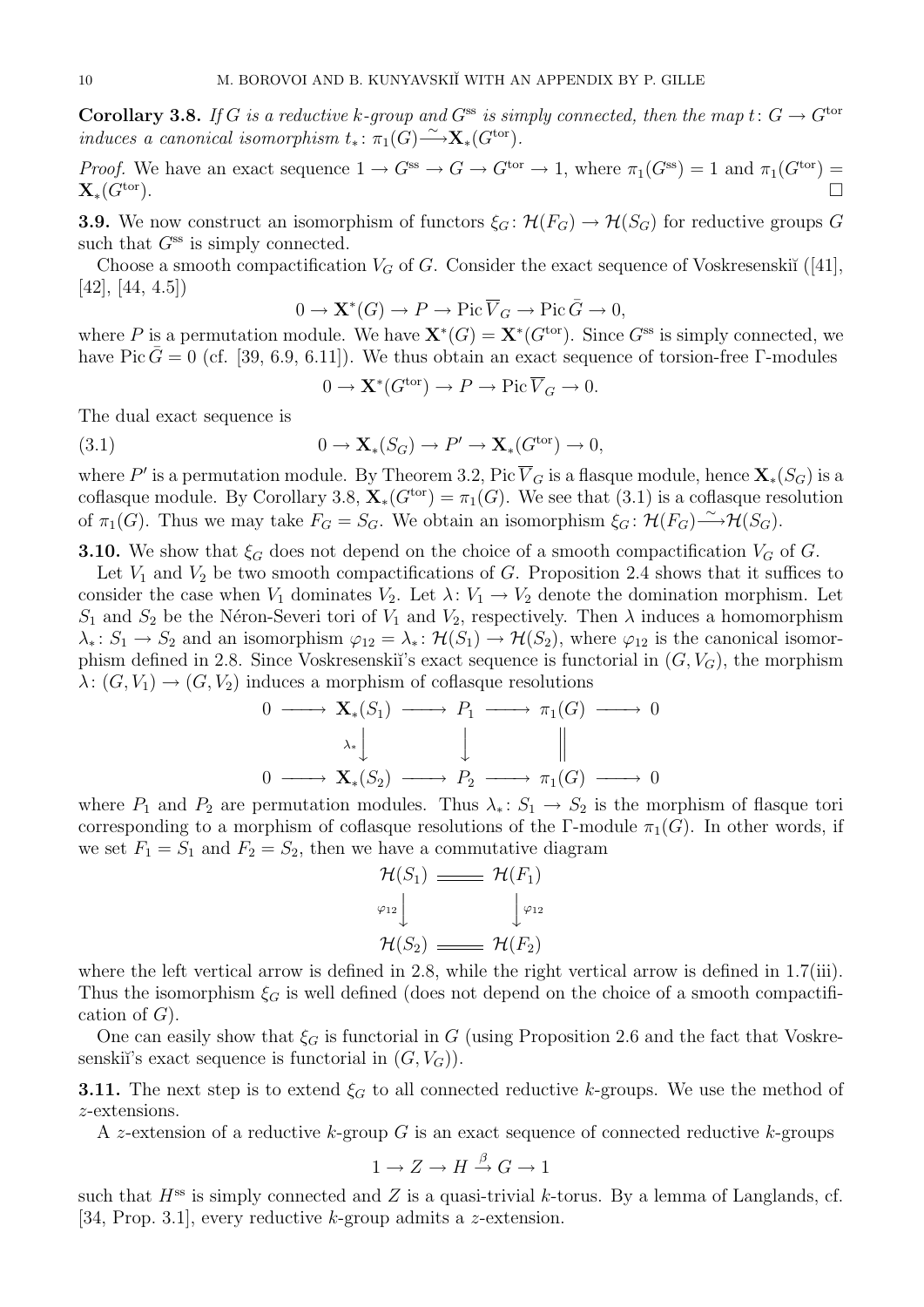**Corollary 3.8.** *If $G$ is a reductive $k$-group and $G^{\mathrm{ss}}$ is simply connected, then the map $t\colon G \to G^{\mathrm{tor}}$ induces a canonical isomorphism $t_*\colon \pi_1(G) \xrightarrow{\sim} \mathbf{X}_*(G^{\mathrm{tor}})$.*

*Proof.* We have an exact sequence $1 \to G^{\mathrm{ss}} \to G \to G^{\mathrm{tor}} \to 1$, where $\pi_1(G^{\mathrm{ss}}) = 1$ and $\pi_1(G^{\mathrm{tor}}) = \mathbf{X}_*(G^{\mathrm{tor}})$. $\square$

**3.9.** We now construct an isomorphism of functors $\xi_G\colon \mathcal{H}(F_G) \to \mathcal{H}(S_G)$ for reductive groups $G$ such that $G^{\mathrm{ss}}$ is simply connected.

Choose a smooth compactification $V_G$ of $G$. Consider the exact sequence of Voskresenskiĭ ([41], [42], [44, 4.5])

$$0 \to \mathbf{X}^*(G) \to P \to \operatorname{Pic} \overline{V}_G \to \operatorname{Pic} \bar{G} \to 0,$$

where $P$ is a permutation module. We have $\mathbf{X}^*(G) = \mathbf{X}^*(G^{\mathrm{tor}})$. Since $G^{\mathrm{ss}}$ is simply connected, we have $\operatorname{Pic} \bar{G} = 0$ (cf. [39, 6.9, 6.11]). We thus obtain an exact sequence of torsion-free $\Gamma$-modules

$$0 \to \mathbf{X}^*(G^{\mathrm{tor}}) \to P \to \operatorname{Pic} \overline{V}_G \to 0.$$

The dual exact sequence is

$$0 \to \mathbf{X}_*(S_G) \to P' \to \mathbf{X}_*(G^{\mathrm{tor}}) \to 0, \tag{3.1}$$

where $P'$ is a permutation module. By Theorem 3.2, $\operatorname{Pic} \overline{V}_G$ is a flasque module, hence $\mathbf{X}_*(S_G)$ is a coflasque module. By Corollary 3.8, $\mathbf{X}_*(G^{\mathrm{tor}}) = \pi_1(G)$. We see that (3.1) is a coflasque resolution of $\pi_1(G)$. Thus we may take $F_G = S_G$. We obtain an isomorphism $\xi_G\colon \mathcal{H}(F_G) \xrightarrow{\sim} \mathcal{H}(S_G)$.

**3.10.** We show that $\xi_G$ does not depend on the choice of a smooth compactification $V_G$ of $G$.

Let $V_1$ and $V_2$ be two smooth compactifications of $G$. Proposition 2.4 shows that it suffices to consider the case when $V_1$ dominates $V_2$. Let $\lambda\colon V_1 \to V_2$ denote the domination morphism. Let $S_1$ and $S_2$ be the Néron-Severi tori of $V_1$ and $V_2$, respectively. Then $\lambda$ induces a homomorphism $\lambda_*\colon S_1 \to S_2$ and an isomorphism $\varphi_{12} = \lambda_*\colon \mathcal{H}(S_1) \to \mathcal{H}(S_2)$, where $\varphi_{12}$ is the canonical isomorphism defined in 2.8. Since Voskresenskiĭ's exact sequence is functorial in $(G, V_G)$, the morphism $\lambda\colon (G, V_1) \to (G, V_2)$ induces a morphism of coflasque resolutions

$$\begin{array}{ccccccccc}
0 & \longrightarrow & \mathbf{X}_*(S_1) & \longrightarrow & P_1 & \longrightarrow & \pi_1(G) & \longrightarrow & 0 \\
 & & \Big\downarrow{\scriptstyle \lambda_*} & & \Big\downarrow & & \Big\| & & \\
0 & \longrightarrow & \mathbf{X}_*(S_2) & \longrightarrow & P_2 & \longrightarrow & \pi_1(G) & \longrightarrow & 0
\end{array}$$

where $P_1$ and $P_2$ are permutation modules. Thus $\lambda_*\colon S_1 \to S_2$ is the morphism of flasque tori corresponding to a morphism of coflasque resolutions of the $\Gamma$-module $\pi_1(G)$. In other words, if we set $F_1 = S_1$ and $F_2 = S_2$, then we have a commutative diagram

$$\begin{array}{ccc}
\mathcal{H}(S_1) & = & \mathcal{H}(F_1) \\
\Big\downarrow{\scriptstyle \varphi_{12}} & & \Big\downarrow{\scriptstyle \varphi_{12}} \\
\mathcal{H}(S_2) & = & \mathcal{H}(F_2)
\end{array}$$

where the left vertical arrow is defined in 2.8, while the right vertical arrow is defined in 1.7(iii). Thus the isomorphism $\xi_G$ is well defined (does not depend on the choice of a smooth compactification of $G$).

One can easily show that $\xi_G$ is functorial in $G$ (using Proposition 2.6 and the fact that Voskresenskiĭ's exact sequence is functorial in $(G, V_G)$).

**3.11.** The next step is to extend $\xi_G$ to all connected reductive $k$-groups. We use the method of $z$-extensions.

A $z$-extension of a reductive $k$-group $G$ is an exact sequence of connected reductive $k$-groups

$$1 \to Z \to H \xrightarrow{\beta} G \to 1$$

such that $H^{\mathrm{ss}}$ is simply connected and $Z$ is a quasi-trivial $k$-torus. By a lemma of Langlands, cf. [34, Prop. 3.1], every reductive $k$-group admits a $z$-extension.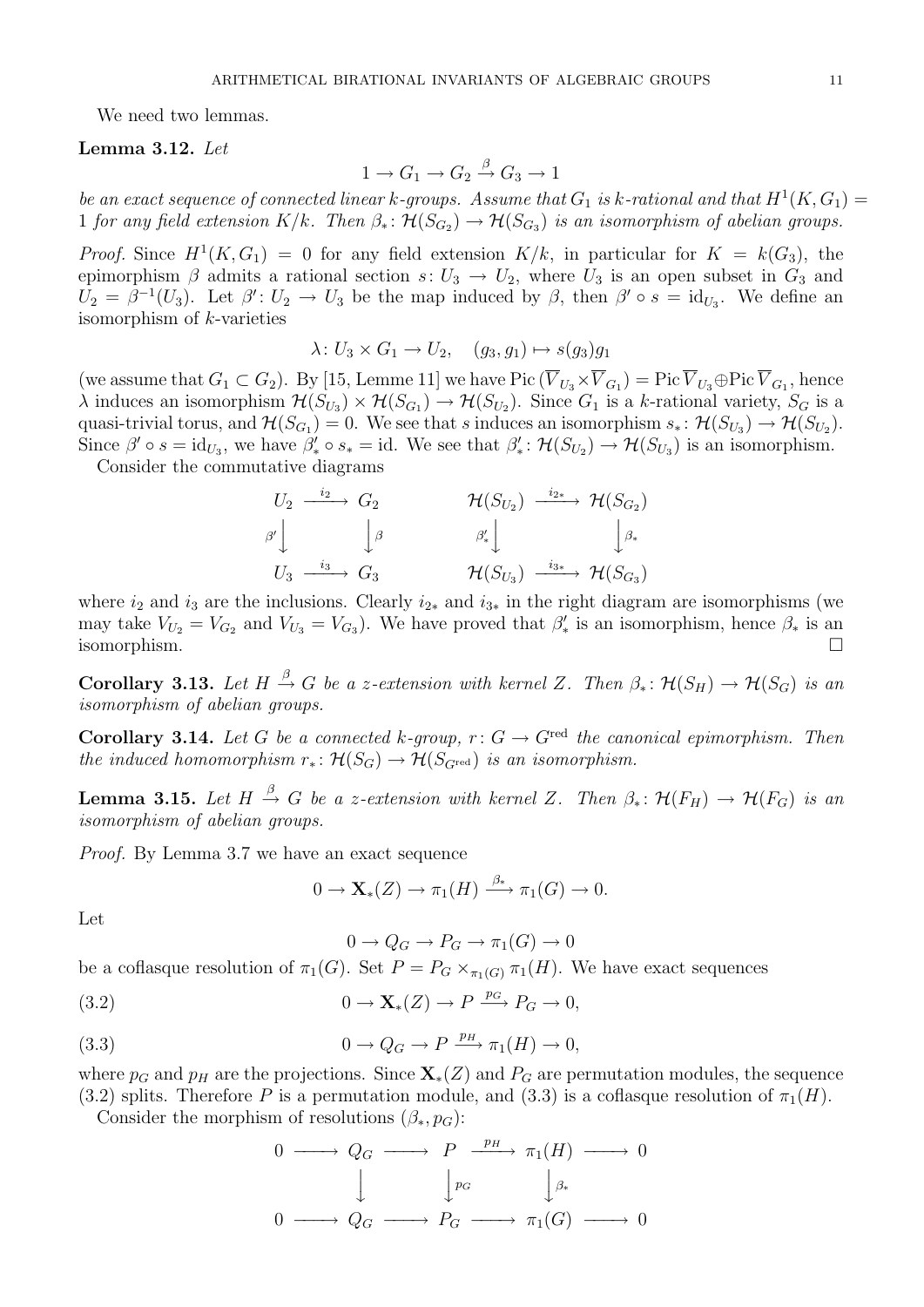We need two lemmas.

**Lemma 3.12.** *Let*

$$1 \to G_1 \to G_2 \xrightarrow{\beta} G_3 \to 1$$

*be an exact sequence of connected linear $k$-groups. Assume that $G_1$ is $k$-rational and that $H^1(K, G_1) = 1$ for any field extension $K/k$. Then $\beta_* \colon \mathcal{H}(S_{G_2}) \to \mathcal{H}(S_{G_3})$ is an isomorphism of abelian groups.*

*Proof.* Since $H^1(K, G_1) = 0$ for any field extension $K/k$, in particular for $K = k(G_3)$, the epimorphism $\beta$ admits a rational section $s \colon U_3 \to U_2$, where $U_3$ is an open subset in $G_3$ and $U_2 = \beta^{-1}(U_3)$. Let $\beta' \colon U_2 \to U_3$ be the map induced by $\beta$, then $\beta' \circ s = \mathrm{id}_{U_3}$. We define an isomorphism of $k$-varieties

$$\lambda \colon U_3 \times G_1 \to U_2, \quad (g_3, g_1) \mapsto s(g_3)g_1$$

(we assume that $G_1 \subset G_2$). By [15, Lemme 11] we have $\mathrm{Pic}\,(\overline{V}_{U_3} \times \overline{V}_{G_1}) = \mathrm{Pic}\,\overline{V}_{U_3} \oplus \mathrm{Pic}\,\overline{V}_{G_1}$, hence $\lambda$ induces an isomorphism $\mathcal{H}(S_{U_3}) \times \mathcal{H}(S_{G_1}) \to \mathcal{H}(S_{U_2})$. Since $G_1$ is a $k$-rational variety, $S_G$ is a quasi-trivial torus, and $\mathcal{H}(S_{G_1}) = 0$. We see that $s$ induces an isomorphism $s_* \colon \mathcal{H}(S_{U_3}) \to \mathcal{H}(S_{U_2})$. Since $\beta' \circ s = \mathrm{id}_{U_3}$, we have $\beta'_* \circ s_* = \mathrm{id}$. We see that $\beta'_* \colon \mathcal{H}(S_{U_2}) \to \mathcal{H}(S_{U_3})$ is an isomorphism.

Consider the commutative diagrams

$$\begin{array}{ccc} U_2 & \xrightarrow{i_2} & G_2 \\ {\scriptstyle \beta'}\downarrow & & \downarrow{\scriptstyle \beta} \\ U_3 & \xrightarrow{i_3} & G_3 \end{array} \qquad\qquad \begin{array}{ccc} \mathcal{H}(S_{U_2}) & \xrightarrow{i_{2*}} & \mathcal{H}(S_{G_2}) \\ {\scriptstyle \beta'_*}\downarrow & & \downarrow{\scriptstyle \beta_*} \\ \mathcal{H}(S_{U_3}) & \xrightarrow{i_{3*}} & \mathcal{H}(S_{G_3}) \end{array}$$

where $i_2$ and $i_3$ are the inclusions. Clearly $i_{2*}$ and $i_{3*}$ in the right diagram are isomorphisms (we may take $V_{U_2} = V_{G_2}$ and $V_{U_3} = V_{G_3}$). We have proved that $\beta'_*$ is an isomorphism, hence $\beta_*$ is an isomorphism. $\square$

**Corollary 3.13.** *Let $H \xrightarrow{\beta} G$ be a z-extension with kernel $Z$. Then $\beta_* \colon \mathcal{H}(S_H) \to \mathcal{H}(S_G)$ is an isomorphism of abelian groups.*

**Corollary 3.14.** *Let $G$ be a connected $k$-group, $r \colon G \to G^{\mathrm{red}}$ the canonical epimorphism. Then the induced homomorphism $r_* \colon \mathcal{H}(S_G) \to \mathcal{H}(S_{G^{\mathrm{red}}})$ is an isomorphism.*

**Lemma 3.15.** *Let $H \xrightarrow{\beta} G$ be a z-extension with kernel $Z$. Then $\beta_* \colon \mathcal{H}(F_H) \to \mathcal{H}(F_G)$ is an isomorphism of abelian groups.*

*Proof.* By Lemma 3.7 we have an exact sequence

$$0 \to \mathbf{X}_*(Z) \to \pi_1(H) \xrightarrow{\beta_*} \pi_1(G) \to 0.$$

Let

$$0 \to Q_G \to P_G \to \pi_1(G) \to 0$$

be a coflasque resolution of $\pi_1(G)$. Set $P = P_G \times_{\pi_1(G)} \pi_1(H)$. We have exact sequences

$$0 \to \mathbf{X}_*(Z) \to P \xrightarrow{p_G} P_G \to 0, \tag{3.2}$$

$$0 \to Q_G \to P \xrightarrow{p_H} \pi_1(H) \to 0, \tag{3.3}$$

where $p_G$ and $p_H$ are the projections. Since $\mathbf{X}_*(Z)$ and $P_G$ are permutation modules, the sequence (3.2) splits. Therefore $P$ is a permutation module, and (3.3) is a coflasque resolution of $\pi_1(H)$.

Consider the morphism of resolutions $(\beta_*, p_G)$:

$$\begin{array}{ccccccccc} 0 & \longrightarrow & Q_G & \longrightarrow & P & \xrightarrow{p_H} & \pi_1(H) & \longrightarrow & 0 \\ & & \downarrow & & \downarrow{\scriptstyle p_G} & & \downarrow{\scriptstyle \beta_*} & & \\ 0 & \longrightarrow & Q_G & \longrightarrow & P_G & \longrightarrow & \pi_1(G) & \longrightarrow & 0 \end{array}$$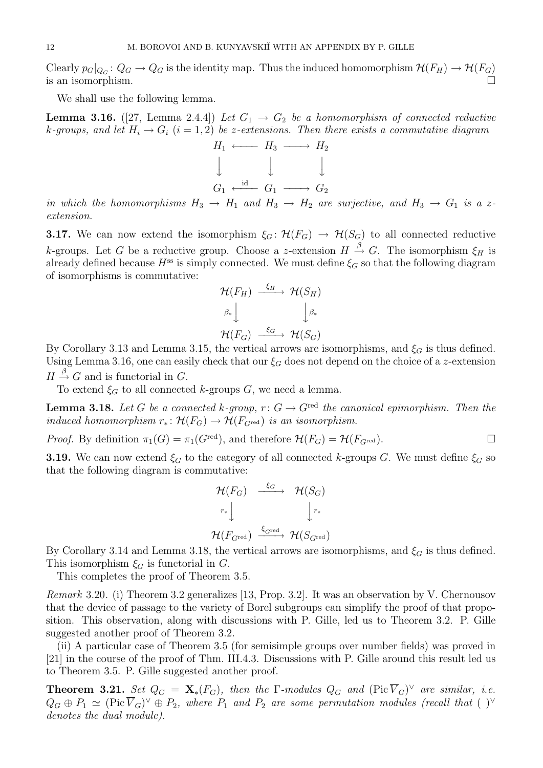Clearly $p_G|_{Q_G}\colon Q_G \to Q_G$ is the identity map. Thus the induced homomorphism $\mathcal{H}(F_H) \to \mathcal{H}(F_G)$ is an isomorphism. $\square$

We shall use the following lemma.

**Lemma 3.16.** ([27, Lemma 2.4.4]) *Let $G_1 \to G_2$ be a homomorphism of connected reductive $k$-groups, and let $H_i \to G_i$ $(i = 1, 2)$ be $z$-extensions. Then there exists a commutative diagram*

$$\begin{array}{ccccc}
H_1 & \longleftarrow & H_3 & \longrightarrow & H_2 \\
\big\downarrow & & \big\downarrow & & \big\downarrow \\
G_1 & \xleftarrow{\ \mathrm{id}\ } & G_1 & \longrightarrow & G_2
\end{array}$$

*in which the homomorphisms $H_3 \to H_1$ and $H_3 \to H_2$ are surjective, and $H_3 \to G_1$ is a $z$-extension.*

**3.17.** We can now extend the isomorphism $\xi_G\colon \mathcal{H}(F_G) \to \mathcal{H}(S_G)$ to all connected reductive $k$-groups. Let $G$ be a reductive group. Choose a $z$-extension $H \xrightarrow{\beta} G$. The isomorphism $\xi_H$ is already defined because $H^{\mathrm{ss}}$ is simply connected. We must define $\xi_G$ so that the following diagram of isomorphisms is commutative:

$$\begin{array}{ccc}
\mathcal{H}(F_H) & \xrightarrow{\ \xi_H\ } & \mathcal{H}(S_H) \\
{\scriptstyle \beta_*}\big\downarrow & & \big\downarrow{\scriptstyle \beta_*} \\
\mathcal{H}(F_G) & \xrightarrow{\ \xi_G\ } & \mathcal{H}(S_G)
\end{array}$$

By Corollary 3.13 and Lemma 3.15, the vertical arrows are isomorphisms, and $\xi_G$ is thus defined. Using Lemma 3.16, one can easily check that our $\xi_G$ does not depend on the choice of a $z$-extension $H \xrightarrow{\beta} G$ and is functorial in $G$.

To extend $\xi_G$ to all connected $k$-groups $G$, we need a lemma.

**Lemma 3.18.** *Let $G$ be a connected $k$-group, $r\colon G \to G^{\mathrm{red}}$ the canonical epimorphism. Then the induced homomorphism $r_*\colon \mathcal{H}(F_G) \to \mathcal{H}(F_{G^{\mathrm{red}}})$ is an isomorphism.*

*Proof.* By definition $\pi_1(G) = \pi_1(G^{\mathrm{red}})$, and therefore $\mathcal{H}(F_G) = \mathcal{H}(F_{G^{\mathrm{red}}})$. $\square$

**3.19.** We can now extend $\xi_G$ to the category of all connected $k$-groups $G$. We must define $\xi_G$ so that the following diagram is commutative:

$$\begin{array}{ccc}
\mathcal{H}(F_G) & \xrightarrow{\ \xi_G\ } & \mathcal{H}(S_G) \\
{\scriptstyle r_*}\big\downarrow & & \big\downarrow{\scriptstyle r_*} \\
\mathcal{H}(F_{G^{\mathrm{red}}}) & \xrightarrow{\ \xi_{G^{\mathrm{red}}}\ } & \mathcal{H}(S_{G^{\mathrm{red}}})
\end{array}$$

By Corollary 3.14 and Lemma 3.18, the vertical arrows are isomorphisms, and $\xi_G$ is thus defined. This isomorphism $\xi_G$ is functorial in $G$.

This completes the proof of Theorem 3.5.

*Remark* 3.20. (i) Theorem 3.2 generalizes [13, Prop. 3.2]. It was an observation by V. Chernousov that the device of passage to the variety of Borel subgroups can simplify the proof of that proposition. This observation, along with discussions with P. Gille, led us to Theorem 3.2. P. Gille suggested another proof of Theorem 3.2.

(ii) A particular case of Theorem 3.5 (for semisimple groups over number fields) was proved in [21] in the course of the proof of Thm. III.4.3. Discussions with P. Gille around this result led us to Theorem 3.5. P. Gille suggested another proof.

**Theorem 3.21.** *Set $Q_G = \mathbf{X}_*(F_G)$, then the $\Gamma$-modules $Q_G$ and $(\operatorname{Pic} \overline{V}_G)^\vee$ are similar, i.e. $Q_G \oplus P_1 \simeq (\operatorname{Pic} \overline{V}_G)^\vee \oplus P_2$, where $P_1$ and $P_2$ are some permutation modules (recall that $(\ )^\vee$ denotes the dual module).*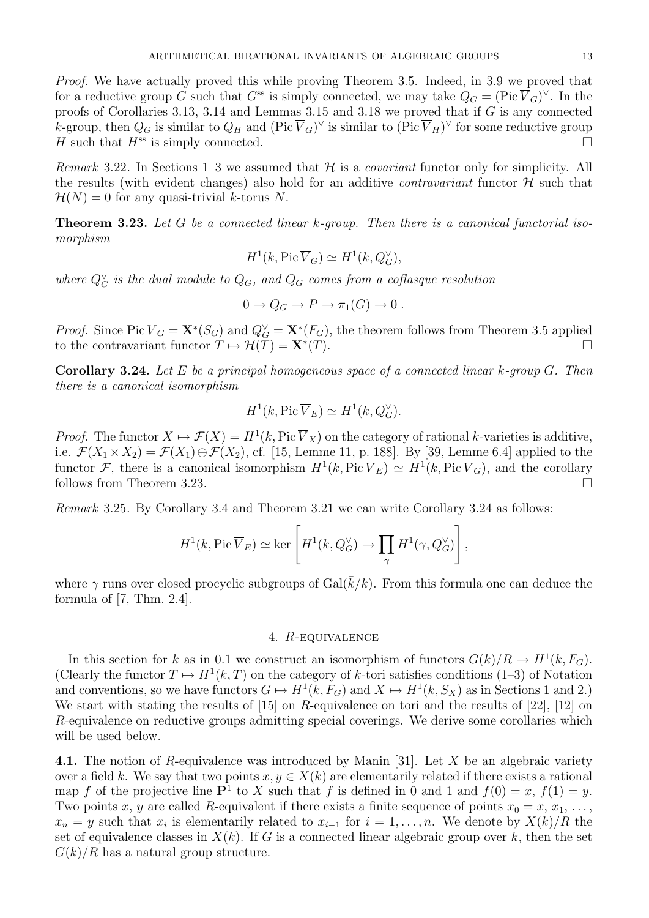*Proof.* We have actually proved this while proving Theorem 3.5. Indeed, in 3.9 we proved that for a reductive group $G$ such that $G^{\rm ss}$ is simply connected, we may take $Q_G = (\operatorname{Pic} \overline{V}_G)^\vee$. In the proofs of Corollaries 3.13, 3.14 and Lemmas 3.15 and 3.18 we proved that if $G$ is any connected $k$-group, then $Q_G$ is similar to $Q_H$ and $(\operatorname{Pic} \overline{V}_G)^\vee$ is similar to $(\operatorname{Pic} \overline{V}_H)^\vee$ for some reductive group $H$ such that $H^{\rm ss}$ is simply connected. $\square$

*Remark* 3.22. In Sections 1–3 we assumed that $\mathcal{H}$ is a *covariant* functor only for simplicity. All the results (with evident changes) also hold for an additive *contravariant* functor $\mathcal{H}$ such that $\mathcal{H}(N) = 0$ for any quasi-trivial $k$-torus $N$.

**Theorem 3.23.** *Let $G$ be a connected linear $k$-group. Then there is a canonical functorial isomorphism*

$$H^1(k, \operatorname{Pic} \overline{V}_G) \simeq H^1(k, Q_G^\vee),$$

*where $Q_G^\vee$ is the dual module to $Q_G$, and $Q_G$ comes from a coflasque resolution*

$$0 \to Q_G \to P \to \pi_1(G) \to 0 \,.$$

*Proof.* Since $\operatorname{Pic} \overline{V}_G = \mathbf{X}^*(S_G)$ and $Q_G^\vee = \mathbf{X}^*(F_G)$, the theorem follows from Theorem 3.5 applied to the contravariant functor $T \mapsto \mathcal{H}(T) = \mathbf{X}^*(T)$. $\square$

**Corollary 3.24.** *Let $E$ be a principal homogeneous space of a connected linear $k$-group $G$. Then there is a canonical isomorphism*

$$H^1(k, \operatorname{Pic} \overline{V}_E) \simeq H^1(k, Q_G^\vee).$$

*Proof.* The functor $X \mapsto \mathcal{F}(X) = H^1(k, \operatorname{Pic} \overline{V}_X)$ on the category of rational $k$-varieties is additive, i.e. $\mathcal{F}(X_1 \times X_2) = \mathcal{F}(X_1) \oplus \mathcal{F}(X_2)$, cf. [15, Lemme 11, p. 188]. By [39, Lemme 6.4] applied to the functor $\mathcal{F}$, there is a canonical isomorphism $H^1(k, \operatorname{Pic} \overline{V}_E) \simeq H^1(k, \operatorname{Pic} \overline{V}_G)$, and the corollary follows from Theorem 3.23. $\square$

*Remark* 3.25. By Corollary 3.4 and Theorem 3.21 we can write Corollary 3.24 as follows:

$$H^1(k, \operatorname{Pic} \overline{V}_E) \simeq \ker \left[ H^1(k, Q_G^\vee) \to \prod_\gamma H^1(\gamma, Q_G^\vee) \right],$$

where $\gamma$ runs over closed procyclic subgroups of $\operatorname{Gal}(\bar{k}/k)$. From this formula one can deduce the formula of [7, Thm. 2.4].

## 4. $R$-equivalence

In this section for $k$ as in 0.1 we construct an isomorphism of functors $G(k)/R \to H^1(k, F_G)$. (Clearly the functor $T \mapsto H^1(k, T)$ on the category of $k$-tori satisfies conditions (1–3) of Notation and conventions, so we have functors $G \mapsto H^1(k, F_G)$ and $X \mapsto H^1(k, S_X)$ as in Sections 1 and 2.) We start with stating the results of [15] on $R$-equivalence on tori and the results of [22], [12] on $R$-equivalence on reductive groups admitting special coverings. We derive some corollaries which will be used below.

**4.1.** The notion of $R$-equivalence was introduced by Manin [31]. Let $X$ be an algebraic variety over a field $k$. We say that two points $x, y \in X(k)$ are elementarily related if there exists a rational map $f$ of the projective line $\mathbf{P}^1$ to $X$ such that $f$ is defined in 0 and 1 and $f(0) = x$, $f(1) = y$. Two points $x$, $y$ are called $R$-equivalent if there exists a finite sequence of points $x_0 = x$, $x_1$, ..., $x_n = y$ such that $x_i$ is elementarily related to $x_{i-1}$ for $i = 1, \ldots, n$. We denote by $X(k)/R$ the set of equivalence classes in $X(k)$. If $G$ is a connected linear algebraic group over $k$, then the set $G(k)/R$ has a natural group structure.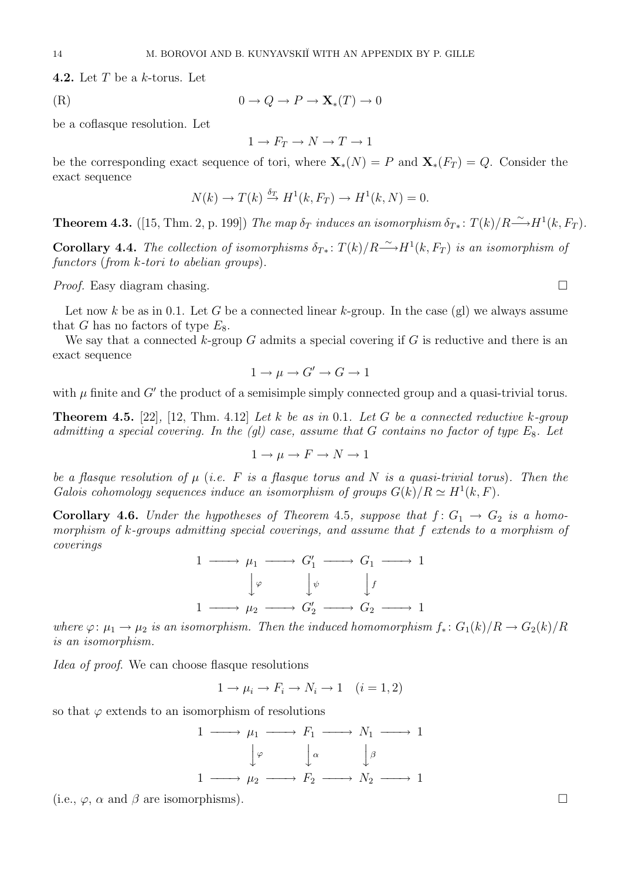**4.2.** Let $T$ be a $k$-torus. Let

$$(\mathrm{R}) \qquad\qquad 0 \to Q \to P \to \mathbf{X}_*(T) \to 0$$

be a coflasque resolution. Let

$$1 \to F_T \to N \to T \to 1$$

be the corresponding exact sequence of tori, where $\mathbf{X}_*(N) = P$ and $\mathbf{X}_*(F_T) = Q$. Consider the exact sequence

$$N(k) \to T(k) \xrightarrow{\delta_T} H^1(k, F_T) \to H^1(k, N) = 0.$$

**Theorem 4.3.** ([15, Thm. 2, p. 199]) *The map $\delta_T$ induces an isomorphism $\delta_{T*}\colon T(k)/R \xrightarrow{\sim} H^1(k, F_T)$.*

**Corollary 4.4.** *The collection of isomorphisms $\delta_{T*}\colon T(k)/R \xrightarrow{\sim} H^1(k, F_T)$ is an isomorphism of functors (from $k$-tori to abelian groups).*

*Proof.* Easy diagram chasing. □

Let now $k$ be as in 0.1. Let $G$ be a connected linear $k$-group. In the case (gl) we always assume that $G$ has no factors of type $E_8$.

We say that a connected $k$-group $G$ admits a special covering if $G$ is reductive and there is an exact sequence

$$1 \to \mu \to G' \to G \to 1$$

with $\mu$ finite and $G'$ the product of a semisimple simply connected group and a quasi-trivial torus.

**Theorem 4.5.** [22], [12, Thm. 4.12] *Let $k$ be as in* 0.1. *Let $G$ be a connected reductive $k$-group admitting a special covering. In the (gl) case, assume that $G$ contains no factor of type $E_8$. Let*

$$1 \to \mu \to F \to N \to 1$$

*be a flasque resolution of $\mu$ (i.e. $F$ is a flasque torus and $N$ is a quasi-trivial torus). Then the Galois cohomology sequences induce an isomorphism of groups $G(k)/R \simeq H^1(k, F)$.*

**Corollary 4.6.** *Under the hypotheses of Theorem* 4.5*, suppose that $f\colon G_1 \to G_2$ is a homomorphism of $k$-groups admitting special coverings, and assume that $f$ extends to a morphism of coverings*

$$\begin{array}{ccccccccc}
1 & \longrightarrow & \mu_1 & \longrightarrow & G_1' & \longrightarrow & G_1 & \longrightarrow & 1 \\
 & & \big\downarrow{\scriptstyle\varphi} & & \big\downarrow{\scriptstyle\psi} & & \big\downarrow{\scriptstyle f} & & \\
1 & \longrightarrow & \mu_2 & \longrightarrow & G_2' & \longrightarrow & G_2 & \longrightarrow & 1
\end{array}$$

*where $\varphi\colon \mu_1 \to \mu_2$ is an isomorphism. Then the induced homomorphism $f_*\colon G_1(k)/R \to G_2(k)/R$ is an isomorphism.*

*Idea of proof.* We can choose flasque resolutions

$$1 \to \mu_i \to F_i \to N_i \to 1 \quad (i = 1, 2)$$

so that $\varphi$ extends to an isomorphism of resolutions

$$\begin{array}{ccccccccc}
1 & \longrightarrow & \mu_1 & \longrightarrow & F_1 & \longrightarrow & N_1 & \longrightarrow & 1 \\
 & & \big\downarrow{\scriptstyle\varphi} & & \big\downarrow{\scriptstyle\alpha} & & \big\downarrow{\scriptstyle\beta} & & \\
1 & \longrightarrow & \mu_2 & \longrightarrow & F_2 & \longrightarrow & N_2 & \longrightarrow & 1
\end{array}$$

(i.e., $\varphi$, $\alpha$ and $\beta$ are isomorphisms). □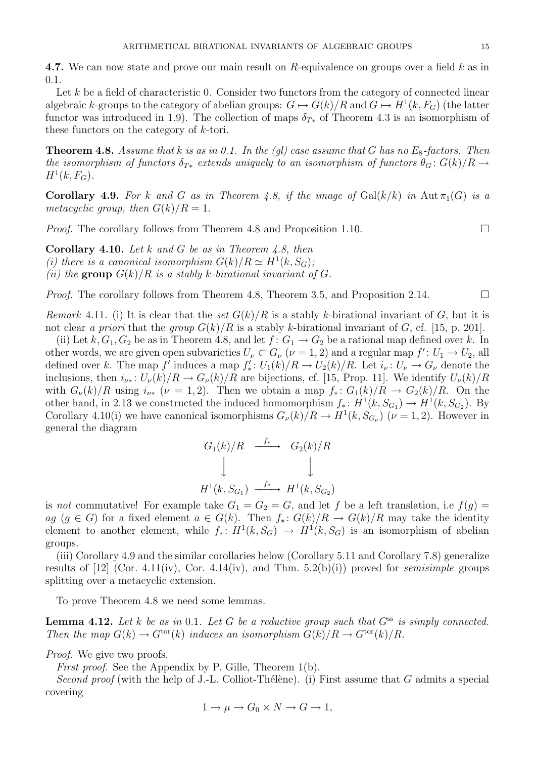**4.7.** We can now state and prove our main result on $R$-equivalence on groups over a field $k$ as in 0.1.

Let $k$ be a field of characteristic 0. Consider two functors from the category of connected linear algebraic $k$-groups to the category of abelian groups: $G \mapsto G(k)/R$ and $G \mapsto H^1(k, F_G)$ (the latter functor was introduced in 1.9). The collection of maps $\delta_{T*}$ of Theorem 4.3 is an isomorphism of these functors on the category of $k$-tori.

**Theorem 4.8.** *Assume that $k$ is as in 0.1. In the (gl) case assume that $G$ has no $E_8$-factors. Then the isomorphism of functors $\delta_{T*}$ extends uniquely to an isomorphism of functors $\theta_G \colon G(k)/R \to H^1(k, F_G)$.*

**Corollary 4.9.** *For $k$ and $G$ as in Theorem 4.8, if the image of $\mathrm{Gal}(\bar{k}/k)$ in $\mathrm{Aut}\, \pi_1(G)$ is a metacyclic group, then $G(k)/R = 1$.*

*Proof.* The corollary follows from Theorem 4.8 and Proposition 1.10. □

**Corollary 4.10.** *Let $k$ and $G$ be as in Theorem 4.8, then*
*(i) there is a canonical isomorphism $G(k)/R \simeq H^1(k, S_G)$;*
*(ii) the* **group** *$G(k)/R$ is a stably $k$-birational invariant of $G$.*

*Proof.* The corollary follows from Theorem 4.8, Theorem 3.5, and Proposition 2.14. □

*Remark* 4.11. (i) It is clear that the *set* $G(k)/R$ is a stably $k$-birational invariant of $G$, but it is not clear *a priori* that the *group* $G(k)/R$ is a stably $k$-birational invariant of $G$, cf. [15, p. 201].

(ii) Let $k, G_1, G_2$ be as in Theorem 4.8, and let $f \colon G_1 \to G_2$ be a rational map defined over $k$. In other words, we are given open subvarieties $U_\nu \subset G_\nu$ ($\nu = 1, 2$) and a regular map $f' \colon U_1 \to U_2$, all defined over $k$. The map $f'$ induces a map $f'_* \colon U_1(k)/R \to U_2(k)/R$. Let $i_\nu \colon U_\nu \to G_\nu$ denote the inclusions, then $i_{\nu *} \colon U_\nu(k)/R \to G_\nu(k)/R$ are bijections, cf. [15, Prop. 11]. We identify $U_\nu(k)/R$ with $G_\nu(k)/R$ using $i_{\nu *}$ ($\nu = 1, 2$). Then we obtain a map $f_* \colon G_1(k)/R \to G_2(k)/R$. On the other hand, in 2.13 we constructed the induced homomorphism $f_* \colon H^1(k, S_{G_1}) \to H^1(k, S_{G_2})$. By Corollary 4.10(i) we have canonical isomorphisms $G_\nu(k)/R \to H^1(k, S_{G_\nu})$ ($\nu = 1, 2$). However in general the diagram

$$\begin{array}{ccc} G_1(k)/R & \xrightarrow{f_*} & G_2(k)/R \\ \downarrow & & \downarrow \\ H^1(k, S_{G_1}) & \xrightarrow{f_*} & H^1(k, S_{G_2}) \end{array}$$

is *not* commutative! For example take $G_1 = G_2 = G$, and let $f$ be a left translation, i.e $f(g) = ag$ ($g \in G$) for a fixed element $a \in G(k)$. Then $f_* \colon G(k)/R \to G(k)/R$ may take the identity element to another element, while $f_* \colon H^1(k, S_G) \to H^1(k, S_G)$ is an isomorphism of abelian groups.

(iii) Corollary 4.9 and the similar corollaries below (Corollary 5.11 and Corollary 7.8) generalize results of [12] (Cor. 4.11(iv), Cor. 4.14(iv), and Thm. 5.2(b)(i)) proved for *semisimple* groups splitting over a metacyclic extension.

To prove Theorem 4.8 we need some lemmas.

**Lemma 4.12.** *Let $k$ be as in* 0.1. *Let $G$ be a reductive group such that $G^{\mathrm{ss}}$ is simply connected. Then the map $G(k) \to G^{\mathrm{tor}}(k)$ induces an isomorphism $G(k)/R \to G^{\mathrm{tor}}(k)/R$.*

*Proof.* We give two proofs.

*First proof.* See the Appendix by P. Gille, Theorem 1(b).

*Second proof* (with the help of J.-L. Colliot-Thélène). (i) First assume that $G$ admits a special covering

$$1 \to \mu \to G_0 \times N \to G \to 1,$$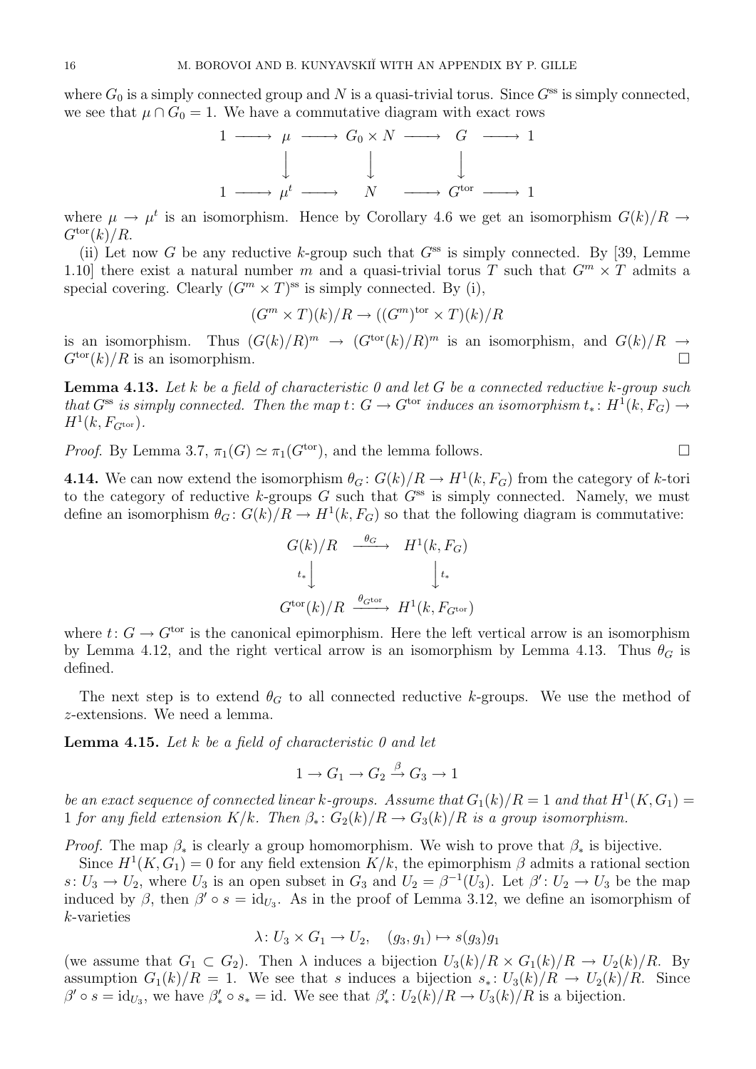where $G_0$ is a simply connected group and $N$ is a quasi-trivial torus. Since $G^{\mathrm{ss}}$ is simply connected, we see that $\mu \cap G_0 = 1$. We have a commutative diagram with exact rows

$$\begin{array}{ccccccccc}
1 & \longrightarrow & \mu & \longrightarrow & G_0 \times N & \longrightarrow & G & \longrightarrow & 1 \\
 & & \downarrow & & \downarrow & & \downarrow & & \\
1 & \longrightarrow & \mu^t & \longrightarrow & N & \longrightarrow & G^{\mathrm{tor}} & \longrightarrow & 1
\end{array}$$

where $\mu \to \mu^t$ is an isomorphism. Hence by Corollary 4.6 we get an isomorphism $G(k)/R \to G^{\mathrm{tor}}(k)/R$.

(ii) Let now $G$ be any reductive $k$-group such that $G^{\mathrm{ss}}$ is simply connected. By [39, Lemme 1.10] there exist a natural number $m$ and a quasi-trivial torus $T$ such that $G^m \times T$ admits a special covering. Clearly $(G^m \times T)^{\mathrm{ss}}$ is simply connected. By (i),

$$(G^m \times T)(k)/R \to ((G^m)^{\mathrm{tor}} \times T)(k)/R$$

is an isomorphism. Thus $(G(k)/R)^m \to (G^{\mathrm{tor}}(k)/R)^m$ is an isomorphism, and $G(k)/R \to G^{\mathrm{tor}}(k)/R$ is an isomorphism. □

**Lemma 4.13.** *Let $k$ be a field of characteristic 0 and let $G$ be a connected reductive $k$-group such that $G^{\mathrm{ss}}$ is simply connected. Then the map $t\colon G \to G^{\mathrm{tor}}$ induces an isomorphism $t_*\colon H^1(k, F_G) \to H^1(k, F_{G^{\mathrm{tor}}})$.*

*Proof.* By Lemma 3.7, $\pi_1(G) \simeq \pi_1(G^{\mathrm{tor}})$, and the lemma follows. □

**4.14.** We can now extend the isomorphism $\theta_G\colon G(k)/R \to H^1(k, F_G)$ from the category of $k$-tori to the category of reductive $k$-groups $G$ such that $G^{\mathrm{ss}}$ is simply connected. Namely, we must define an isomorphism $\theta_G\colon G(k)/R \to H^1(k, F_G)$ so that the following diagram is commutative:

$$\begin{array}{ccc}
G(k)/R & \xrightarrow{\theta_G} & H^1(k, F_G) \\
{\scriptstyle t_*}\downarrow & & \downarrow{\scriptstyle t_*} \\
G^{\mathrm{tor}}(k)/R & \xrightarrow{\theta_{G^{\mathrm{tor}}}} & H^1(k, F_{G^{\mathrm{tor}}})
\end{array}$$

where $t\colon G \to G^{\mathrm{tor}}$ is the canonical epimorphism. Here the left vertical arrow is an isomorphism by Lemma 4.12, and the right vertical arrow is an isomorphism by Lemma 4.13. Thus $\theta_G$ is defined.

The next step is to extend $\theta_G$ to all connected reductive $k$-groups. We use the method of $z$-extensions. We need a lemma.

**Lemma 4.15.** *Let $k$ be a field of characteristic 0 and let*

$$1 \to G_1 \to G_2 \xrightarrow{\beta} G_3 \to 1$$

*be an exact sequence of connected linear $k$-groups. Assume that $G_1(k)/R = 1$ and that $H^1(K, G_1) = 1$ for any field extension $K/k$. Then $\beta_*\colon G_2(k)/R \to G_3(k)/R$ is a group isomorphism.*

*Proof.* The map $\beta_*$ is clearly a group homomorphism. We wish to prove that $\beta_*$ is bijective.

Since $H^1(K, G_1) = 0$ for any field extension $K/k$, the epimorphism $\beta$ admits a rational section $s\colon U_3 \to U_2$, where $U_3$ is an open subset in $G_3$ and $U_2 = \beta^{-1}(U_3)$. Let $\beta'\colon U_2 \to U_3$ be the map induced by $\beta$, then $\beta' \circ s = \mathrm{id}_{U_3}$. As in the proof of Lemma 3.12, we define an isomorphism of $k$-varieties

$$\lambda\colon U_3 \times G_1 \to U_2, \quad (g_3, g_1) \mapsto s(g_3)g_1$$

(we assume that $G_1 \subset G_2$). Then $\lambda$ induces a bijection $U_3(k)/R \times G_1(k)/R \to U_2(k)/R$. By assumption $G_1(k)/R = 1$. We see that $s$ induces a bijection $s_*\colon U_3(k)/R \to U_2(k)/R$. Since $\beta' \circ s = \mathrm{id}_{U_3}$, we have $\beta'_* \circ s_* = \mathrm{id}$. We see that $\beta'_*\colon U_2(k)/R \to U_3(k)/R$ is a bijection.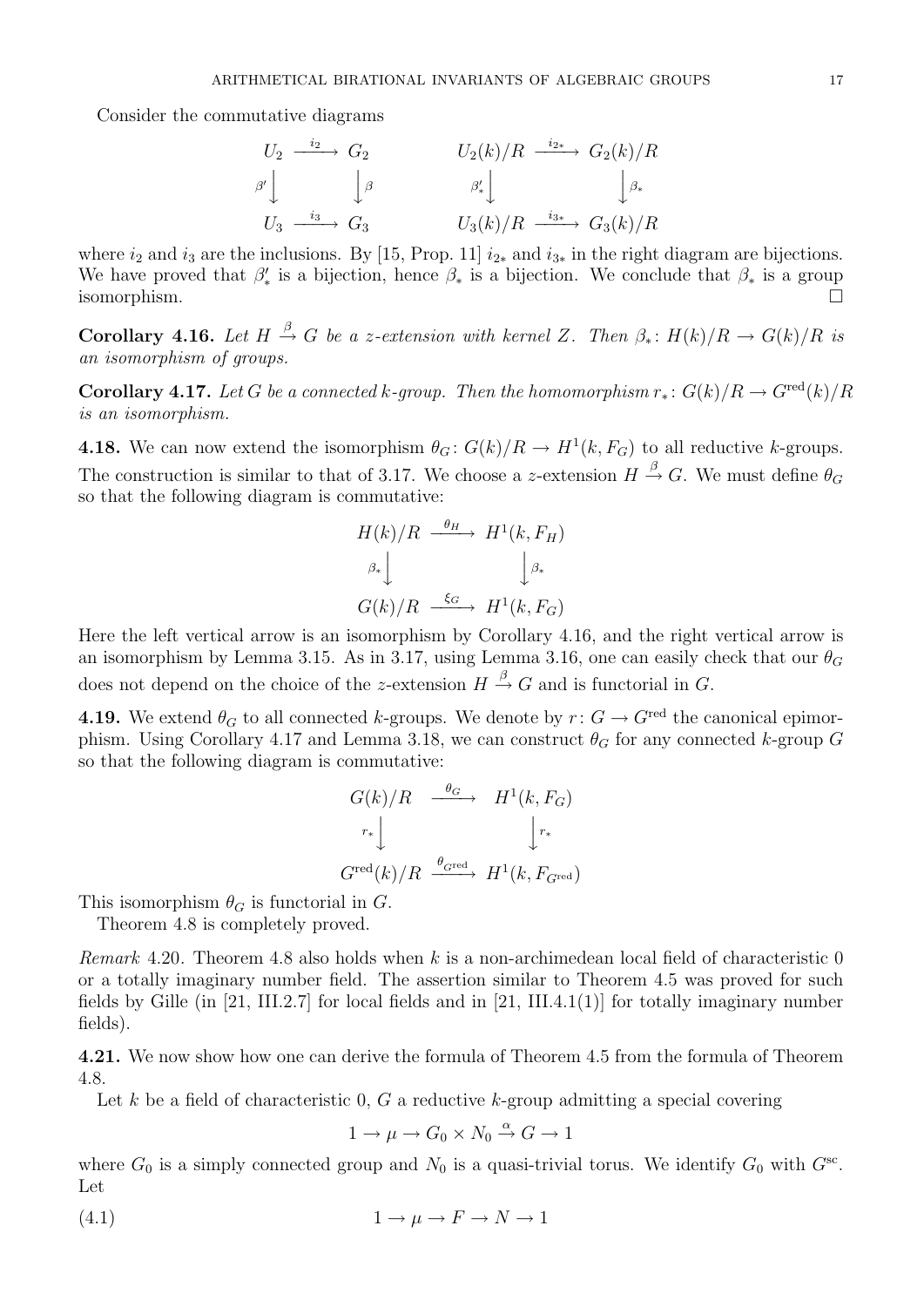Consider the commutative diagrams

$$
\begin{array}{ccc}
U_2 & \xrightarrow{i_2} & G_2 \\
{\scriptstyle\beta'}\downarrow & & \downarrow{\scriptstyle\beta} \\
U_3 & \xrightarrow{i_3} & G_3
\end{array}
\qquad\qquad
\begin{array}{ccc}
U_2(k)/R & \xrightarrow{i_{2*}} & G_2(k)/R \\
{\scriptstyle\beta'_*}\downarrow & & \downarrow{\scriptstyle\beta_*} \\
U_3(k)/R & \xrightarrow{i_{3*}} & G_3(k)/R
\end{array}
$$

where $i_2$ and $i_3$ are the inclusions. By [15, Prop. 11] $i_{2*}$ and $i_{3*}$ in the right diagram are bijections. We have proved that $\beta'_*$ is a bijection, hence $\beta_*$ is a bijection. We conclude that $\beta_*$ is a group isomorphism. □

**Corollary 4.16.** *Let $H \xrightarrow{\beta} G$ be a z-extension with kernel $Z$. Then $\beta_*\colon H(k)/R \to G(k)/R$ is an isomorphism of groups.*

**Corollary 4.17.** *Let $G$ be a connected $k$-group. Then the homomorphism $r_*\colon G(k)/R \to G^{\mathrm{red}}(k)/R$ is an isomorphism.*

**4.18.** We can now extend the isomorphism $\theta_G\colon G(k)/R \to H^1(k, F_G)$ to all reductive $k$-groups. The construction is similar to that of 3.17. We choose a $z$-extension $H \xrightarrow{\beta} G$. We must define $\theta_G$ so that the following diagram is commutative:

$$
\begin{array}{ccc}
H(k)/R & \xrightarrow{\theta_H} & H^1(k, F_H) \\
{\scriptstyle\beta_*}\downarrow & & \downarrow{\scriptstyle\beta_*} \\
G(k)/R & \xrightarrow{\xi_G} & H^1(k, F_G)
\end{array}
$$

Here the left vertical arrow is an isomorphism by Corollary 4.16, and the right vertical arrow is an isomorphism by Lemma 3.15. As in 3.17, using Lemma 3.16, one can easily check that our $\theta_G$ does not depend on the choice of the $z$-extension $H \xrightarrow{\beta} G$ and is functorial in $G$.

**4.19.** We extend $\theta_G$ to all connected $k$-groups. We denote by $r\colon G \to G^{\mathrm{red}}$ the canonical epimorphism. Using Corollary 4.17 and Lemma 3.18, we can construct $\theta_G$ for any connected $k$-group $G$ so that the following diagram is commutative:

$$
\begin{array}{ccc}
G(k)/R & \xrightarrow{\theta_G} & H^1(k, F_G) \\
{\scriptstyle r_*}\downarrow & & \downarrow{\scriptstyle r_*} \\
G^{\mathrm{red}}(k)/R & \xrightarrow{\theta_{G^{\mathrm{red}}}} & H^1(k, F_{G^{\mathrm{red}}})
\end{array}
$$

This isomorphism $\theta_G$ is functorial in $G$.

Theorem 4.8 is completely proved.

*Remark* 4.20. Theorem 4.8 also holds when $k$ is a non-archimedean local field of characteristic 0 or a totally imaginary number field. The assertion similar to Theorem 4.5 was proved for such fields by Gille (in [21, III.2.7] for local fields and in [21, III.4.1(1)] for totally imaginary number fields).

**4.21.** We now show how one can derive the formula of Theorem 4.5 from the formula of Theorem 4.8.

Let $k$ be a field of characteristic 0, $G$ a reductive $k$-group admitting a special covering

$$1 \to \mu \to G_0 \times N_0 \xrightarrow{\alpha} G \to 1$$

where $G_0$ is a simply connected group and $N_0$ is a quasi-trivial torus. We identify $G_0$ with $G^{\mathrm{sc}}$. Let

$$1 \to \mu \to F \to N \to 1 \tag{4.1}$$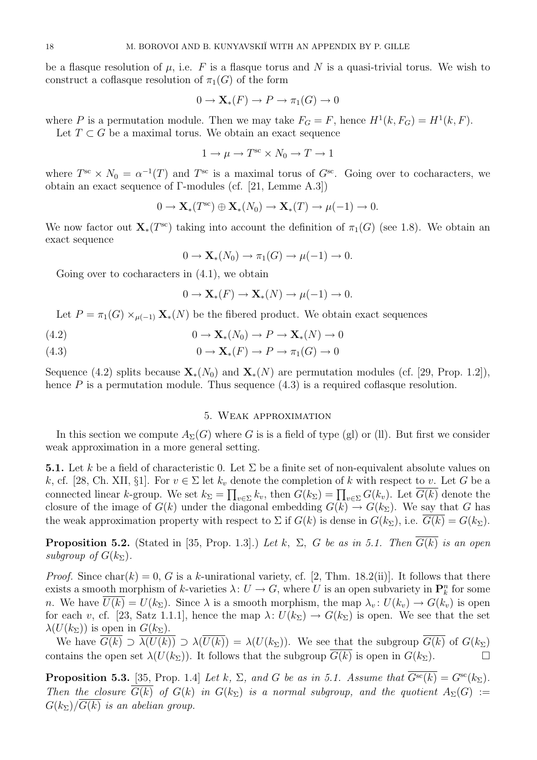be a flasque resolution of $\mu$, i.e. $F$ is a flasque torus and $N$ is a quasi-trivial torus. We wish to construct a coflasque resolution of $\pi_1(G)$ of the form

$$0 \to \mathbf{X}_*(F) \to P \to \pi_1(G) \to 0$$

where $P$ is a permutation module. Then we may take $F_G = F$, hence $H^1(k, F_G) = H^1(k, F)$.

Let $T \subset G$ be a maximal torus. We obtain an exact sequence

$$1 \to \mu \to T^{\rm sc} \times N_0 \to T \to 1$$

where $T^{\rm sc} \times N_0 = \alpha^{-1}(T)$ and $T^{\rm sc}$ is a maximal torus of $G^{\rm sc}$. Going over to cocharacters, we obtain an exact sequence of $\Gamma$-modules (cf. [21, Lemme A.3])

$$0 \to \mathbf{X}_*(T^{\rm sc}) \oplus \mathbf{X}_*(N_0) \to \mathbf{X}_*(T) \to \mu(-1) \to 0.$$

We now factor out $\mathbf{X}_*(T^{\rm sc})$ taking into account the definition of $\pi_1(G)$ (see 1.8). We obtain an exact sequence

$$0 \to \mathbf{X}_*(N_0) \to \pi_1(G) \to \mu(-1) \to 0.$$

Going over to cocharacters in (4.1), we obtain

$$0 \to \mathbf{X}_*(F) \to \mathbf{X}_*(N) \to \mu(-1) \to 0.$$

Let $P = \pi_1(G) \times_{\mu(-1)} \mathbf{X}_*(N)$ be the fibered product. We obtain exact sequences

$$0 \to \mathbf{X}_*(N_0) \to P \to \mathbf{X}_*(N) \to 0 \qquad (4.2)$$

$$0 \to \mathbf{X}_*(F) \to P \to \pi_1(G) \to 0 \qquad (4.3)$$

Sequence (4.2) splits because $\mathbf{X}_*(N_0)$ and $\mathbf{X}_*(N)$ are permutation modules (cf. [29, Prop. 1.2]), hence $P$ is a permutation module. Thus sequence (4.3) is a required coflasque resolution.

## 5. Weak approximation

In this section we compute $A_\Sigma(G)$ where $G$ is is a field of type (gl) or (ll). But first we consider weak approximation in a more general setting.

**5.1.** Let $k$ be a field of characteristic 0. Let $\Sigma$ be a finite set of non-equivalent absolute values on $k$, cf. [28, Ch. XII, §1]. For $v \in \Sigma$ let $k_v$ denote the completion of $k$ with respect to $v$. Let $G$ be a connected linear $k$-group. We set $k_\Sigma = \prod_{v\in\Sigma} k_v$, then $G(k_\Sigma) = \prod_{v\in\Sigma} G(k_v)$. Let $\overline{G(k)}$ denote the closure of the image of $G(k)$ under the diagonal embedding $G(k) \to G(k_\Sigma)$. We say that $G$ has the weak approximation property with respect to $\Sigma$ if $G(k)$ is dense in $G(k_\Sigma)$, i.e. $\overline{G(k)} = G(k_\Sigma)$.

**Proposition 5.2.** (Stated in [35, Prop. 1.3].) *Let $k$, $\Sigma$, $G$ be as in 5.1. Then $\overline{G(k)}$ is an open subgroup of $G(k_\Sigma)$.*

*Proof.* Since $\mathrm{char}(k) = 0$, $G$ is a $k$-unirational variety, cf. [2, Thm. 18.2(ii)]. It follows that there exists a smooth morphism of $k$-varieties $\lambda\colon U \to G$, where $U$ is an open subvariety in $\mathbf{P}^n_k$ for some $n$. We have $\overline{U(k)} = U(k_\Sigma)$. Since $\lambda$ is a smooth morphism, the map $\lambda_v\colon U(k_v) \to G(k_v)$ is open for each $v$, cf. [23, Satz 1.1.1], hence the map $\lambda\colon U(k_\Sigma) \to G(k_\Sigma)$ is open. We see that the set $\lambda(U(k_\Sigma))$ is open in $G(k_\Sigma)$.

We have $\overline{G(k)} \supset \overline{\lambda(U(k))} \supset \lambda(\overline{U(k)}) = \lambda(U(k_\Sigma))$. We see that the subgroup $\overline{G(k)}$ of $G(k_\Sigma)$ contains the open set $\lambda(U(k_\Sigma))$. It follows that the subgroup $\overline{G(k)}$ is open in $G(k_\Sigma)$. $\square$

**Proposition 5.3.** [35, Prop. 1.4] *Let $k$, $\Sigma$, and $G$ be as in 5.1. Assume that $\overline{G^{\rm sc}(k)} = G^{\rm sc}(k_\Sigma)$. Then the closure $\overline{G(k)}$ of $G(k)$ in $G(k_\Sigma)$ is a normal subgroup, and the quotient $A_\Sigma(G) := G(k_\Sigma)/\overline{G(k)}$ is an abelian group.*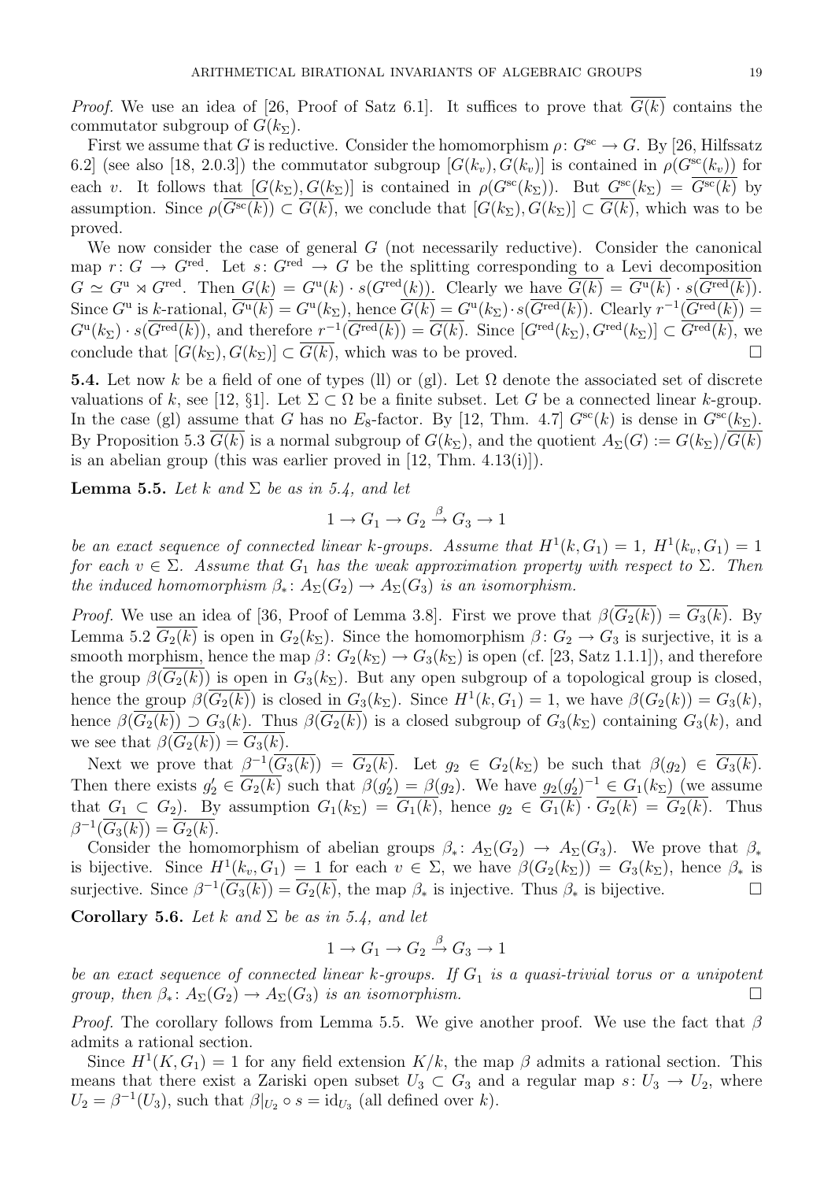*Proof.* We use an idea of [26, Proof of Satz 6.1]. It suffices to prove that $\overline{G(k)}$ contains the commutator subgroup of $G(k_\Sigma)$.

First we assume that $G$ is reductive. Consider the homomorphism $\rho\colon G^{\rm sc} \to G$. By [26, Hilfssatz 6.2] (see also [18, 2.0.3]) the commutator subgroup $[G(k_v), G(k_v)]$ is contained in $\rho(G^{\rm sc}(k_v))$ for each $v$. It follows that $[G(k_\Sigma), G(k_\Sigma)]$ is contained in $\rho(G^{\rm sc}(k_\Sigma))$. But $G^{\rm sc}(k_\Sigma) = \overline{G^{\rm sc}(k)}$ by assumption. Since $\rho(\overline{G^{\rm sc}(k)}) \subset \overline{G(k)}$, we conclude that $[G(k_\Sigma), G(k_\Sigma)] \subset \overline{G(k)}$, which was to be proved.

We now consider the case of general $G$ (not necessarily reductive). Consider the canonical map $r\colon G \to G^{\rm red}$. Let $s\colon G^{\rm red} \to G$ be the splitting corresponding to a Levi decomposition $G \simeq G^{\rm u} \rtimes G^{\rm red}$. Then $G(k) = G^{\rm u}(k) \cdot s(G^{\rm red}(k))$. Clearly we have $\overline{G(k)} = \overline{G^{\rm u}(k)} \cdot s(\overline{G^{\rm red}(k)})$. Since $G^{\rm u}$ is $k$-rational, $\overline{G^{\rm u}(k)} = G^{\rm u}(k_\Sigma)$, hence $\overline{G(k)} = G^{\rm u}(k_\Sigma) \cdot s(\overline{G^{\rm red}(k)})$. Clearly $r^{-1}(\overline{G^{\rm red}(k)}) = G^{\rm u}(k_\Sigma) \cdot s(\overline{G^{\rm red}(k)})$, and therefore $r^{-1}(\overline{G^{\rm red}(k)}) = \overline{G(k)}$. Since $[G^{\rm red}(k_\Sigma), G^{\rm red}(k_\Sigma)] \subset \overline{G^{\rm red}(k)}$, we conclude that $[G(k_\Sigma), G(k_\Sigma)] \subset \overline{G(k)}$, which was to be proved. $\square$

**5.4.** Let now $k$ be a field of one of types (ll) or (gl). Let $\Omega$ denote the associated set of discrete valuations of $k$, see [12, §1]. Let $\Sigma \subset \Omega$ be a finite subset. Let $G$ be a connected linear $k$-group. In the case (gl) assume that $G$ has no $E_8$-factor. By [12, Thm. 4.7] $G^{\rm sc}(k)$ is dense in $G^{\rm sc}(k_\Sigma)$. By Proposition 5.3 $\overline{G(k)}$ is a normal subgroup of $G(k_\Sigma)$, and the quotient $A_\Sigma(G) := G(k_\Sigma)/\overline{G(k)}$ is an abelian group (this was earlier proved in [12, Thm. 4.13(i)]).

**Lemma 5.5.** *Let $k$ and $\Sigma$ be as in 5.4, and let*

$$1 \to G_1 \to G_2 \xrightarrow{\beta} G_3 \to 1$$

*be an exact sequence of connected linear $k$-groups. Assume that $H^1(k, G_1) = 1$, $H^1(k_v, G_1) = 1$ for each $v \in \Sigma$. Assume that $G_1$ has the weak approximation property with respect to $\Sigma$. Then the induced homomorphism $\beta_*\colon A_\Sigma(G_2) \to A_\Sigma(G_3)$ is an isomorphism.*

*Proof.* We use an idea of [36, Proof of Lemma 3.8]. First we prove that $\beta(\overline{G_2(k)}) = \overline{G_3(k)}$. By Lemma 5.2 $\overline{G_2(k)}$ is open in $G_2(k_\Sigma)$. Since the homomorphism $\beta\colon G_2 \to G_3$ is surjective, it is a smooth morphism, hence the map $\beta\colon G_2(k_\Sigma) \to G_3(k_\Sigma)$ is open (cf. [23, Satz 1.1.1]), and therefore the group $\beta(\overline{G_2(k)})$ is open in $G_3(k_\Sigma)$. But any open subgroup of a topological group is closed, hence the group $\beta(\overline{G_2(k)})$ is closed in $G_3(k_\Sigma)$. Since $H^1(k, G_1) = 1$, we have $\beta(G_2(k)) = G_3(k)$, hence $\beta(\overline{G_2(k)}) \supset G_3(k)$. Thus $\beta(\overline{G_2(k)})$ is a closed subgroup of $G_3(k_\Sigma)$ containing $G_3(k)$, and we see that $\beta(\overline{G_2(k)}) = \overline{G_3(k)}$.

Next we prove that $\beta^{-1}(\overline{G_3(k)}) = \overline{G_2(k)}$. Let $g_2 \in G_2(k_\Sigma)$ be such that $\beta(g_2) \in \overline{G_3(k)}$. Then there exists $g_2' \in \overline{G_2(k)}$ such that $\beta(g_2') = \beta(g_2)$. We have $g_2(g_2')^{-1} \in G_1(k_\Sigma)$ (we assume that $G_1 \subset G_2$). By assumption $G_1(k_\Sigma) = \overline{G_1(k)}$, hence $g_2 \in \overline{G_1(k)} \cdot \overline{G_2(k)} = \overline{G_2(k)}$. Thus $\beta^{-1}(\overline{G_3(k)}) = \overline{G_2(k)}$.

Consider the homomorphism of abelian groups $\beta_*\colon A_\Sigma(G_2) \to A_\Sigma(G_3)$. We prove that $\beta_*$ is bijective. Since $H^1(k_v, G_1) = 1$ for each $v \in \Sigma$, we have $\beta(G_2(k_\Sigma)) = G_3(k_\Sigma)$, hence $\beta_*$ is surjective. Since $\beta^{-1}(\overline{G_3(k)}) = \overline{G_2(k)}$, the map $\beta_*$ is injective. Thus $\beta_*$ is bijective. $\square$

**Corollary 5.6.** *Let $k$ and $\Sigma$ be as in 5.4, and let*

$$1 \to G_1 \to G_2 \xrightarrow{\beta} G_3 \to 1$$

*be an exact sequence of connected linear $k$-groups. If $G_1$ is a quasi-trivial torus or a unipotent group, then $\beta_*\colon A_\Sigma(G_2) \to A_\Sigma(G_3)$ is an isomorphism.* $\square$

*Proof.* The corollary follows from Lemma 5.5. We give another proof. We use the fact that $\beta$ admits a rational section.

Since $H^1(K, G_1) = 1$ for any field extension $K/k$, the map $\beta$ admits a rational section. This means that there exist a Zariski open subset $U_3 \subset G_3$ and a regular map $s\colon U_3 \to U_2$, where $U_2 = \beta^{-1}(U_3)$, such that $\beta|_{U_2} \circ s = \mathrm{id}_{U_3}$ (all defined over $k$).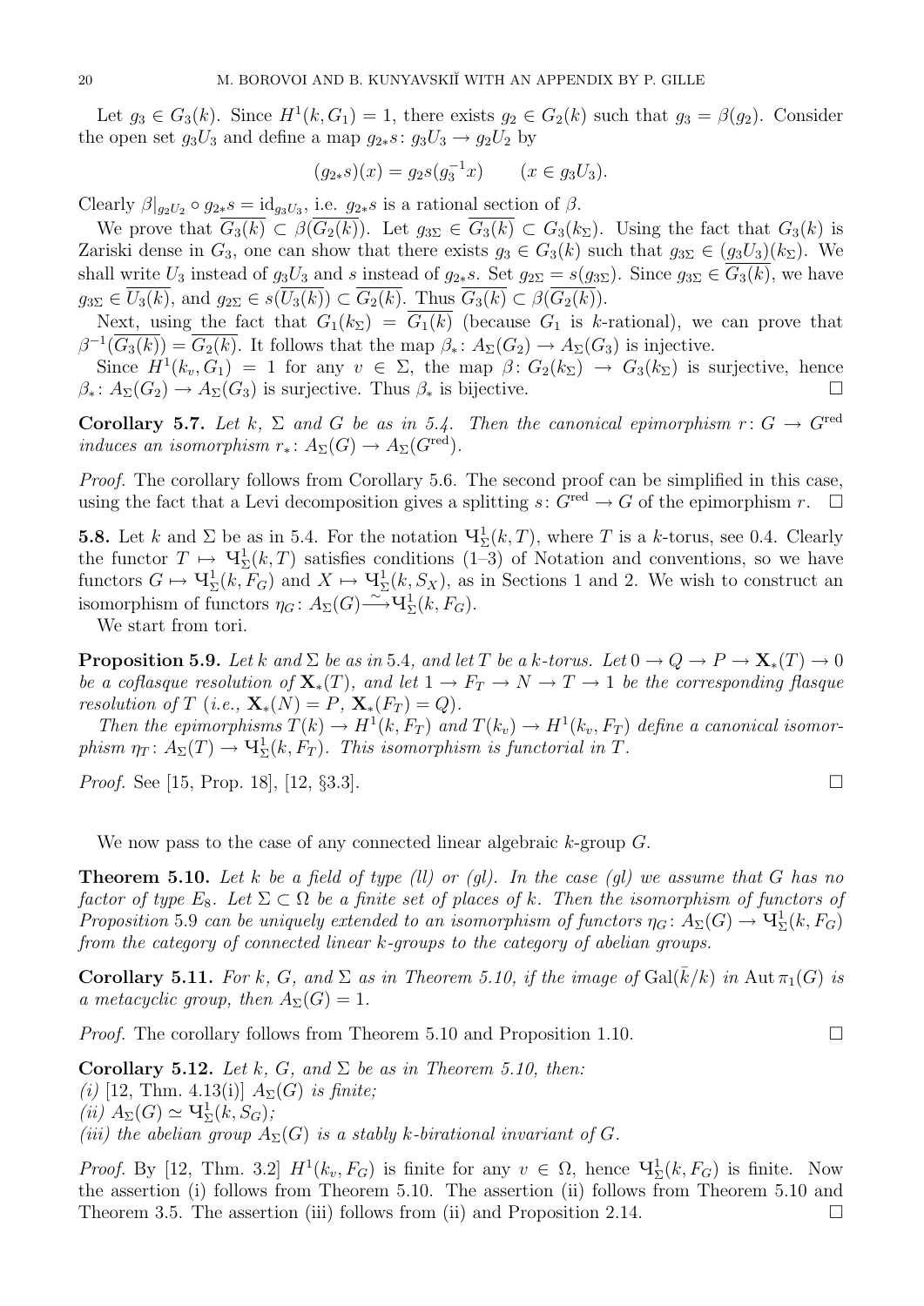Let $g_3 \in G_3(k)$. Since $H^1(k, G_1) = 1$, there exists $g_2 \in G_2(k)$ such that $g_3 = \beta(g_2)$. Consider the open set $g_3U_3$ and define a map $g_{2*}s\colon g_3U_3 \to g_2U_2$ by

$$(g_{2*}s)(x) = g_2 s(g_3^{-1}x) \qquad (x \in g_3U_3).$$

Clearly $\beta|_{g_2U_2} \circ g_{2*}s = \mathrm{id}_{g_3U_3}$, i.e. $g_{2*}s$ is a rational section of $\beta$.

We prove that $\overline{G_3(k)} \subset \beta(\overline{G_2(k)})$. Let $g_{3\Sigma} \in \overline{G_3(k)} \subset G_3(k_\Sigma)$. Using the fact that $G_3(k)$ is Zariski dense in $G_3$, one can show that there exists $g_3 \in G_3(k)$ such that $g_{3\Sigma} \in (g_3U_3)(k_\Sigma)$. We shall write $U_3$ instead of $g_3U_3$ and $s$ instead of $g_{2*}s$. Set $g_{2\Sigma} = s(g_{3\Sigma})$. Since $g_{3\Sigma} \in \overline{G_3(k)}$, we have $g_{3\Sigma} \in \overline{U_3(k)}$, and $g_{2\Sigma} \in s(\overline{U_3(k)}) \subset \overline{G_2(k)}$. Thus $\overline{G_3(k)} \subset \beta(\overline{G_2(k)})$.

Next, using the fact that $G_1(k_\Sigma) = \overline{G_1(k)}$ (because $G_1$ is $k$-rational), we can prove that $\beta^{-1}(\overline{G_3(k)}) = \overline{G_2(k)}$. It follows that the map $\beta_*\colon A_\Sigma(G_2) \to A_\Sigma(G_3)$ is injective.

Since $H^1(k_v, G_1) = 1$ for any $v \in \Sigma$, the map $\beta\colon G_2(k_\Sigma) \to G_3(k_\Sigma)$ is surjective, hence $\beta_*\colon A_\Sigma(G_2) \to A_\Sigma(G_3)$ is surjective. Thus $\beta_*$ is bijective. □

**Corollary 5.7.** *Let $k$, $\Sigma$ and $G$ be as in 5.4. Then the canonical epimorphism $r\colon G \to G^{\mathrm{red}}$ induces an isomorphism $r_*\colon A_\Sigma(G) \to A_\Sigma(G^{\mathrm{red}})$.*

*Proof.* The corollary follows from Corollary 5.6. The second proof can be simplified in this case, using the fact that a Levi decomposition gives a splitting $s\colon G^{\mathrm{red}} \to G$ of the epimorphism $r$. □

**5.8.** Let $k$ and $\Sigma$ be as in 5.4. For the notation $Ч^1_\Sigma(k, T)$, where $T$ is a $k$-torus, see 0.4. Clearly the functor $T \mapsto Ч^1_\Sigma(k, T)$ satisfies conditions (1–3) of Notation and conventions, so we have functors $G \mapsto Ч^1_\Sigma(k, F_G)$ and $X \mapsto Ч^1_\Sigma(k, S_X)$, as in Sections 1 and 2. We wish to construct an isomorphism of functors $\eta_G\colon A_\Sigma(G) \xrightarrow{\sim} Ч^1_\Sigma(k, F_G)$.

We start from tori.

**Proposition 5.9.** *Let $k$ and $\Sigma$ be as in* 5.4*, and let $T$ be a $k$-torus. Let $0 \to Q \to P \to \mathbf{X}_*(T) \to 0$ be a coflasque resolution of $\mathbf{X}_*(T)$, and let $1 \to F_T \to N \to T \to 1$ be the corresponding flasque resolution of $T$ (i.e., $\mathbf{X}_*(N) = P$, $\mathbf{X}_*(F_T) = Q$).*

*Then the epimorphisms $T(k) \to H^1(k, F_T)$ and $T(k_v) \to H^1(k_v, F_T)$ define a canonical isomorphism $\eta_T\colon A_\Sigma(T) \to Ч^1_\Sigma(k, F_T)$. This isomorphism is functorial in $T$.*

*Proof.* See [15, Prop. 18], [12, §3.3]. □

We now pass to the case of any connected linear algebraic $k$-group $G$.

**Theorem 5.10.** *Let $k$ be a field of type (ll) or (gl). In the case (gl) we assume that $G$ has no factor of type $E_8$. Let $\Sigma \subset \Omega$ be a finite set of places of $k$. Then the isomorphism of functors of Proposition* 5.9 *can be uniquely extended to an isomorphism of functors $\eta_G\colon A_\Sigma(G) \to Ч^1_\Sigma(k, F_G)$ from the category of connected linear $k$-groups to the category of abelian groups.*

**Corollary 5.11.** *For $k$, $G$, and $\Sigma$ as in Theorem 5.10, if the image of $\mathrm{Gal}(\bar{k}/k)$ in $\mathrm{Aut}\,\pi_1(G)$ is a metacyclic group, then $A_\Sigma(G) = 1$.*

*Proof.* The corollary follows from Theorem 5.10 and Proposition 1.10. □

**Corollary 5.12.** *Let $k$, $G$, and $\Sigma$ be as in Theorem 5.10, then:*
*(i)* [12, Thm. 4.13(i)] *$A_\Sigma(G)$ is finite;*
*(ii) $A_\Sigma(G) \simeq Ч^1_\Sigma(k, S_G)$;*
*(iii) the abelian group $A_\Sigma(G)$ is a stably $k$-birational invariant of $G$.*

*Proof.* By [12, Thm. 3.2] $H^1(k_v, F_G)$ is finite for any $v \in \Omega$, hence $Ч^1_\Sigma(k, F_G)$ is finite. Now the assertion (i) follows from Theorem 5.10. The assertion (ii) follows from Theorem 5.10 and Theorem 3.5. The assertion (iii) follows from (ii) and Proposition 2.14. □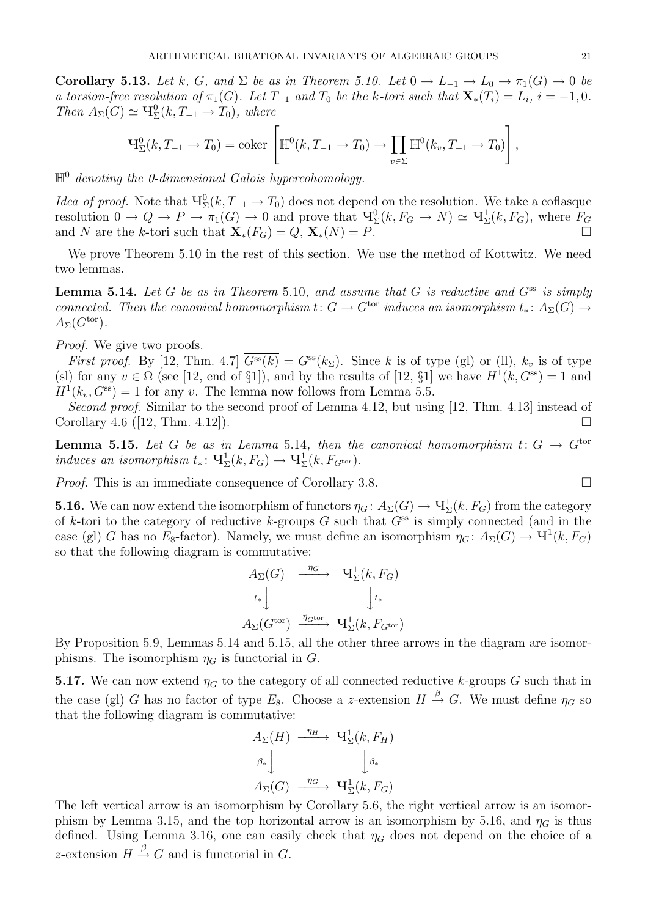**Corollary 5.13.** *Let $k$, $G$, and $\Sigma$ be as in Theorem 5.10. Let $0 \to L_{-1} \to L_0 \to \pi_1(G) \to 0$ be a torsion-free resolution of $\pi_1(G)$. Let $T_{-1}$ and $T_0$ be the $k$-tori such that $\mathbf{X}_*(T_i) = L_i$, $i = -1, 0$. Then $A_\Sigma(G) \simeq Ч^0_\Sigma(k, T_{-1} \to T_0)$, where*

$$Ч^0_\Sigma(k, T_{-1} \to T_0) = \operatorname{coker}\left[\mathbb{H}^0(k, T_{-1} \to T_0) \to \prod_{v \in \Sigma} \mathbb{H}^0(k_v, T_{-1} \to T_0)\right],$$

*$\mathbb{H}^0$ denoting the 0-dimensional Galois hypercohomology.*

*Idea of proof.* Note that $Ч^0_\Sigma(k, T_{-1} \to T_0)$ does not depend on the resolution. We take a coflasque resolution $0 \to Q \to P \to \pi_1(G) \to 0$ and prove that $Ч^0_\Sigma(k, F_G \to N) \simeq Ч^1_\Sigma(k, F_G)$, where $F_G$ and $N$ are the $k$-tori such that $\mathbf{X}_*(F_G) = Q$, $\mathbf{X}_*(N) = P$. □

We prove Theorem 5.10 in the rest of this section. We use the method of Kottwitz. We need two lemmas.

**Lemma 5.14.** *Let $G$ be as in Theorem 5.10, and assume that $G$ is reductive and $G^{\text{ss}}$ is simply connected. Then the canonical homomorphism $t\colon G \to G^{\text{tor}}$ induces an isomorphism $t_*\colon A_\Sigma(G) \to A_\Sigma(G^{\text{tor}})$.*

*Proof.* We give two proofs.

*First proof.* By [12, Thm. 4.7] $\overline{G^{\text{ss}}(k)} = G^{\text{ss}}(k_\Sigma)$. Since $k$ is of type (gl) or (ll), $k_v$ is of type (sl) for any $v \in \Omega$ (see [12, end of §1]), and by the results of [12, §1] we have $H^1(k, G^{\text{ss}}) = 1$ and $H^1(k_v, G^{\text{ss}}) = 1$ for any $v$. The lemma now follows from Lemma 5.5.

*Second proof.* Similar to the second proof of Lemma 4.12, but using [12, Thm. 4.13] instead of Corollary 4.6 ([12, Thm. 4.12]). □

**Lemma 5.15.** *Let $G$ be as in Lemma 5.14, then the canonical homomorphism $t\colon G \to G^{\text{tor}}$ induces an isomorphism $t_*\colon Ч^1_\Sigma(k, F_G) \to Ч^1_\Sigma(k, F_{G^{\text{tor}}})$.*

*Proof.* This is an immediate consequence of Corollary 3.8. □

**5.16.** We can now extend the isomorphism of functors $\eta_G\colon A_\Sigma(G) \to Ч^1_\Sigma(k, F_G)$ from the category of $k$-tori to the category of reductive $k$-groups $G$ such that $G^{\text{ss}}$ is simply connected (and in the case (gl) $G$ has no $E_8$-factor). Namely, we must define an isomorphism $\eta_G\colon A_\Sigma(G) \to Ч^1(k, F_G)$ so that the following diagram is commutative:

$$\begin{array}{ccc}
A_\Sigma(G) & \xrightarrow{\eta_G} & Ч^1_\Sigma(k, F_G) \\
{\scriptstyle t_*}\downarrow & & \downarrow{\scriptstyle t_*} \\
A_\Sigma(G^{\text{tor}}) & \xrightarrow{\eta_{G^{\text{tor}}}} & Ч^1_\Sigma(k, F_{G^{\text{tor}}})
\end{array}$$

By Proposition 5.9, Lemmas 5.14 and 5.15, all the other three arrows in the diagram are isomorphisms. The isomorphism $\eta_G$ is functorial in $G$.

**5.17.** We can now extend $\eta_G$ to the category of all connected reductive $k$-groups $G$ such that in the case (gl) $G$ has no factor of type $E_8$. Choose a $z$-extension $H \xrightarrow{\beta} G$. We must define $\eta_G$ so that the following diagram is commutative:

$$\begin{array}{ccc}
A_\Sigma(H) & \xrightarrow{\eta_H} & Ч^1_\Sigma(k, F_H) \\
{\scriptstyle \beta_*}\downarrow & & \downarrow{\scriptstyle \beta_*} \\
A_\Sigma(G) & \xrightarrow{\eta_G} & Ч^1_\Sigma(k, F_G)
\end{array}$$

The left vertical arrow is an isomorphism by Corollary 5.6, the right vertical arrow is an isomorphism by Lemma 3.15, and the top horizontal arrow is an isomorphism by 5.16, and $\eta_G$ is thus defined. Using Lemma 3.16, one can easily check that $\eta_G$ does not depend on the choice of a $z$-extension $H \xrightarrow{\beta} G$ and is functorial in $G$.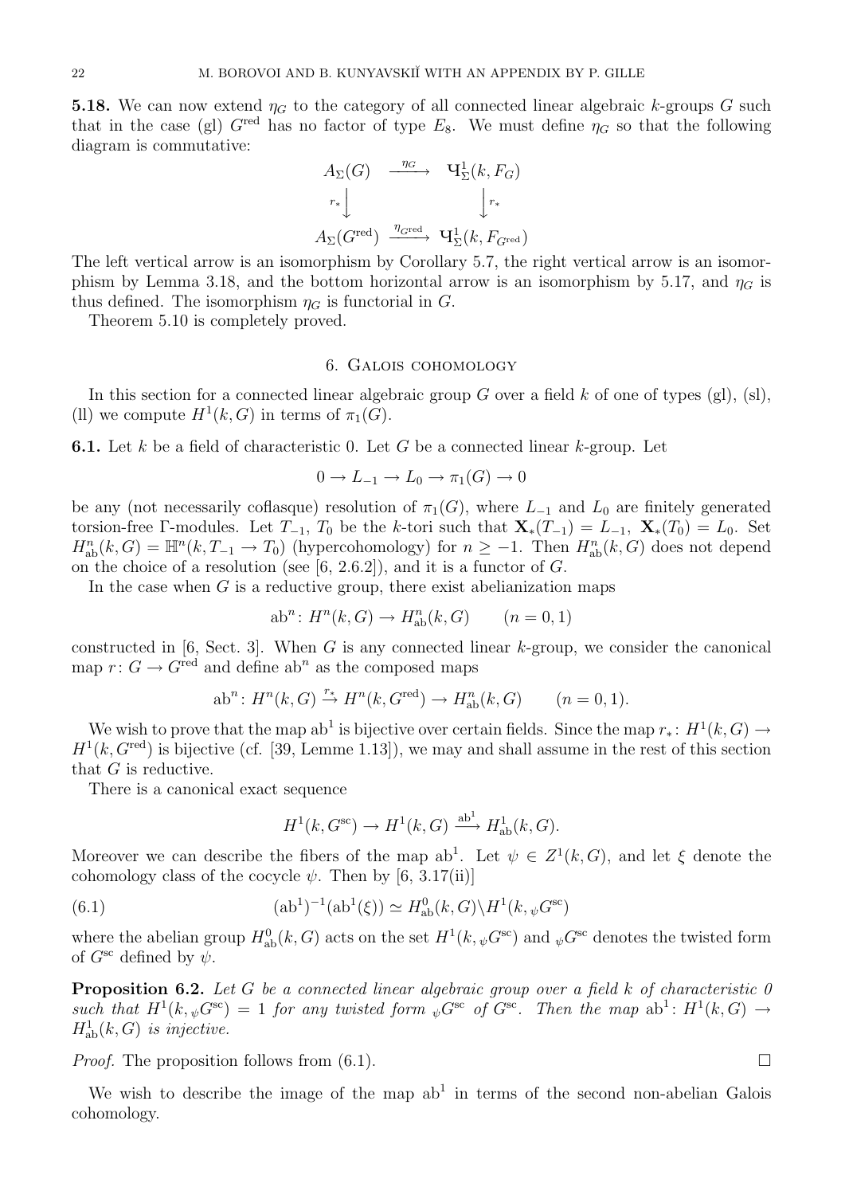**5.18.** We can now extend $\eta_G$ to the category of all connected linear algebraic $k$-groups $G$ such that in the case (gl) $G^{\text{red}}$ has no factor of type $E_8$. We must define $\eta_G$ so that the following diagram is commutative:

$$\begin{array}{ccc} A_\Sigma(G) & \xrightarrow{\eta_G} & Ч^1_\Sigma(k, F_G) \\ {\scriptstyle r_*}\downarrow & & \downarrow{\scriptstyle r_*} \\ A_\Sigma(G^{\text{red}}) & \xrightarrow{\eta_{G^{\text{red}}}} & Ч^1_\Sigma(k, F_{G^{\text{red}}}) \end{array}$$

The left vertical arrow is an isomorphism by Corollary 5.7, the right vertical arrow is an isomorphism by Lemma 3.18, and the bottom horizontal arrow is an isomorphism by 5.17, and $\eta_G$ is thus defined. The isomorphism $\eta_G$ is functorial in $G$.

Theorem 5.10 is completely proved.

## 6. Galois cohomology

In this section for a connected linear algebraic group $G$ over a field $k$ of one of types (gl), (sl), (ll) we compute $H^1(k, G)$ in terms of $\pi_1(G)$.

**6.1.** Let $k$ be a field of characteristic 0. Let $G$ be a connected linear $k$-group. Let

$$0 \to L_{-1} \to L_0 \to \pi_1(G) \to 0$$

be any (not necessarily coflasque) resolution of $\pi_1(G)$, where $L_{-1}$ and $L_0$ are finitely generated torsion-free $\Gamma$-modules. Let $T_{-1}$, $T_0$ be the $k$-tori such that $\mathbf{X}_*(T_{-1}) = L_{-1}$, $\mathbf{X}_*(T_0) = L_0$. Set $H^n_{\text{ab}}(k, G) = \mathbb{H}^n(k, T_{-1} \to T_0)$ (hypercohomology) for $n \geq -1$. Then $H^n_{\text{ab}}(k, G)$ does not depend on the choice of a resolution (see [6, 2.6.2]), and it is a functor of $G$.

In the case when $G$ is a reductive group, there exist abelianization maps

$$\text{ab}^n \colon H^n(k, G) \to H^n_{\text{ab}}(k, G) \qquad (n = 0, 1)$$

constructed in [6, Sect. 3]. When $G$ is any connected linear $k$-group, we consider the canonical map $r \colon G \to G^{\text{red}}$ and define $\text{ab}^n$ as the composed maps

$$\text{ab}^n \colon H^n(k, G) \xrightarrow{r_*} H^n(k, G^{\text{red}}) \to H^n_{\text{ab}}(k, G) \qquad (n = 0, 1).$$

We wish to prove that the map $\text{ab}^1$ is bijective over certain fields. Since the map $r_* \colon H^1(k, G) \to H^1(k, G^{\text{red}})$ is bijective (cf. [39, Lemme 1.13]), we may and shall assume in the rest of this section that $G$ is reductive.

There is a canonical exact sequence

$$H^1(k, G^{\text{sc}}) \to H^1(k, G) \xrightarrow{\text{ab}^1} H^1_{\text{ab}}(k, G).$$

Moreover we can describe the fibers of the map $\text{ab}^1$. Let $\psi \in Z^1(k, G)$, and let $\xi$ denote the cohomology class of the cocycle $\psi$. Then by [6, 3.17(ii)]

$$(\text{ab}^1)^{-1}(\text{ab}^1(\xi)) \simeq H^0_{\text{ab}}(k, G) \backslash H^1(k, {}_\psi G^{\text{sc}}) \tag{6.1}$$

where the abelian group $H^0_{\text{ab}}(k, G)$ acts on the set $H^1(k, {}_\psi G^{\text{sc}})$ and ${}_\psi G^{\text{sc}}$ denotes the twisted form of $G^{\text{sc}}$ defined by $\psi$.

**Proposition 6.2.** *Let $G$ be a connected linear algebraic group over a field $k$ of characteristic 0 such that $H^1(k, {}_\psi G^{\text{sc}}) = 1$ for any twisted form ${}_\psi G^{\text{sc}}$ of $G^{\text{sc}}$. Then the map $\text{ab}^1 \colon H^1(k, G) \to H^1_{\text{ab}}(k, G)$ is injective.*

*Proof.* The proposition follows from (6.1). □

We wish to describe the image of the map $\text{ab}^1$ in terms of the second non-abelian Galois cohomology.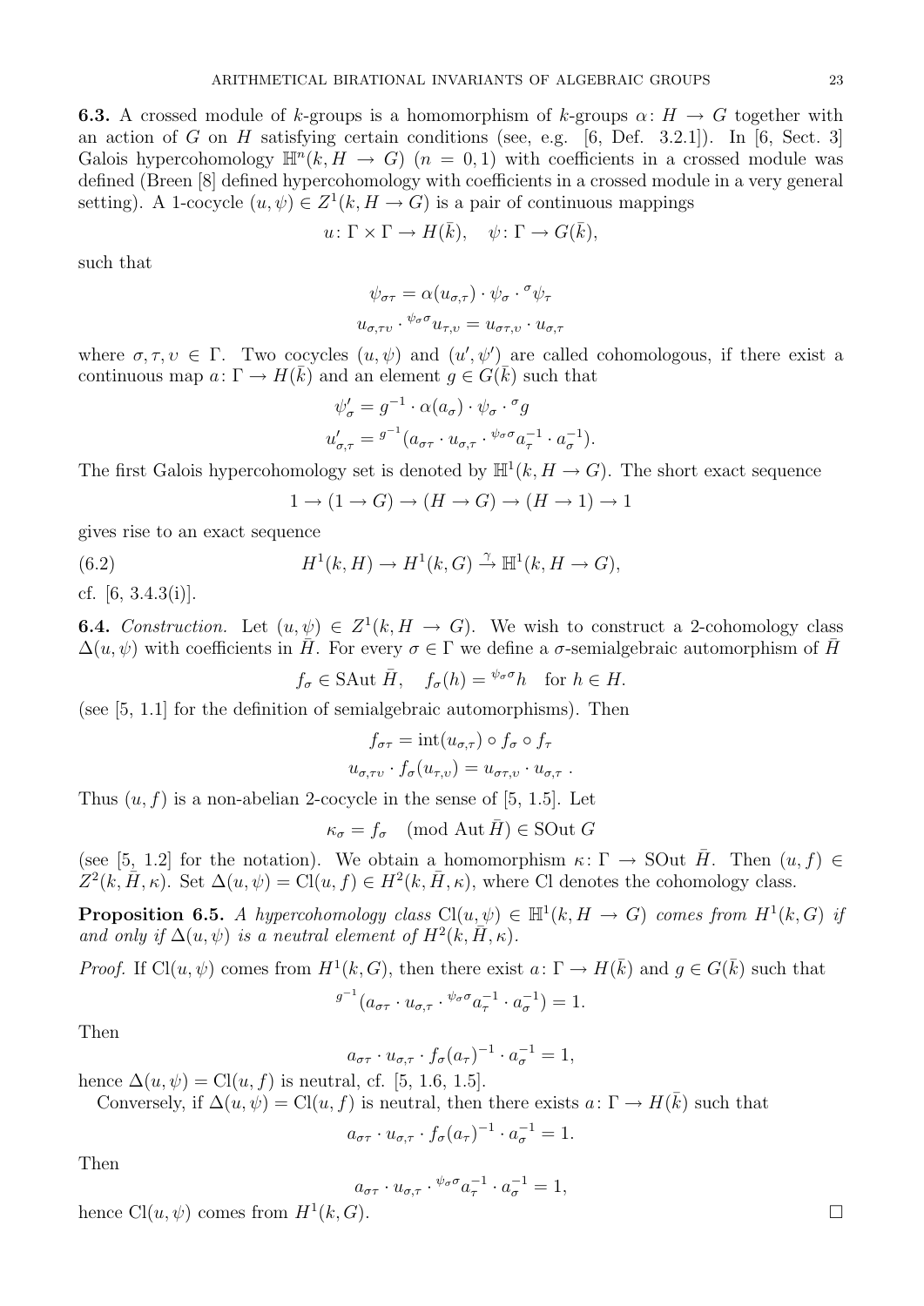**6.3.** A crossed module of $k$-groups is a homomorphism of $k$-groups $\alpha\colon H \to G$ together with an action of $G$ on $H$ satisfying certain conditions (see, e.g. [6, Def. 3.2.1]). In [6, Sect. 3] Galois hypercohomology $\mathbb{H}^n(k, H \to G)$ $(n = 0, 1)$ with coefficients in a crossed module was defined (Breen [8] defined hypercohomology with coefficients in a crossed module in a very general setting). A 1-cocycle $(u, \psi) \in Z^1(k, H \to G)$ is a pair of continuous mappings

$$u\colon \Gamma \times \Gamma \to H(\bar{k}), \quad \psi\colon \Gamma \to G(\bar{k}),$$

such that

$$\psi_{\sigma\tau} = \alpha(u_{\sigma,\tau}) \cdot \psi_\sigma \cdot {}^\sigma\psi_\tau$$

$$u_{\sigma,\tau\upsilon} \cdot {}^{\psi_\sigma \sigma}u_{\tau,\upsilon} = u_{\sigma\tau,\upsilon} \cdot u_{\sigma,\tau}$$

where $\sigma, \tau, \upsilon \in \Gamma$. Two cocycles $(u, \psi)$ and $(u', \psi')$ are called cohomologous, if there exist a continuous map $a\colon \Gamma \to H(\bar{k})$ and an element $g \in G(\bar{k})$ such that

$$\psi'_\sigma = g^{-1} \cdot \alpha(a_\sigma) \cdot \psi_\sigma \cdot {}^\sigma g$$

$$u'_{\sigma,\tau} = {}^{g^{-1}}(a_{\sigma\tau} \cdot u_{\sigma,\tau} \cdot {}^{\psi_\sigma \sigma}a_\tau^{-1} \cdot a_\sigma^{-1}).$$

The first Galois hypercohomology set is denoted by $\mathbb{H}^1(k, H \to G)$. The short exact sequence

$$1 \to (1 \to G) \to (H \to G) \to (H \to 1) \to 1$$

gives rise to an exact sequence

$$H^1(k, H) \to H^1(k, G) \xrightarrow{\gamma} \mathbb{H}^1(k, H \to G), \tag{6.2}$$

cf. [6, 3.4.3(i)].

**6.4.** *Construction.* Let $(u, \psi) \in Z^1(k, H \to G)$. We wish to construct a 2-cohomology class $\Delta(u, \psi)$ with coefficients in $\bar{H}$. For every $\sigma \in \Gamma$ we define a $\sigma$-semialgebraic automorphism of $\bar{H}$

$$f_\sigma \in \mathrm{SAut}\, \bar{H}, \quad f_\sigma(h) = {}^{\psi_\sigma \sigma}h \quad \text{for } h \in H.$$

(see [5, 1.1] for the definition of semialgebraic automorphisms). Then

$$f_{\sigma\tau} = \mathrm{int}(u_{\sigma,\tau}) \circ f_\sigma \circ f_\tau$$

$$u_{\sigma,\tau\upsilon} \cdot f_\sigma(u_{\tau,\upsilon}) = u_{\sigma\tau,\upsilon} \cdot u_{\sigma,\tau}\ .$$

Thus $(u, f)$ is a non-abelian 2-cocycle in the sense of [5, 1.5]. Let

$$\kappa_\sigma = f_\sigma \pmod{\mathrm{Aut}\, \bar{H}} \in \mathrm{SOut}\, G$$

(see [5, 1.2] for the notation). We obtain a homomorphism $\kappa\colon \Gamma \to \mathrm{SOut}\, \bar{H}$. Then $(u, f) \in Z^2(k, \bar{H}, \kappa)$. Set $\Delta(u, \psi) = \mathrm{Cl}(u, f) \in H^2(k, \bar{H}, \kappa)$, where Cl denotes the cohomology class.

**Proposition 6.5.** *A hypercohomology class* $\mathrm{Cl}(u, \psi) \in \mathbb{H}^1(k, H \to G)$ *comes from* $H^1(k, G)$ *if and only if* $\Delta(u, \psi)$ *is a neutral element of* $H^2(k, \bar{H}, \kappa)$*.*

*Proof.* If $\mathrm{Cl}(u, \psi)$ comes from $H^1(k, G)$, then there exist $a\colon \Gamma \to H(\bar{k})$ and $g \in G(\bar{k})$ such that

$${}^{g^{-1}}(a_{\sigma\tau} \cdot u_{\sigma,\tau} \cdot {}^{\psi_\sigma \sigma}a_\tau^{-1} \cdot a_\sigma^{-1}) = 1.$$

Then

$$a_{\sigma\tau} \cdot u_{\sigma,\tau} \cdot f_\sigma(a_\tau)^{-1} \cdot a_\sigma^{-1} = 1,$$

hence $\Delta(u, \psi) = \mathrm{Cl}(u, f)$ is neutral, cf. [5, 1.6, 1.5].

Conversely, if $\Delta(u, \psi) = \mathrm{Cl}(u, f)$ is neutral, then there exists $a\colon \Gamma \to H(\bar{k})$ such that

$$a_{\sigma\tau} \cdot u_{\sigma,\tau} \cdot f_\sigma(a_\tau)^{-1} \cdot a_\sigma^{-1} = 1.$$

Then

$$a_{\sigma\tau} \cdot u_{\sigma,\tau} \cdot {}^{\psi_\sigma \sigma}a_\tau^{-1} \cdot a_\sigma^{-1} = 1,$$

hence $\mathrm{Cl}(u, \psi)$ comes from $H^1(k, G)$. $\square$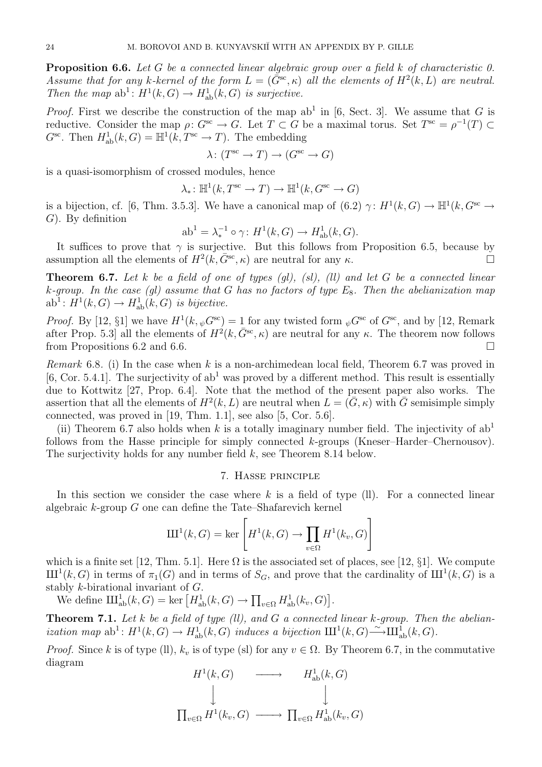**Proposition 6.6.** *Let $G$ be a connected linear algebraic group over a field $k$ of characteristic 0. Assume that for any $k$-kernel of the form $L = (\bar{G}^{\rm sc}, \kappa)$ all the elements of $H^2(k, L)$ are neutral. Then the map $\mathrm{ab}^1 \colon H^1(k, G) \to H^1_{\rm ab}(k, G)$ is surjective.*

*Proof.* First we describe the construction of the map $\mathrm{ab}^1$ in [6, Sect. 3]. We assume that $G$ is reductive. Consider the map $\rho\colon G^{\rm sc} \to G$. Let $T \subset G$ be a maximal torus. Set $T^{\rm sc} = \rho^{-1}(T) \subset G^{\rm sc}$. Then $H^1_{\rm ab}(k, G) = \mathbb{H}^1(k, T^{\rm sc} \to T)$. The embedding

$$\lambda\colon (T^{\rm sc} \to T) \to (G^{\rm sc} \to G)$$

is a quasi-isomorphism of crossed modules, hence

$$\lambda_*\colon \mathbb{H}^1(k, T^{\rm sc} \to T) \to \mathbb{H}^1(k, G^{\rm sc} \to G)$$

is a bijection, cf. [6, Thm. 3.5.3]. We have a canonical map of (6.2) $\gamma\colon H^1(k, G) \to \mathbb{H}^1(k, G^{\rm sc} \to G)$. By definition

$$\mathrm{ab}^1 = \lambda_*^{-1} \circ \gamma\colon H^1(k, G) \to H^1_{\rm ab}(k, G).$$

It suffices to prove that $\gamma$ is surjective. But this follows from Proposition 6.5, because by assumption all the elements of $H^2(k, \bar{G}^{\rm sc}, \kappa)$ are neutral for any $\kappa$. $\square$

**Theorem 6.7.** *Let $k$ be a field of one of types (gl), (sl), (ll) and let $G$ be a connected linear $k$-group. In the case (gl) assume that $G$ has no factors of type $E_8$. Then the abelianization map $\mathrm{ab}^1\colon H^1(k, G) \to H^1_{\rm ab}(k, G)$ is bijective.*

*Proof.* By [12, §1] we have $H^1(k, {}_\psi G^{\rm sc}) = 1$ for any twisted form ${}_\psi G^{\rm sc}$ of $G^{\rm sc}$, and by [12, Remark after Prop. 5.3] all the elements of $H^2(k, \bar{G}^{\rm sc}, \kappa)$ are neutral for any $\kappa$. The theorem now follows from Propositions 6.2 and 6.6. $\square$

*Remark* 6.8. (i) In the case when $k$ is a non-archimedean local field, Theorem 6.7 was proved in [6, Cor. 5.4.1]. The surjectivity of $\mathrm{ab}^1$ was proved by a different method. This result is essentially due to Kottwitz [27, Prop. 6.4]. Note that the method of the present paper also works. The assertion that all the elements of $H^2(k, L)$ are neutral when $L = (\bar{G}, \kappa)$ with $\bar{G}$ semisimple simply connected, was proved in [19, Thm. 1.1], see also [5, Cor. 5.6].

(ii) Theorem 6.7 also holds when $k$ is a totally imaginary number field. The injectivity of $\mathrm{ab}^1$ follows from the Hasse principle for simply connected $k$-groups (Kneser–Harder–Chernousov). The surjectivity holds for any number field $k$, see Theorem 8.14 below.

## 7. Hasse principle

In this section we consider the case where $k$ is a field of type (ll). For a connected linear algebraic $k$-group $G$ one can define the Tate–Shafarevich kernel

$$Ш^1(k, G) = \ker \left[ H^1(k, G) \to \prod_{v \in \Omega} H^1(k_v, G) \right]$$

which is a finite set [12, Thm. 5.1]. Here $\Omega$ is the associated set of places, see [12, §1]. We compute $Ш^1(k, G)$ in terms of $\pi_1(G)$ and in terms of $S_G$, and prove that the cardinality of $Ш^1(k, G)$ is a stably $k$-birational invariant of $G$.

We define $Ш^1_{\rm ab}(k, G) = \ker \left[ H^1_{\rm ab}(k, G) \to \prod_{v \in \Omega} H^1_{\rm ab}(k_v, G) \right]$.

**Theorem 7.1.** *Let $k$ be a field of type (ll), and $G$ a connected linear $k$-group. Then the abelianization map $\mathrm{ab}^1\colon H^1(k, G) \to H^1_{\rm ab}(k, G)$ induces a bijection $Ш^1(k, G) \xrightarrow{\sim} Ш^1_{\rm ab}(k, G)$.*

*Proof.* Since $k$ is of type (ll), $k_v$ is of type (sl) for any $v \in \Omega$. By Theorem 6.7, in the commutative diagram

$$\begin{array}{ccc} H^1(k, G) & \longrightarrow & H^1_{\rm ab}(k, G) \\ \big\downarrow & & \big\downarrow \\ \prod_{v \in \Omega} H^1(k_v, G) & \longrightarrow & \prod_{v \in \Omega} H^1_{\rm ab}(k_v, G) \end{array}$$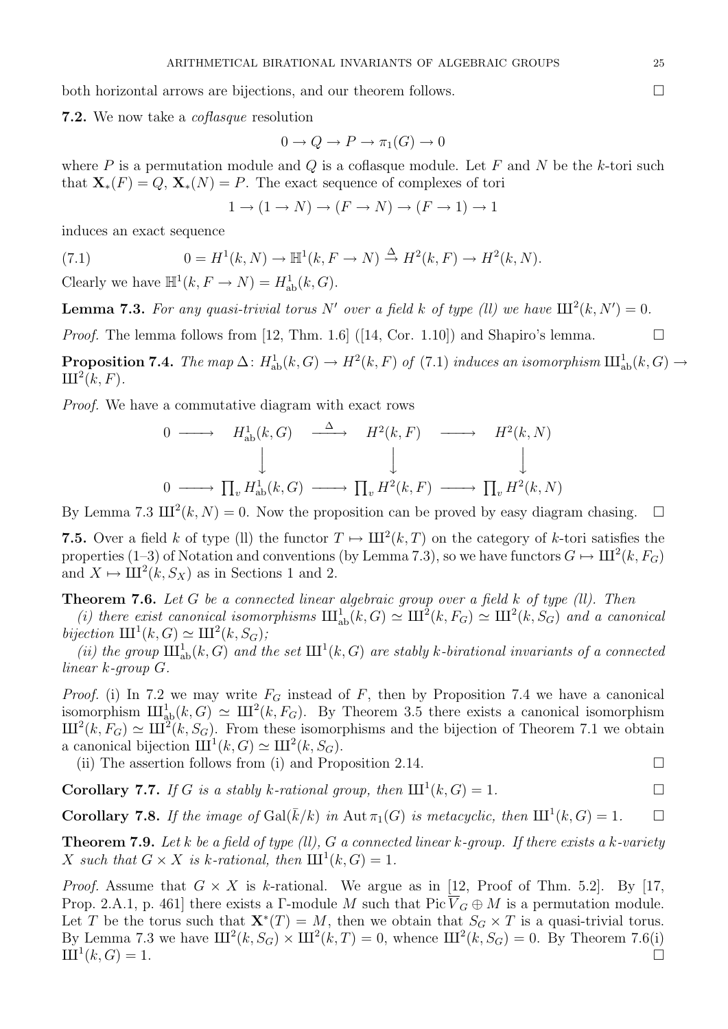both horizontal arrows are bijections, and our theorem follows. $\square$

**7.2.** We now take a *coflasque* resolution

$$0 \to Q \to P \to \pi_1(G) \to 0$$

where $P$ is a permutation module and $Q$ is a coflasque module. Let $F$ and $N$ be the $k$-tori such that $\mathbf{X}_*(F) = Q$, $\mathbf{X}_*(N) = P$. The exact sequence of complexes of tori

$$1 \to (1 \to N) \to (F \to N) \to (F \to 1) \to 1$$

induces an exact sequence

$$0 = H^1(k, N) \to \mathbb{H}^1(k, F \to N) \xrightarrow{\Delta} H^2(k, F) \to H^2(k, N). \tag{7.1}$$

Clearly we have $\mathbb{H}^1(k, F \to N) = H^1_{\mathrm{ab}}(k, G)$.

**Lemma 7.3.** *For any quasi-trivial torus $N'$ over a field $k$ of type (ll) we have $Ш^2(k, N') = 0$.*

*Proof.* The lemma follows from [12, Thm. 1.6] ([14, Cor. 1.10]) and Shapiro's lemma. $\square$

**Proposition 7.4.** *The map $\Delta\colon H^1_{\mathrm{ab}}(k, G) \to H^2(k, F)$ of (7.1) induces an isomorphism $Ш^1_{\mathrm{ab}}(k, G) \to Ш^2(k, F)$.*

*Proof.* We have a commutative diagram with exact rows

$$\begin{array}{ccccccc}
0 & \longrightarrow & H^1_{\mathrm{ab}}(k, G) & \xrightarrow{\Delta} & H^2(k, F) & \longrightarrow & H^2(k, N) \\
 & & \big\downarrow & & \big\downarrow & & \big\downarrow \\
0 & \longrightarrow & \prod_v H^1_{\mathrm{ab}}(k, G) & \longrightarrow & \prod_v H^2(k, F) & \longrightarrow & \prod_v H^2(k, N)
\end{array}$$

By Lemma 7.3 $Ш^2(k, N) = 0$. Now the proposition can be proved by easy diagram chasing. $\square$

**7.5.** Over a field $k$ of type (ll) the functor $T \mapsto Ш^2(k, T)$ on the category of $k$-tori satisfies the properties (1–3) of Notation and conventions (by Lemma 7.3), so we have functors $G \mapsto Ш^2(k, F_G)$ and $X \mapsto Ш^2(k, S_X)$ as in Sections 1 and 2.

**Theorem 7.6.** *Let $G$ be a connected linear algebraic group over a field $k$ of type (ll). Then*

*(i) there exist canonical isomorphisms $Ш^1_{\mathrm{ab}}(k, G) \simeq Ш^2(k, F_G) \simeq Ш^2(k, S_G)$ and a canonical bijection $Ш^1(k, G) \simeq Ш^2(k, S_G)$;*

*(ii) the group $Ш^1_{\mathrm{ab}}(k, G)$ and the set $Ш^1(k, G)$ are stably $k$-birational invariants of a connected linear $k$-group $G$.*

*Proof.* (i) In 7.2 we may write $F_G$ instead of $F$, then by Proposition 7.4 we have a canonical isomorphism $Ш^1_{\mathrm{ab}}(k, G) \simeq Ш^2(k, F_G)$. By Theorem 3.5 there exists a canonical isomorphism $Ш^2(k, F_G) \simeq Ш^2(k, S_G)$. From these isomorphisms and the bijection of Theorem 7.1 we obtain a canonical bijection $Ш^1(k, G) \simeq Ш^2(k, S_G)$.

(ii) The assertion follows from (i) and Proposition 2.14. $\square$

**Corollary 7.7.** *If $G$ is a stably $k$-rational group, then $Ш^1(k, G) = 1$.* $\square$

**Corollary 7.8.** *If the image of $\mathrm{Gal}(\bar{k}/k)$ in $\mathrm{Aut}\, \pi_1(G)$ is metacyclic, then $Ш^1(k, G) = 1$.* $\square$

**Theorem 7.9.** *Let $k$ be a field of type (ll), $G$ a connected linear $k$-group. If there exists a $k$-variety $X$ such that $G \times X$ is $k$-rational, then $Ш^1(k, G) = 1$.*

*Proof.* Assume that $G \times X$ is $k$-rational. We argue as in [12, Proof of Thm. 5.2]. By [17, Prop. 2.A.1, p. 461] there exists a $\Gamma$-module $M$ such that $\mathrm{Pic}\, \overline{V}_G \oplus M$ is a permutation module. Let $T$ be the torus such that $\mathbf{X}^*(T) = M$, then we obtain that $S_G \times T$ is a quasi-trivial torus. By Lemma 7.3 we have $Ш^2(k, S_G) \times Ш^2(k, T) = 0$, whence $Ш^2(k, S_G) = 0$. By Theorem 7.6(i) $Ш^1(k, G) = 1$. $\square$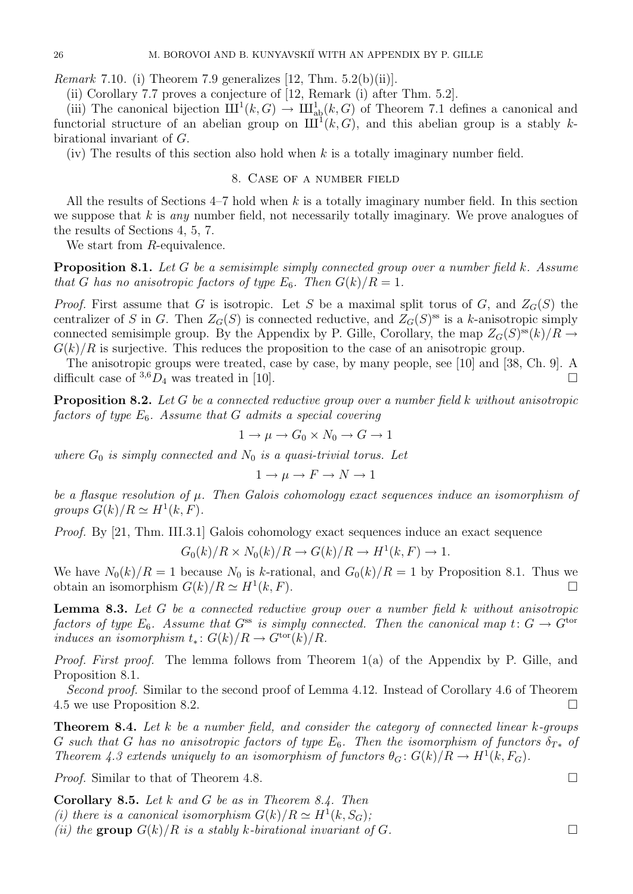*Remark* 7.10. (i) Theorem 7.9 generalizes [12, Thm. 5.2(b)(ii)].

(ii) Corollary 7.7 proves a conjecture of [12, Remark (i) after Thm. 5.2].

(iii) The canonical bijection $\text{Ш}^1(k,G) \to \text{Ш}^1_{\text{ab}}(k,G)$ of Theorem 7.1 defines a canonical and functorial structure of an abelian group on $\text{Ш}^1(k,G)$, and this abelian group is a stably $k$-birational invariant of $G$.

(iv) The results of this section also hold when $k$ is a totally imaginary number field.

## 8. Case of a number field

All the results of Sections 4–7 hold when $k$ is a totally imaginary number field. In this section we suppose that $k$ is *any* number field, not necessarily totally imaginary. We prove analogues of the results of Sections 4, 5, 7.

We start from $R$-equivalence.

**Proposition 8.1.** *Let $G$ be a semisimple simply connected group over a number field $k$. Assume that $G$ has no anisotropic factors of type $E_6$. Then $G(k)/R = 1$.*

*Proof.* First assume that $G$ is isotropic. Let $S$ be a maximal split torus of $G$, and $Z_G(S)$ the centralizer of $S$ in $G$. Then $Z_G(S)$ is connected reductive, and $Z_G(S)^{\text{ss}}$ is a $k$-anisotropic simply connected semisimple group. By the Appendix by P. Gille, Corollary, the map $Z_G(S)^{\text{ss}}(k)/R \to G(k)/R$ is surjective. This reduces the proposition to the case of an anisotropic group.

The anisotropic groups were treated, case by case, by many people, see [10] and [38, Ch. 9]. A difficult case of ${}^{3,6}D_4$ was treated in [10]. $\square$

**Proposition 8.2.** *Let $G$ be a connected reductive group over a number field $k$ without anisotropic factors of type $E_6$. Assume that $G$ admits a special covering*

$$1 \to \mu \to G_0 \times N_0 \to G \to 1$$

*where $G_0$ is simply connected and $N_0$ is a quasi-trivial torus. Let*

$$1 \to \mu \to F \to N \to 1$$

*be a flasque resolution of $\mu$. Then Galois cohomology exact sequences induce an isomorphism of groups $G(k)/R \simeq H^1(k,F)$.*

*Proof.* By [21, Thm. III.3.1] Galois cohomology exact sequences induce an exact sequence

$$G_0(k)/R \times N_0(k)/R \to G(k)/R \to H^1(k,F) \to 1.$$

We have $N_0(k)/R = 1$ because $N_0$ is $k$-rational, and $G_0(k)/R = 1$ by Proposition 8.1. Thus we obtain an isomorphism $G(k)/R \simeq H^1(k,F)$. $\square$

**Lemma 8.3.** *Let $G$ be a connected reductive group over a number field $k$ without anisotropic factors of type $E_6$. Assume that $G^{\text{ss}}$ is simply connected. Then the canonical map $t\colon G \to G^{\text{tor}}$ induces an isomorphism $t_*\colon G(k)/R \to G^{\text{tor}}(k)/R$.*

*Proof. First proof.* The lemma follows from Theorem 1(a) of the Appendix by P. Gille, and Proposition 8.1.

*Second proof.* Similar to the second proof of Lemma 4.12. Instead of Corollary 4.6 of Theorem 4.5 we use Proposition 8.2. $\square$

**Theorem 8.4.** *Let $k$ be a number field, and consider the category of connected linear $k$-groups $G$ such that $G$ has no anisotropic factors of type $E_6$. Then the isomorphism of functors $\delta_{T*}$ of Theorem 4.3 extends uniquely to an isomorphism of functors $\theta_G\colon G(k)/R \to H^1(k,F_G)$.*

*Proof.* Similar to that of Theorem 4.8. $\square$

**Corollary 8.5.** *Let $k$ and $G$ be as in Theorem 8.4. Then*
*(i) there is a canonical isomorphism $G(k)/R \simeq H^1(k,S_G)$;*
*(ii) the* **group** *$G(k)/R$ is a stably $k$-birational invariant of $G$.* $\square$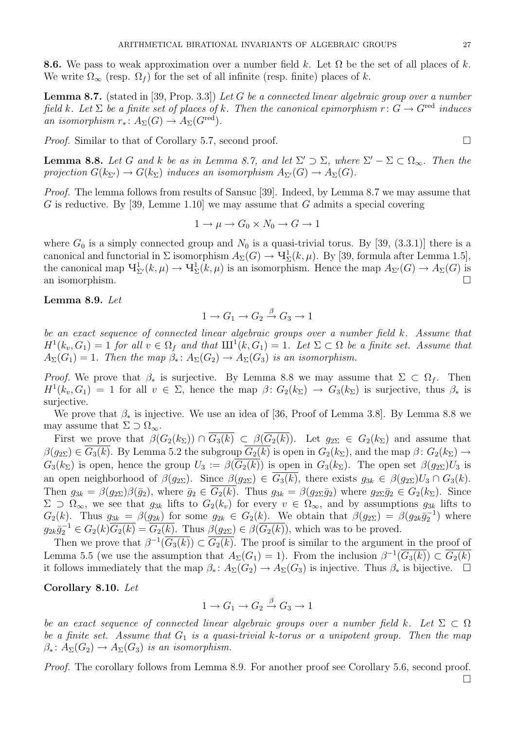**8.6.** We pass to weak approximation over a number field $k$. Let $\Omega$ be the set of all places of $k$. We write $\Omega_\infty$ (resp. $\Omega_f$) for the set of all infinite (resp. finite) places of $k$.

**Lemma 8.7.** (stated in [39, Prop. 3.3]) *Let $G$ be a connected linear algebraic group over a number field $k$. Let $\Sigma$ be a finite set of places of $k$. Then the canonical epimorphism $r\colon G \to G^{\mathrm{red}}$ induces an isomorphism $r_*\colon A_\Sigma(G) \to A_\Sigma(G^{\mathrm{red}})$.*

*Proof.* Similar to that of Corollary 5.7, second proof. □

**Lemma 8.8.** *Let $G$ and $k$ be as in Lemma 8.7, and let $\Sigma' \supset \Sigma$, where $\Sigma' - \Sigma \subset \Omega_\infty$. Then the projection $G(k_{\Sigma'}) \to G(k_\Sigma)$ induces an isomorphism $A_{\Sigma'}(G) \to A_\Sigma(G)$.*

*Proof.* The lemma follows from results of Sansuc [39]. Indeed, by Lemma 8.7 we may assume that $G$ is reductive. By [39, Lemme 1.10] we may assume that $G$ admits a special covering

$$1 \to \mu \to G_0 \times N_0 \to G \to 1$$

where $G_0$ is a simply connected group and $N_0$ is a quasi-trivial torus. By [39, (3.3.1)] there is a canonical and functorial in $\Sigma$ isomorphism $A_\Sigma(G) \to \text{Ч}^1_\Sigma(k,\mu)$. By [39, formula after Lemma 1.5], the canonical map $\text{Ч}^1_{\Sigma'}(k,\mu) \to \text{Ч}^1_\Sigma(k,\mu)$ is an isomorphism. Hence the map $A_{\Sigma'}(G) \to A_\Sigma(G)$ is an isomorphism. □

**Lemma 8.9.** *Let*

$$1 \to G_1 \to G_2 \xrightarrow{\beta} G_3 \to 1$$

*be an exact sequence of connected linear algebraic groups over a number field $k$. Assume that $H^1(k_v, G_1) = 1$ for all $v \in \Omega_f$ and that $\text{Ш}^1(k, G_1) = 1$. Let $\Sigma \subset \Omega$ be a finite set. Assume that $A_\Sigma(G_1) = 1$. Then the map $\beta_*\colon A_\Sigma(G_2) \to A_\Sigma(G_3)$ is an isomorphism.*

*Proof.* We prove that $\beta_*$ is surjective. By Lemma 8.8 we may assume that $\Sigma \subset \Omega_f$. Then $H^1(k_v, G_1) = 1$ for all $v \in \Sigma$, hence the map $\beta\colon G_2(k_\Sigma) \to G_3(k_\Sigma)$ is surjective, thus $\beta_*$ is surjective.

We prove that $\beta_*$ is injective. We use an idea of [36, Proof of Lemma 3.8]. By Lemma 8.8 we may assume that $\Sigma \supset \Omega_\infty$.

First we prove that $\beta(G_2(k_\Sigma)) \cap \overline{G_3(k)} \subset \beta(\overline{G_2(k)})$. Let $g_{2\Sigma} \in G_2(k_\Sigma)$ and assume that $\beta(g_{2\Sigma}) \in \overline{G_3(k)}$. By Lemma 5.2 the subgroup $\overline{G_2(k)}$ is open in $G_2(k_\Sigma)$, and the map $\beta\colon G_2(k_\Sigma) \to G_3(k_\Sigma)$ is open, hence the group $U_3 := \beta(\overline{G_2(k)})$ is open in $G_3(k_\Sigma)$. The open set $\beta(g_{2\Sigma})U_3$ is an open neighborhood of $\beta(g_{2\Sigma})$. Since $\beta(g_{2\Sigma}) \in \overline{G_3(k)}$, there exists $g_{3k} \in \beta(g_{2\Sigma})U_3 \cap G_3(k)$. Then $g_{3k} = \beta(g_{2\Sigma})\beta(\bar{g}_2)$, where $\bar{g}_2 \in \overline{G_2(k)}$. Thus $g_{3k} = \beta(g_{2\Sigma}\bar{g}_2)$ where $g_{2\Sigma}\bar{g}_2 \in G_2(k_\Sigma)$. Since $\Sigma \supset \Omega_\infty$, we see that $g_{3k}$ lifts to $G_2(k_v)$ for every $v \in \Omega_\infty$, and by assumptions $g_{3k}$ lifts to $G_2(k)$. Thus $g_{3k} = \beta(g_{2k})$ for some $g_{2k} \in G_2(k)$. We obtain that $\beta(g_{2\Sigma}) = \beta(g_{2k}\bar{g}_2^{-1})$ where $g_{2k}\bar{g}_2^{-1} \in G_2(k)\overline{G_2(k)} = \overline{G_2(k)}$. Thus $\beta(g_{2\Sigma}) \in \beta(\overline{G_2(k)})$, which was to be proved.

Then we prove that $\beta^{-1}(\overline{G_3(k)}) \subset \overline{G_2(k)}$. The proof is similar to the argument in the proof of Lemma 5.5 (we use the assumption that $A_\Sigma(G_1) = 1$). From the inclusion $\beta^{-1}(\overline{G_3(k)}) \subset \overline{G_2(k)}$ it follows immediately that the map $\beta_*\colon A_\Sigma(G_2) \to A_\Sigma(G_3)$ is injective. Thus $\beta_*$ is bijective. □

**Corollary 8.10.** *Let*

$$1 \to G_1 \to G_2 \xrightarrow{\beta} G_3 \to 1$$

*be an exact sequence of connected linear algebraic groups over a number field $k$. Let $\Sigma \subset \Omega$ be a finite set. Assume that $G_1$ is a quasi-trivial $k$-torus or a unipotent group. Then the map $\beta_*\colon A_\Sigma(G_2) \to A_\Sigma(G_3)$ is an isomorphism.*

*Proof.* The corollary follows from Lemma 8.9. For another proof see Corollary 5.6, second proof. □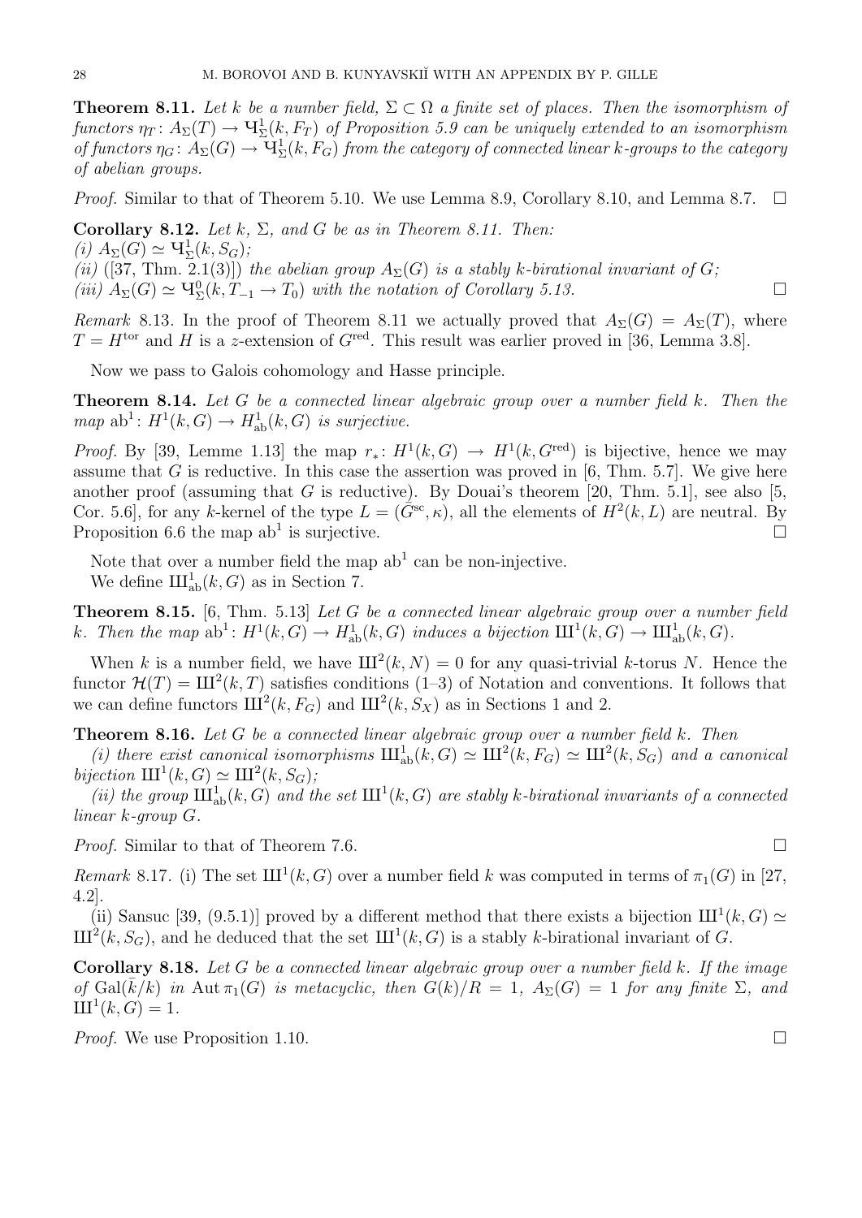**Theorem 8.11.** *Let $k$ be a number field, $\Sigma \subset \Omega$ a finite set of places. Then the isomorphism of functors $\eta_T \colon A_\Sigma(T) \to Ч^1_\Sigma(k, F_T)$ of Proposition 5.9 can be uniquely extended to an isomorphism of functors $\eta_G \colon A_\Sigma(G) \to Ч^1_\Sigma(k, F_G)$ from the category of connected linear $k$-groups to the category of abelian groups.*

*Proof.* Similar to that of Theorem 5.10. We use Lemma 8.9, Corollary 8.10, and Lemma 8.7. □

**Corollary 8.12.** *Let $k$, $\Sigma$, and $G$ be as in Theorem 8.11. Then:*
*(i) $A_\Sigma(G) \simeq Ч^1_\Sigma(k, S_G)$;*
*(ii)* ([37, Thm. 2.1(3)]) *the abelian group $A_\Sigma(G)$ is a stably $k$-birational invariant of $G$;*
*(iii) $A_\Sigma(G) \simeq Ч^0_\Sigma(k, T_{-1} \to T_0)$ with the notation of Corollary 5.13.* □

*Remark* 8.13. In the proof of Theorem 8.11 we actually proved that $A_\Sigma(G) = A_\Sigma(T)$, where $T = H^{\mathrm{tor}}$ and $H$ is a $z$-extension of $G^{\mathrm{red}}$. This result was earlier proved in [36, Lemma 3.8].

Now we pass to Galois cohomology and Hasse principle.

**Theorem 8.14.** *Let $G$ be a connected linear algebraic group over a number field $k$. Then the map $\mathrm{ab}^1 \colon H^1(k, G) \to H^1_{\mathrm{ab}}(k, G)$ is surjective.*

*Proof.* By [39, Lemme 1.13] the map $r_* \colon H^1(k, G) \to H^1(k, G^{\mathrm{red}})$ is bijective, hence we may assume that $G$ is reductive. In this case the assertion was proved in [6, Thm. 5.7]. We give here another proof (assuming that $G$ is reductive). By Douai's theorem [20, Thm. 5.1], see also [5, Cor. 5.6], for any $k$-kernel of the type $L = (\bar{G}^{\mathrm{sc}}, \kappa)$, all the elements of $H^2(k, L)$ are neutral. By Proposition 6.6 the map $\mathrm{ab}^1$ is surjective. □

Note that over a number field the map $\mathrm{ab}^1$ can be non-injective.
We define $Ш^1_{\mathrm{ab}}(k, G)$ as in Section 7.

**Theorem 8.15.** [6, Thm. 5.13] *Let $G$ be a connected linear algebraic group over a number field $k$. Then the map $\mathrm{ab}^1 \colon H^1(k, G) \to H^1_{\mathrm{ab}}(k, G)$ induces a bijection $Ш^1(k, G) \to Ш^1_{\mathrm{ab}}(k, G)$.*

When $k$ is a number field, we have $Ш^2(k, N) = 0$ for any quasi-trivial $k$-torus $N$. Hence the functor $\mathcal{H}(T) = Ш^2(k, T)$ satisfies conditions (1–3) of Notation and conventions. It follows that we can define functors $Ш^2(k, F_G)$ and $Ш^2(k, S_X)$ as in Sections 1 and 2.

**Theorem 8.16.** *Let $G$ be a connected linear algebraic group over a number field $k$. Then*

*(i) there exist canonical isomorphisms $Ш^1_{\mathrm{ab}}(k, G) \simeq Ш^2(k, F_G) \simeq Ш^2(k, S_G)$ and a canonical bijection $Ш^1(k, G) \simeq Ш^2(k, S_G)$;*

*(ii) the group $Ш^1_{\mathrm{ab}}(k, G)$ and the set $Ш^1(k, G)$ are stably $k$-birational invariants of a connected linear $k$-group $G$.*

*Proof.* Similar to that of Theorem 7.6. □

*Remark* 8.17. (i) The set $Ш^1(k, G)$ over a number field $k$ was computed in terms of $\pi_1(G)$ in [27, 4.2].

(ii) Sansuc [39, (9.5.1)] proved by a different method that there exists a bijection $Ш^1(k, G) \simeq Ш^2(k, S_G)$, and he deduced that the set $Ш^1(k, G)$ is a stably $k$-birational invariant of $G$.

**Corollary 8.18.** *Let $G$ be a connected linear algebraic group over a number field $k$. If the image of $\mathrm{Gal}(\bar{k}/k)$ in $\mathrm{Aut}\, \pi_1(G)$ is metacyclic, then $G(k)/R = 1$, $A_\Sigma(G) = 1$ for any finite $\Sigma$, and $Ш^1(k, G) = 1$.*

*Proof.* We use Proposition 1.10. □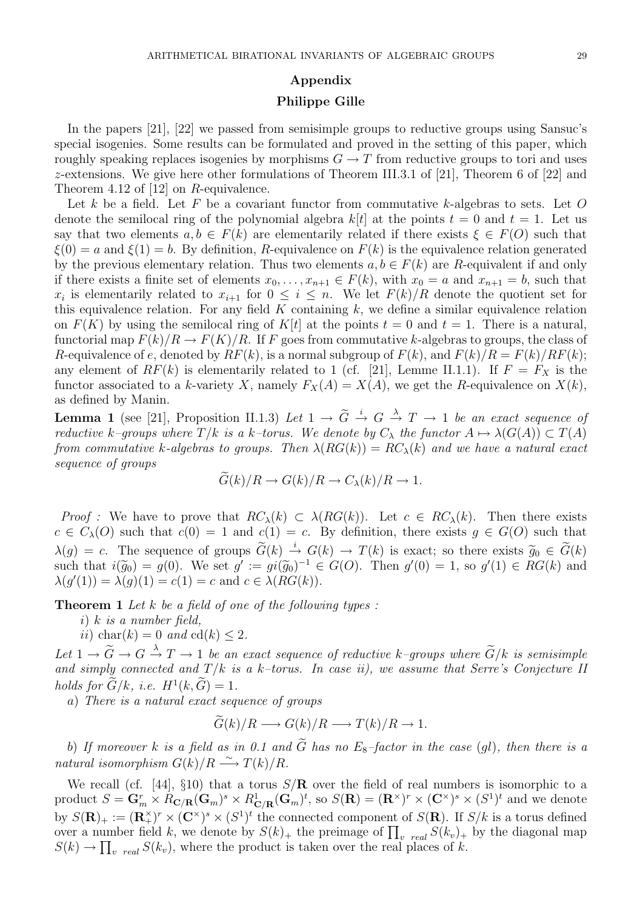## Appendix

### Philippe Gille

In the papers [21], [22] we passed from semisimple groups to reductive groups using Sansuc's special isogenies. Some results can be formulated and proved in the setting of this paper, which roughly speaking replaces isogenies by morphisms $G \to T$ from reductive groups to tori and uses $z$-extensions. We give here other formulations of Theorem III.3.1 of [21], Theorem 6 of [22] and Theorem 4.12 of [12] on $R$-equivalence.

Let $k$ be a field. Let $F$ be a covariant functor from commutative $k$-algebras to sets. Let $O$ denote the semilocal ring of the polynomial algebra $k[t]$ at the points $t=0$ and $t=1$. Let us say that two elements $a, b \in F(k)$ are elementarily related if there exists $\xi \in F(O)$ such that $\xi(0) = a$ and $\xi(1) = b$. By definition, $R$-equivalence on $F(k)$ is the equivalence relation generated by the previous elementary relation. Thus two elements $a, b \in F(k)$ are $R$-equivalent if and only if there exists a finite set of elements $x_0, \dots, x_{n+1} \in F(k)$, with $x_0 = a$ and $x_{n+1} = b$, such that $x_i$ is elementarily related to $x_{i+1}$ for $0 \leq i \leq n$. We let $F(k)/R$ denote the quotient set for this equivalence relation. For any field $K$ containing $k$, we define a similar equivalence relation on $F(K)$ by using the semilocal ring of $K[t]$ at the points $t=0$ and $t=1$. There is a natural, functorial map $F(k)/R \to F(K)/R$. If $F$ goes from commutative $k$-algebras to groups, the class of $R$-equivalence of $e$, denoted by $RF(k)$, is a normal subgroup of $F(k)$, and $F(k)/R = F(k)/RF(k)$; any element of $RF(k)$ is elementarily related to 1 (cf. [21], Lemme II.1.1). If $F = F_X$ is the functor associated to a $k$-variety $X$, namely $F_X(A) = X(A)$, we get the $R$-equivalence on $X(k)$, as defined by Manin.

**Lemma 1** (see [21], Proposition II.1.3) *Let $1 \to \widetilde{G} \xrightarrow{i} G \xrightarrow{\lambda} T \to 1$ be an exact sequence of reductive $k$–groups where $T/k$ is a $k$–torus. We denote by $C_\lambda$ the functor $A \mapsto \lambda(G(A)) \subset T(A)$ from commutative $k$-algebras to groups. Then $\lambda(RG(k)) = RC_\lambda(k)$ and we have a natural exact sequence of groups*

$$\widetilde{G}(k)/R \to G(k)/R \to C_\lambda(k)/R \to 1.$$

*Proof :* We have to prove that $RC_\lambda(k) \subset \lambda(RG(k))$. Let $c \in RC_\lambda(k)$. Then there exists $c \in C_\lambda(O)$ such that $c(0) = 1$ and $c(1) = c$. By definition, there exists $g \in G(O)$ such that $\lambda(g) = c$. The sequence of groups $\widetilde{G}(k) \xrightarrow{i} G(k) \to T(k)$ is exact; so there exists $\widetilde{g}_0 \in \widetilde{G}(k)$ such that $i(\widetilde{g}_0) = g(0)$. We set $g' := g i(\widetilde{g}_0)^{-1} \in G(O)$. Then $g'(0) = 1$, so $g'(1) \in RG(k)$ and $\lambda(g'(1)) = \lambda(g)(1) = c(1) = c$ and $c \in \lambda(RG(k))$.

**Theorem 1** *Let $k$ be a field of one of the following types :*

*i) $k$ is a number field,*

*ii) $\mathrm{char}(k) = 0$ and $\mathrm{cd}(k) \leq 2$.*

*Let $1 \to \widetilde{G} \to G \xrightarrow{\lambda} T \to 1$ be an exact sequence of reductive $k$–groups where $\widetilde{G}/k$ is semisimple and simply connected and $T/k$ is a $k$–torus. In case ii), we assume that Serre's Conjecture II holds for $\widetilde{G}/k$, i.e. $H^1(k, \widetilde{G}) = 1$.*

*a) There is a natural exact sequence of groups*

$$\widetilde{G}(k)/R \longrightarrow G(k)/R \longrightarrow T(k)/R \to 1.$$

*b) If moreover $k$ is a field as in 0.1 and $\widetilde{G}$ has no $E_8$–factor in the case (gl), then there is a natural isomorphism $G(k)/R \xrightarrow{\sim} T(k)/R$.*

We recall (cf. [44], §10) that a torus $S/\mathbf{R}$ over the field of real numbers is isomorphic to a product $S = \mathbf{G}_m^r \times R_{\mathbf{C}/\mathbf{R}}(\mathbf{G}_m)^s \times R^1_{\mathbf{C}/\mathbf{R}}(\mathbf{G}_m)^t$, so $S(\mathbf{R}) = (\mathbf{R}^\times)^r \times (\mathbf{C}^\times)^s \times (S^1)^t$ and we denote by $S(\mathbf{R})_+ := (\mathbf{R}_+^\times)^r \times (\mathbf{C}^\times)^s \times (S^1)^t$ the connected component of $S(\mathbf{R})$. If $S/k$ is a torus defined over a number field $k$, we denote by $S(k)_+$ the preimage of $\prod_{v \ real} S(k_v)_+$ by the diagonal map $S(k) \to \prod_{v \ real} S(k_v)$, where the product is taken over the real places of $k$.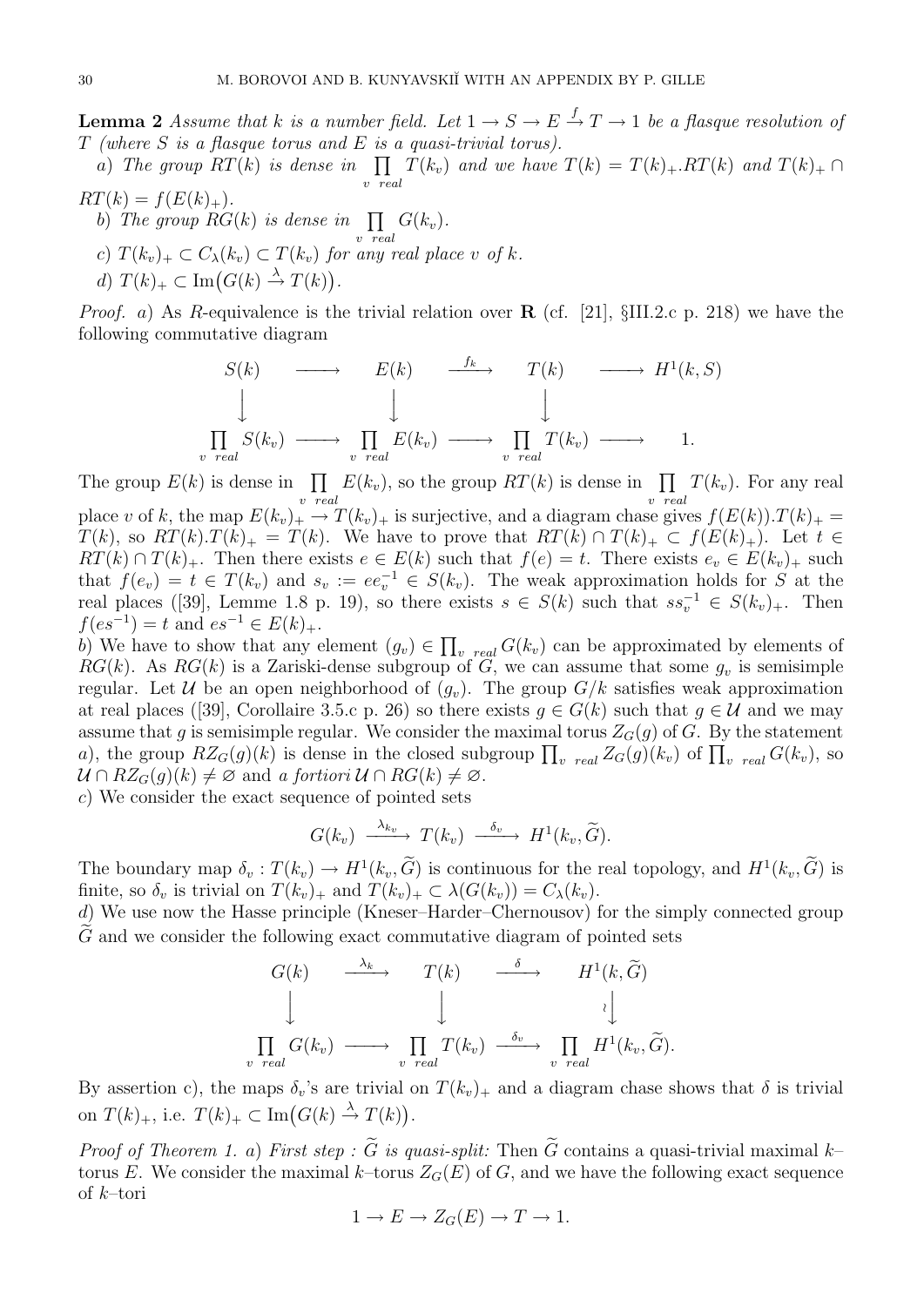**Lemma 2** *Assume that $k$ is a number field. Let $1 \to S \to E \xrightarrow{f} T \to 1$ be a flasque resolution of $T$ (where $S$ is a flasque torus and $E$ is a quasi-trivial torus).*

*a) The group $RT(k)$ is dense in $\prod_{v \ real} T(k_v)$ and we have $T(k) = T(k)_+.RT(k)$ and $T(k)_+ \cap RT(k) = f(E(k)_+)$.*

*b) The group $RG(k)$ is dense in $\prod_{v \ real} G(k_v)$.*

*c) $T(k_v)_+ \subset C_\lambda(k_v) \subset T(k_v)$ for any real place $v$ of $k$.*

*d) $T(k)_+ \subset \mathrm{Im}\big(G(k) \xrightarrow{\lambda} T(k)\big)$.*

*Proof.* $a)$ As $R$-equivalence is the trivial relation over $\mathbf{R}$ (cf. [21], §III.2.c p. 218) we have the following commutative diagram

$$\begin{array}{ccccccc}
S(k) & \longrightarrow & E(k) & \xrightarrow{f_k} & T(k) & \longrightarrow & H^1(k,S) \\
\big\downarrow & & \big\downarrow & & \big\downarrow & & \\
\prod_{v \ real} S(k_v) & \longrightarrow & \prod_{v \ real} E(k_v) & \longrightarrow & \prod_{v \ real} T(k_v) & \longrightarrow & 1.
\end{array}$$

The group $E(k)$ is dense in $\prod_{v \ real} E(k_v)$, so the group $RT(k)$ is dense in $\prod_{v \ real} T(k_v)$. For any real place $v$ of $k$, the map $E(k_v)_+ \to T(k_v)_+$ is surjective, and a diagram chase gives $f(E(k)).T(k)_+ = T(k)$, so $RT(k).T(k)_+ = T(k)$. We have to prove that $RT(k) \cap T(k)_+ \subset f(E(k)_+)$. Let $t \in RT(k) \cap T(k)_+$. Then there exists $e \in E(k)$ such that $f(e) = t$. There exists $e_v \in E(k_v)_+$ such that $f(e_v) = t \in T(k_v)$ and $s_v := e e_v^{-1} \in S(k_v)$. The weak approximation holds for $S$ at the real places ([39], Lemme 1.8 p. 19), so there exists $s \in S(k)$ such that $s s_v^{-1} \in S(k_v)_+$. Then $f(es^{-1}) = t$ and $es^{-1} \in E(k)_+$.

$b)$ We have to show that any element $(g_v) \in \prod_{v \ real} G(k_v)$ can be approximated by elements of $RG(k)$. As $RG(k)$ is a Zariski-dense subgroup of $G$, we can assume that some $g_v$ is semisimple regular. Let $\mathcal{U}$ be an open neighborhood of $(g_v)$. The group $G/k$ satisfies weak approximation at real places ([39], Corollaire 3.5.c p. 26) so there exists $g \in G(k)$ such that $g \in \mathcal{U}$ and we may assume that $g$ is semisimple regular. We consider the maximal torus $Z_G(g)$ of $G$. By the statement $a)$, the group $RZ_G(g)(k)$ is dense in the closed subgroup $\prod_{v \ real} Z_G(g)(k_v)$ of $\prod_{v \ real} G(k_v)$, so $\mathcal{U} \cap RZ_G(g)(k) \neq \varnothing$ and *a fortiori* $\mathcal{U} \cap RG(k) \neq \varnothing$.

$c)$ We consider the exact sequence of pointed sets

$$G(k_v) \xrightarrow{\lambda_{k_v}} T(k_v) \xrightarrow{\delta_v} H^1(k_v, \widetilde{G}).$$

The boundary map $\delta_v : T(k_v) \to H^1(k_v, \widetilde{G})$ is continuous for the real topology, and $H^1(k_v, \widetilde{G})$ is finite, so $\delta_v$ is trivial on $T(k_v)_+$ and $T(k_v)_+ \subset \lambda(G(k_v)) = C_\lambda(k_v)$.

$d)$ We use now the Hasse principle (Kneser–Harder–Chernousov) for the simply connected group $\widetilde{G}$ and we consider the following exact commutative diagram of pointed sets

$$\begin{array}{ccccc}
G(k) & \xrightarrow{\lambda_k} & T(k) & \xrightarrow{\delta} & H^1(k, \widetilde{G}) \\
\big\downarrow & & \big\downarrow & & \wr\big\downarrow \\
\prod_{v \ real} G(k_v) & \longrightarrow & \prod_{v \ real} T(k_v) & \xrightarrow{\delta_v} & \prod_{v \ real} H^1(k_v, \widetilde{G}).
\end{array}$$

By assertion c), the maps $\delta_v$'s are trivial on $T(k_v)_+$ and a diagram chase shows that $\delta$ is trivial on $T(k)_+$, i.e. $T(k)_+ \subset \mathrm{Im}\big(G(k) \xrightarrow{\lambda} T(k)\big)$.

*Proof of Theorem 1. a) First step : $\widetilde{G}$ is quasi-split:* Then $\widetilde{G}$ contains a quasi-trivial maximal $k$–torus $E$. We consider the maximal $k$–torus $Z_G(E)$ of $G$, and we have the following exact sequence of $k$–tori

$$1 \to E \to Z_G(E) \to T \to 1.$$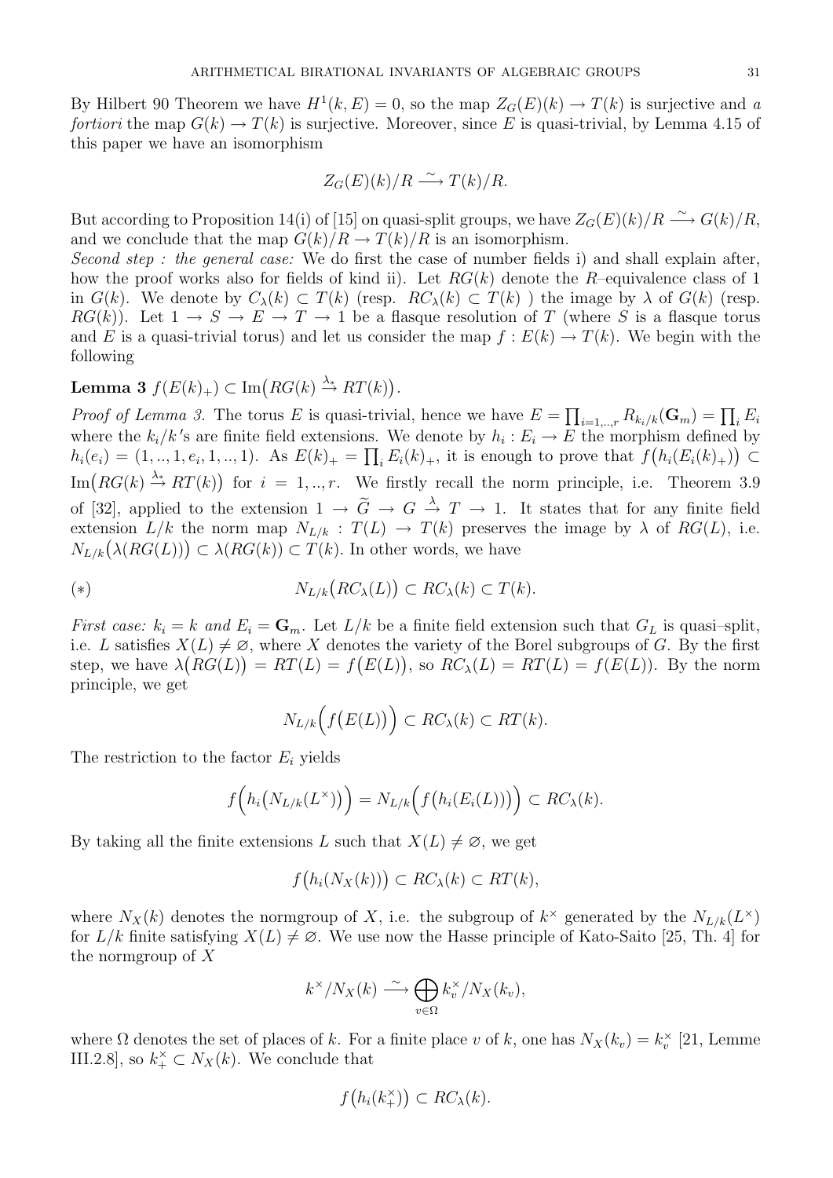By Hilbert 90 Theorem we have $H^1(k, E) = 0$, so the map $Z_G(E)(k) \to T(k)$ is surjective and *a fortiori* the map $G(k) \to T(k)$ is surjective. Moreover, since $E$ is quasi-trivial, by Lemma 4.15 of this paper we have an isomorphism

$$Z_G(E)(k)/R \xrightarrow{\sim} T(k)/R.$$

But according to Proposition 14(i) of [15] on quasi-split groups, we have $Z_G(E)(k)/R \xrightarrow{\sim} G(k)/R$, and we conclude that the map $G(k)/R \to T(k)/R$ is an isomorphism.

*Second step : the general case:* We do first the case of number fields i) and shall explain after, how the proof works also for fields of kind ii). Let $RG(k)$ denote the $R$–equivalence class of 1 in $G(k)$. We denote by $C_\lambda(k) \subset T(k)$ (resp. $RC_\lambda(k) \subset T(k)$ ) the image by $\lambda$ of $G(k)$ (resp. $RG(k)$). Let $1 \to S \to E \to T \to 1$ be a flasque resolution of $T$ (where $S$ is a flasque torus and $E$ is a quasi-trivial torus) and let us consider the map $f : E(k) \to T(k)$. We begin with the following

**Lemma 3** $f(E(k)_+) \subset \mathrm{Im}\big(RG(k) \overset{\lambda_*}{\to} RT(k)\big)$.

*Proof of Lemma 3.* The torus $E$ is quasi-trivial, hence we have $E = \prod_{i=1,..,r} R_{k_i/k}(\mathbf{G}_m) = \prod_i E_i$ where the $k_i/k$'s are finite field extensions. We denote by $h_i : E_i \to E$ the morphism defined by $h_i(e_i) = (1,..,1,e_i,1,..,1)$. As $E(k)_+ = \prod_i E_i(k)_+$, it is enough to prove that $f\big(h_i(E_i(k)_+)\big) \subset \mathrm{Im}\big(RG(k) \overset{\lambda_*}{\to} RT(k)\big)$ for $i = 1,..,r$. We firstly recall the norm principle, i.e. Theorem 3.9 of [32], applied to the extension $1 \to \widetilde{G} \to G \overset{\lambda}{\to} T \to 1$. It states that for any finite field extension $L/k$ the norm map $N_{L/k} : T(L) \to T(k)$ preserves the image by $\lambda$ of $RG(L)$, i.e. $N_{L/k}\big(\lambda(RG(L))\big) \subset \lambda(RG(k)) \subset T(k)$. In other words, we have

$$(*) \qquad N_{L/k}\big(RC_\lambda(L)\big) \subset RC_\lambda(k) \subset T(k).$$

*First case: $k_i = k$ and $E_i = \mathbf{G}_m$.* Let $L/k$ be a finite field extension such that $G_L$ is quasi–split, i.e. $L$ satisfies $X(L) \neq \varnothing$, where $X$ denotes the variety of the Borel subgroups of $G$. By the first step, we have $\lambda\big(RG(L)\big) = RT(L) = f\big(E(L)\big)$, so $RC_\lambda(L) = RT(L) = f(E(L))$. By the norm principle, we get

$$N_{L/k}\Big(f\big(E(L)\big)\Big) \subset RC_\lambda(k) \subset RT(k).$$

The restriction to the factor $E_i$ yields

$$f\Big(h_i\big(N_{L/k}(L^\times)\big)\Big) = N_{L/k}\Big(f\big(h_i(E_i(L))\big)\Big) \subset RC_\lambda(k).$$

By taking all the finite extensions $L$ such that $X(L) \neq \varnothing$, we get

$$f\big(h_i(N_X(k))\big) \subset RC_\lambda(k) \subset RT(k),$$

where $N_X(k)$ denotes the normgroup of $X$, i.e. the subgroup of $k^\times$ generated by the $N_{L/k}(L^\times)$ for $L/k$ finite satisfying $X(L) \neq \varnothing$. We use now the Hasse principle of Kato-Saito [25, Th. 4] for the normgroup of $X$

$$k^\times / N_X(k) \xrightarrow{\sim} \bigoplus_{v \in \Omega} k_v^\times / N_X(k_v),$$

where $\Omega$ denotes the set of places of $k$. For a finite place $v$ of $k$, one has $N_X(k_v) = k_v^\times$ [21, Lemme III.2.8], so $k_+^\times \subset N_X(k)$. We conclude that

$$f\big(h_i(k_+^\times)\big) \subset RC_\lambda(k).$$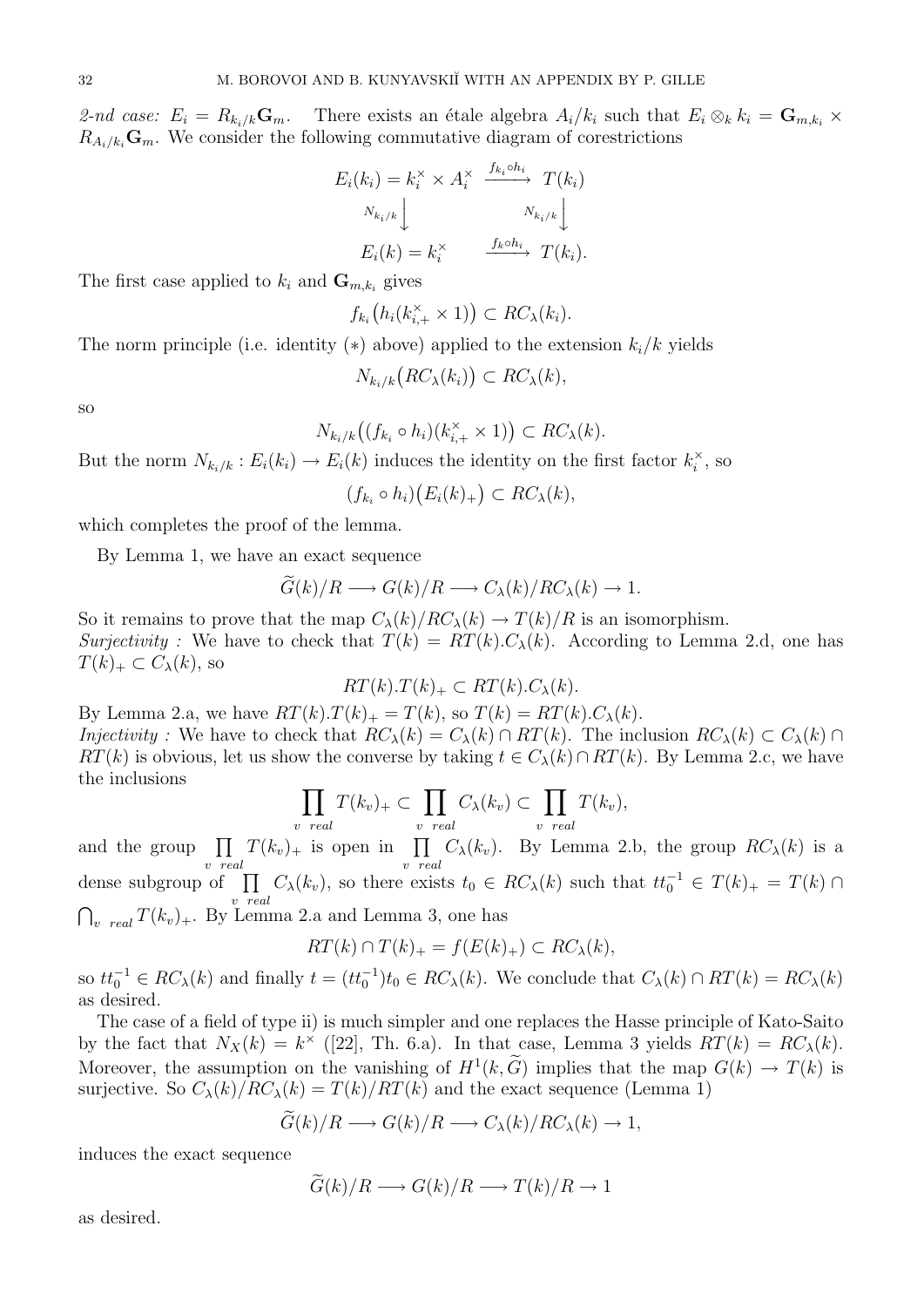*2-nd case:* $E_i = R_{k_i/k}\mathbf{G}_m$. There exists an étale algebra $A_i/k_i$ such that $E_i \otimes_k k_i = \mathbf{G}_{m,k_i} \times R_{A_i/k_i}\mathbf{G}_m$. We consider the following commutative diagram of corestrictions

$$\begin{array}{ccc} E_i(k_i) = k_i^\times \times A_i^\times & \xrightarrow{f_{k_i} \circ h_i} & T(k_i) \\ {\scriptstyle N_{k_i/k}} \Big\downarrow & & {\scriptstyle N_{k_i/k}} \Big\downarrow \\ E_i(k) = k_i^\times & \xrightarrow{f_k \circ h_i} & T(k_i). \end{array}$$

The first case applied to $k_i$ and $\mathbf{G}_{m,k_i}$ gives

$$f_{k_i}\big(h_i(k_{i,+}^\times \times 1)\big) \subset RC_\lambda(k_i).$$

The norm principle (i.e. identity $(*)$ above) applied to the extension $k_i/k$ yields

$$N_{k_i/k}\big(RC_\lambda(k_i)\big) \subset RC_\lambda(k),$$

so

$$N_{k_i/k}\big((f_{k_i} \circ h_i)(k_{i,+}^\times \times 1)\big) \subset RC_\lambda(k).$$

But the norm $N_{k_i/k} : E_i(k_i) \to E_i(k)$ induces the identity on the first factor $k_i^\times$, so

$$(f_{k_i} \circ h_i)\big(E_i(k)_+\big) \subset RC_\lambda(k),$$

which completes the proof of the lemma.

By Lemma 1, we have an exact sequence

$$\widetilde{G}(k)/R \longrightarrow G(k)/R \longrightarrow C_\lambda(k)/RC_\lambda(k) \to 1.$$

So it remains to prove that the map $C_\lambda(k)/RC_\lambda(k) \to T(k)/R$ is an isomorphism.

*Surjectivity :* We have to check that $T(k) = RT(k).C_\lambda(k)$. According to Lemma 2.d, one has $T(k)_+ \subset C_\lambda(k)$, so

$$RT(k).T(k)_+ \subset RT(k).C_\lambda(k).$$

By Lemma 2.a, we have $RT(k).T(k)_+ = T(k)$, so $T(k) = RT(k).C_\lambda(k)$.

*Injectivity :* We have to check that $RC_\lambda(k) = C_\lambda(k) \cap RT(k)$. The inclusion $RC_\lambda(k) \subset C_\lambda(k) \cap RT(k)$ is obvious, let us show the converse by taking $t \in C_\lambda(k) \cap RT(k)$. By Lemma 2.c, we have the inclusions

$$\prod_{v \ \ real} T(k_v)_+ \subset \prod_{v \ \ real} C_\lambda(k_v) \subset \prod_{v \ \ real} T(k_v),$$

and the group $\prod_{v \ \ real} T(k_v)_+$ is open in $\prod_{v \ \ real} C_\lambda(k_v)$. By Lemma 2.b, the group $RC_\lambda(k)$ is a dense subgroup of $\prod_{v \ \ real} C_\lambda(k_v)$, so there exists $t_0 \in RC_\lambda(k)$ such that $tt_0^{-1} \in T(k)_+ = T(k) \cap \bigcap_{v \ \ real} T(k_v)_+$. By Lemma 2.a and Lemma 3, one has

$$RT(k) \cap T(k)_+ = f(E(k)_+) \subset RC_\lambda(k),$$

so $tt_0^{-1} \in RC_\lambda(k)$ and finally $t = (tt_0^{-1})t_0 \in RC_\lambda(k)$. We conclude that $C_\lambda(k) \cap RT(k) = RC_\lambda(k)$ as desired.

The case of a field of type ii) is much simpler and one replaces the Hasse principle of Kato-Saito by the fact that $N_X(k) = k^\times$ ([22], Th. 6.a). In that case, Lemma 3 yields $RT(k) = RC_\lambda(k)$. Moreover, the assumption on the vanishing of $H^1(k, \widetilde{G})$ implies that the map $G(k) \to T(k)$ is surjective. So $C_\lambda(k)/RC_\lambda(k) = T(k)/RT(k)$ and the exact sequence (Lemma 1)

$$\widetilde{G}(k)/R \longrightarrow G(k)/R \longrightarrow C_\lambda(k)/RC_\lambda(k) \to 1,$$

induces the exact sequence

$$\widetilde{G}(k)/R \longrightarrow G(k)/R \longrightarrow T(k)/R \to 1$$

as desired.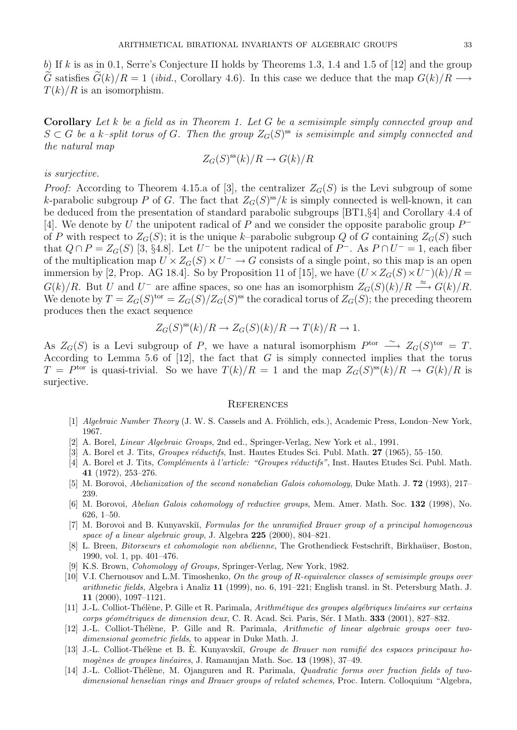*b*) If $k$ is as in 0.1, Serre's Conjecture II holds by Theorems 1.3, 1.4 and 1.5 of [12] and the group $\widetilde{G}$ satisfies $\widetilde{G}(k)/R = 1$ (*ibid.*, Corollary 4.6). In this case we deduce that the map $G(k)/R \longrightarrow T(k)/R$ is an isomorphism.

**Corollary** *Let $k$ be a field as in Theorem 1. Let $G$ be a semisimple simply connected group and $S \subset G$ be a $k$–split torus of $G$. Then the group $Z_G(S)^{\rm ss}$ is semisimple and simply connected and the natural map*

$$Z_G(S)^{\rm ss}(k)/R \to G(k)/R$$

*is surjective.*

*Proof:* According to Theorem 4.15.a of [3], the centralizer $Z_G(S)$ is the Levi subgroup of some $k$-parabolic subgroup $P$ of $G$. The fact that $Z_G(S)^{\rm ss}/k$ is simply connected is well-known, it can be deduced from the presentation of standard parabolic subgroups [BT1,§4] and Corollary 4.4 of [4]. We denote by $U$ the unipotent radical of $P$ and we consider the opposite parabolic group $P^-$ of $P$ with respect to $Z_G(S)$; it is the unique $k$–parabolic subgroup $Q$ of $G$ containing $Z_G(S)$ such that $Q \cap P = Z_G(S)$ [3, §4.8]. Let $U^-$ be the unipotent radical of $P^-$. As $P \cap U^- = 1$, each fiber of the multiplication map $U \times Z_G(S) \times U^- \to G$ consists of a single point, so this map is an open immersion by [2, Prop. AG 18.4]. So by Proposition 11 of [15], we have $(U \times Z_G(S) \times U^-)(k)/R = G(k)/R$. But $U$ and $U^-$ are affine spaces, so one has an isomorphism $Z_G(S)(k)/R \xrightarrow{\approx} G(k)/R$. We denote by $T = Z_G(S)^{\rm tor} = Z_G(S)/Z_G(S)^{\rm ss}$ the coradical torus of $Z_G(S)$; the preceding theorem produces then the exact sequence

$$Z_G(S)^{\rm ss}(k)/R \to Z_G(S)(k)/R \to T(k)/R \to 1.$$

As $Z_G(S)$ is a Levi subgroup of $P$, we have a natural isomorphism $P^{\rm tor} \xrightarrow{\sim} Z_G(S)^{\rm tor} = T$. According to Lemma 5.6 of [12], the fact that $G$ is simply connected implies that the torus $T = P^{\rm tor}$ is quasi-trivial. So we have $T(k)/R = 1$ and the map $Z_G(S)^{\rm ss}(k)/R \to G(k)/R$ is surjective.

## References

[1] *Algebraic Number Theory* (J. W. S. Cassels and A. Fröhlich, eds.), Academic Press, London–New York, 1967.

[2] A. Borel, *Linear Algebraic Groups*, 2nd ed., Springer-Verlag, New York et al., 1991.

[3] A. Borel et J. Tits, *Groupes réductifs*, Inst. Hautes Etudes Sci. Publ. Math. **27** (1965), 55–150.

[4] A. Borel et J. Tits, *Compléments à l'article: "Groupes réductifs"*, Inst. Hautes Etudes Sci. Publ. Math. **41** (1972), 253–276.

[5] M. Borovoi, *Abelianization of the second nonabelian Galois cohomology*, Duke Math. J. **72** (1993), 217–239.

[6] M. Borovoi, *Abelian Galois cohomology of reductive groups*, Mem. Amer. Math. Soc. **132** (1998), No. 626, 1–50.

[7] M. Borovoi and B. Kunyavskiĭ, *Formulas for the unramified Brauer group of a principal homogeneous space of a linear algebraic group*, J. Algebra **225** (2000), 804–821.

[8] L. Breen, *Bitorseurs et cohomologie non abélienne*, The Grothendieck Festschrift, Birkhaüser, Boston, 1990, vol. 1, pp. 401–476.

[9] K.S. Brown, *Cohomology of Groups,* Springer-Verlag, New York, 1982.

[10] V.I. Chernousov and L.M. Timoshenko, *On the group of R-equivalence classes of semisimple groups over arithmetic fields,* Algebra i Analiz **11** (1999), no. 6, 191–221; English transl. in St. Petersburg Math. J. **11** (2000), 1097–1121.

[11] J.-L. Colliot-Thélène, P. Gille et R. Parimala, *Arithmétique des groupes algébriques linéaires sur certains corps géométriques de dimension deux*, C. R. Acad. Sci. Paris, Sér. I Math. **333** (2001), 827–832.

[12] J.-L. Colliot-Thélène, P. Gille and R. Parimala, *Arithmetic of linear algebraic groups over two-dimensional geometric fields*, to appear in Duke Math. J.

[13] J.-L. Colliot-Thélène et B. È. Kunyavskiĭ, *Groupe de Brauer non ramifié des espaces principaux homogènes de groupes linéaires*, J. Ramanujan Math. Soc. **13** (1998), 37–49.

[14] J.-L. Colliot-Thélène, M. Ojanguren and R. Parimala, *Quadratic forms over fraction fields of two-dimensional henselian rings and Brauer groups of related schemes*, Proc. Intern. Colloquium "Algebra,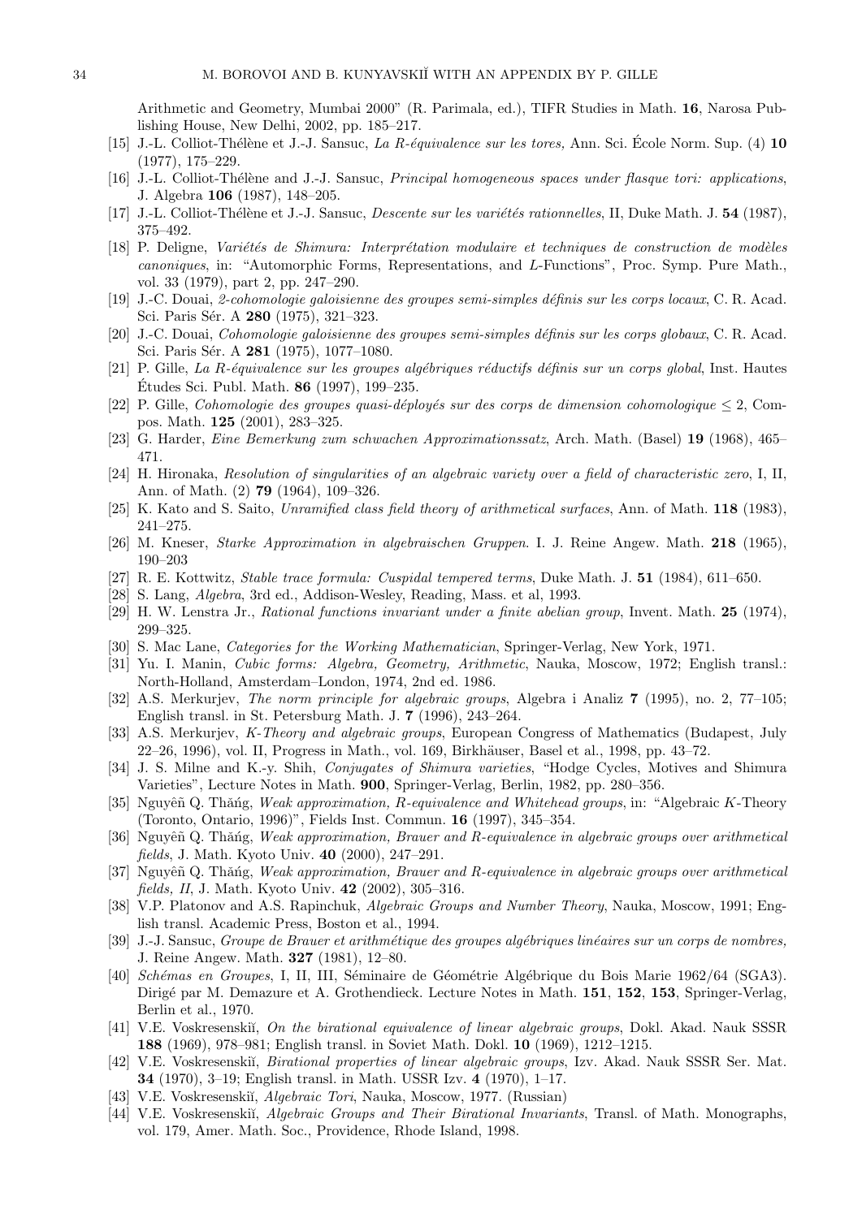Arithmetic and Geometry, Mumbai 2000" (R. Parimala, ed.), TIFR Studies in Math. **16**, Narosa Publishing House, New Delhi, 2002, pp. 185–217.

[15] J.-L. Colliot-Thélène et J.-J. Sansuc, *La R-équivalence sur les tores,* Ann. Sci. École Norm. Sup. (4) **10** (1977), 175–229.

[16] J.-L. Colliot-Thélène and J.-J. Sansuc, *Principal homogeneous spaces under flasque tori: applications*, J. Algebra **106** (1987), 148–205.

[17] J.-L. Colliot-Thélène et J.-J. Sansuc, *Descente sur les variétés rationnelles*, II, Duke Math. J. **54** (1987), 375–492.

[18] P. Deligne, *Variétés de Shimura: Interprétation modulaire et techniques de construction de modèles canoniques*, in: "Automorphic Forms, Representations, and L-Functions", Proc. Symp. Pure Math., vol. 33 (1979), part 2, pp. 247–290.

[19] J.-C. Douai, *2-cohomologie galoisienne des groupes semi-simples définis sur les corps locaux*, C. R. Acad. Sci. Paris Sér. A **280** (1975), 321–323.

[20] J.-C. Douai, *Cohomologie galoisienne des groupes semi-simples définis sur les corps globaux*, C. R. Acad. Sci. Paris Sér. A **281** (1975), 1077–1080.

[21] P. Gille, *La R-équivalence sur les groupes algébriques réductifs définis sur un corps global*, Inst. Hautes Études Sci. Publ. Math. **86** (1997), 199–235.

[22] P. Gille, *Cohomologie des groupes quasi-déployés sur des corps de dimension cohomologique* $\leq 2$, Compos. Math. **125** (2001), 283–325.

[23] G. Harder, *Eine Bemerkung zum schwachen Approximationssatz*, Arch. Math. (Basel) **19** (1968), 465–471.

[24] H. Hironaka, *Resolution of singularities of an algebraic variety over a field of characteristic zero*, I, II, Ann. of Math. (2) **79** (1964), 109–326.

[25] K. Kato and S. Saito, *Unramified class field theory of arithmetical surfaces*, Ann. of Math. **118** (1983), 241–275.

[26] M. Kneser, *Starke Approximation in algebraischen Gruppen*. I. J. Reine Angew. Math. **218** (1965), 190–203

[27] R. E. Kottwitz, *Stable trace formula: Cuspidal tempered terms*, Duke Math. J. **51** (1984), 611–650.

[28] S. Lang, *Algebra*, 3rd ed., Addison-Wesley, Reading, Mass. et al, 1993.

[29] H. W. Lenstra Jr., *Rational functions invariant under a finite abelian group*, Invent. Math. **25** (1974), 299–325.

[30] S. Mac Lane, *Categories for the Working Mathematician*, Springer-Verlag, New York, 1971.

[31] Yu. I. Manin, *Cubic forms: Algebra, Geometry, Arithmetic*, Nauka, Moscow, 1972; English transl.: North-Holland, Amsterdam–London, 1974, 2nd ed. 1986.

[32] A.S. Merkurjev, *The norm principle for algebraic groups*, Algebra i Analiz **7** (1995), no. 2, 77–105; English transl. in St. Petersburg Math. J. **7** (1996), 243–264.

[33] A.S. Merkurjev, *K-Theory and algebraic groups*, European Congress of Mathematics (Budapest, July 22–26, 1996), vol. II, Progress in Math., vol. 169, Birkhäuser, Basel et al., 1998, pp. 43–72.

[34] J. S. Milne and K.-y. Shih, *Conjugates of Shimura varieties*, "Hodge Cycles, Motives and Shimura Varieties", Lecture Notes in Math. **900**, Springer-Verlag, Berlin, 1982, pp. 280–356.

[35] Nguyêñ Q. Thǎńg, *Weak approximation, R-equivalence and Whitehead groups*, in: "Algebraic K-Theory (Toronto, Ontario, 1996)", Fields Inst. Commun. **16** (1997), 345–354.

[36] Nguyêñ Q. Thǎńg, *Weak approximation, Brauer and R-equivalence in algebraic groups over arithmetical fields*, J. Math. Kyoto Univ. **40** (2000), 247–291.

[37] Nguyêñ Q. Thǎńg, *Weak approximation, Brauer and R-equivalence in algebraic groups over arithmetical fields, II*, J. Math. Kyoto Univ. **42** (2002), 305–316.

[38] V.P. Platonov and A.S. Rapinchuk, *Algebraic Groups and Number Theory*, Nauka, Moscow, 1991; English transl. Academic Press, Boston et al., 1994.

[39] J.-J. Sansuc, *Groupe de Brauer et arithmétique des groupes algébriques linéaires sur un corps de nombres,* J. Reine Angew. Math. **327** (1981), 12–80.

[40] *Schémas en Groupes*, I, II, III, Séminaire de Géométrie Algébrique du Bois Marie 1962/64 (SGA3). Dirigé par M. Demazure et A. Grothendieck. Lecture Notes in Math. **151**, **152**, **153**, Springer-Verlag, Berlin et al., 1970.

[41] V.E. Voskresenskiĭ, *On the birational equivalence of linear algebraic groups*, Dokl. Akad. Nauk SSSR **188** (1969), 978–981; English transl. in Soviet Math. Dokl. **10** (1969), 1212–1215.

[42] V.E. Voskresenskiĭ, *Birational properties of linear algebraic groups*, Izv. Akad. Nauk SSSR Ser. Mat. **34** (1970), 3–19; English transl. in Math. USSR Izv. **4** (1970), 1–17.

[43] V.E. Voskresenskiĭ, *Algebraic Tori*, Nauka, Moscow, 1977. (Russian)

[44] V.E. Voskresenskiĭ, *Algebraic Groups and Their Birational Invariants*, Transl. of Math. Monographs, vol. 179, Amer. Math. Soc., Providence, Rhode Island, 1998.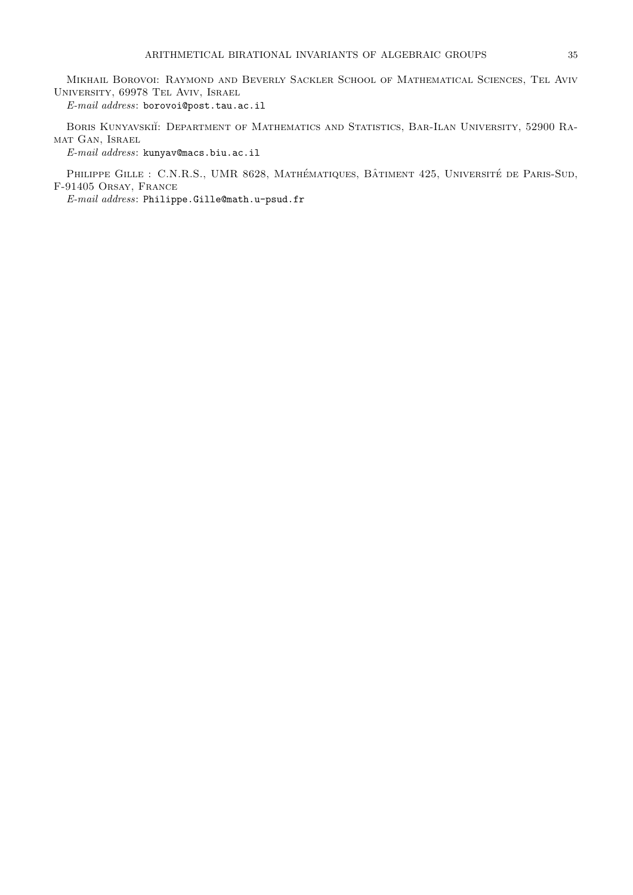Mikhail Borovoi: Raymond and Beverly Sackler School of Mathematical Sciences, Tel Aviv University, 69978 Tel Aviv, Israel

*E-mail address*: borovoi@post.tau.ac.il

Boris Kunyavskiĭ: Department of Mathematics and Statistics, Bar-Ilan University, 52900 Ramat Gan, Israel

*E-mail address*: kunyav@macs.biu.ac.il

Philippe Gille : C.N.R.S., UMR 8628, Mathématiques, Bâtiment 425, Université de Paris-Sud, F-91405 Orsay, France

*E-mail address*: Philippe.Gille@math.u-psud.fr